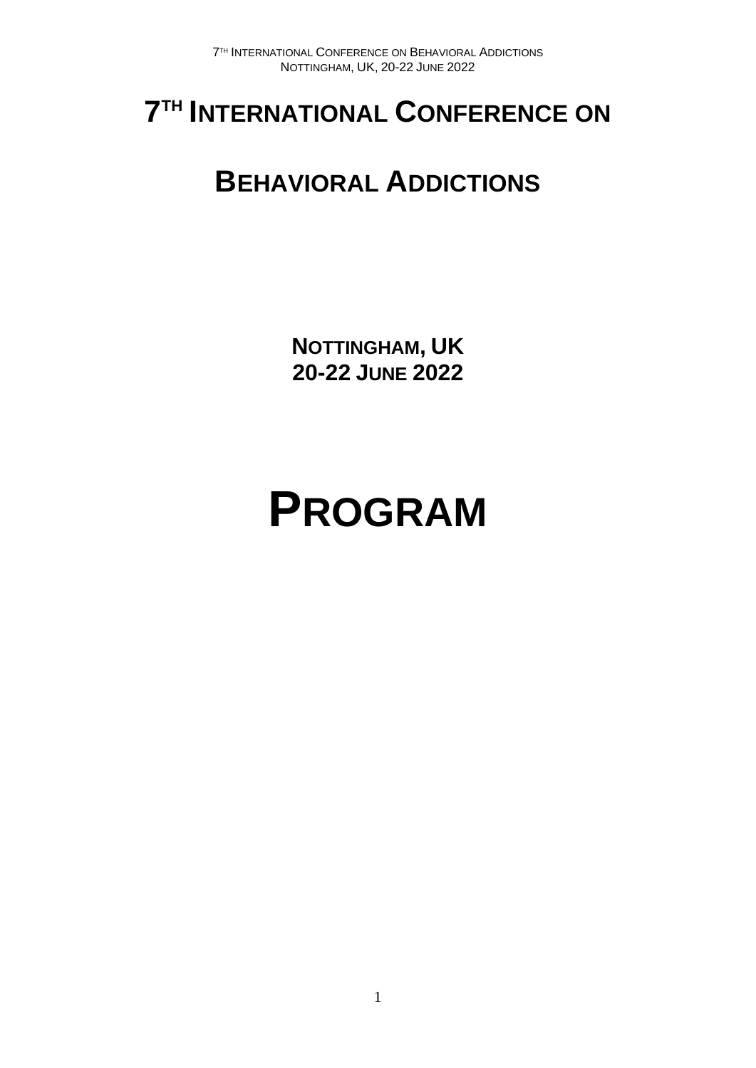# 7TH INTERNATIONAL CONFERENCE ON BEHAVIORAL ADDICTIONS

**NOTTINGHAM, UK**
**20-22 JUNE 2022**

# PROGRAM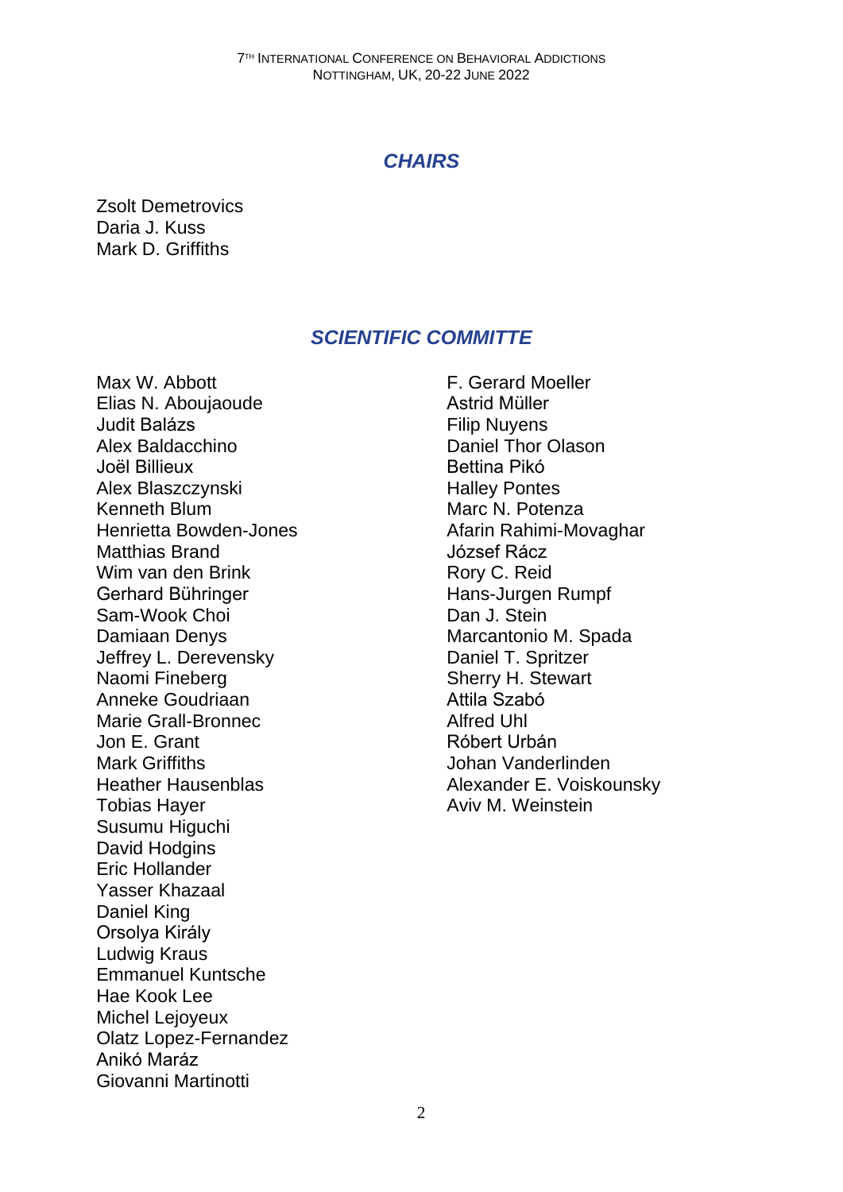## *CHAIRS*

Zsolt Demetrovics
Daria J. Kuss
Mark D. Griffiths

## *SCIENTIFIC COMMITTE*

Max W. Abbott
Elias N. Aboujaoude
Judit Balázs
Alex Baldacchino
Joël Billieux
Alex Blaszczynski
Kenneth Blum
Henrietta Bowden-Jones
Matthias Brand
Wim van den Brink
Gerhard Bühringer
Sam-Wook Choi
Damiaan Denys
Jeffrey L. Derevensky
Naomi Fineberg
Anneke Goudriaan
Marie Grall-Bronnec
Jon E. Grant
Mark Griffiths
Heather Hausenblas
Tobias Hayer
Susumu Higuchi
David Hodgins
Eric Hollander
Yasser Khazaal
Daniel King
Orsolya Király
Ludwig Kraus
Emmanuel Kuntsche
Hae Kook Lee
Michel Lejoyeux
Olatz Lopez-Fernandez
Anikó Maráz
Giovanni Martinotti
F. Gerard Moeller
Astrid Müller
Filip Nuyens
Daniel Thor Olason
Bettina Pikó
Halley Pontes
Marc N. Potenza
Afarin Rahimi-Movaghar
József Rácz
Rory C. Reid
Hans-Jurgen Rumpf
Dan J. Stein
Marcantonio M. Spada
Daniel T. Spritzer
Sherry H. Stewart
Attila Szabó
Alfred Uhl
Róbert Urbán
Johan Vanderlinden
Alexander E. Voiskounsky
Aviv M. Weinstein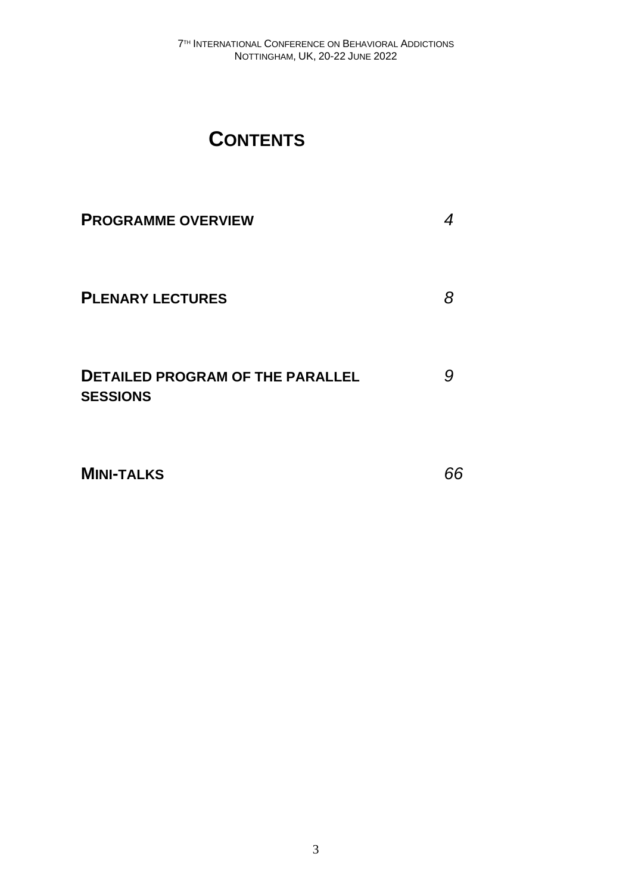# CONTENTS

| | |
|---|---|
| **PROGRAMME OVERVIEW** | *4* |
| **PLENARY LECTURES** | *8* |
| **DETAILED PROGRAM OF THE PARALLEL SESSIONS** | *9* |
| **MINI-TALKS** | *66* |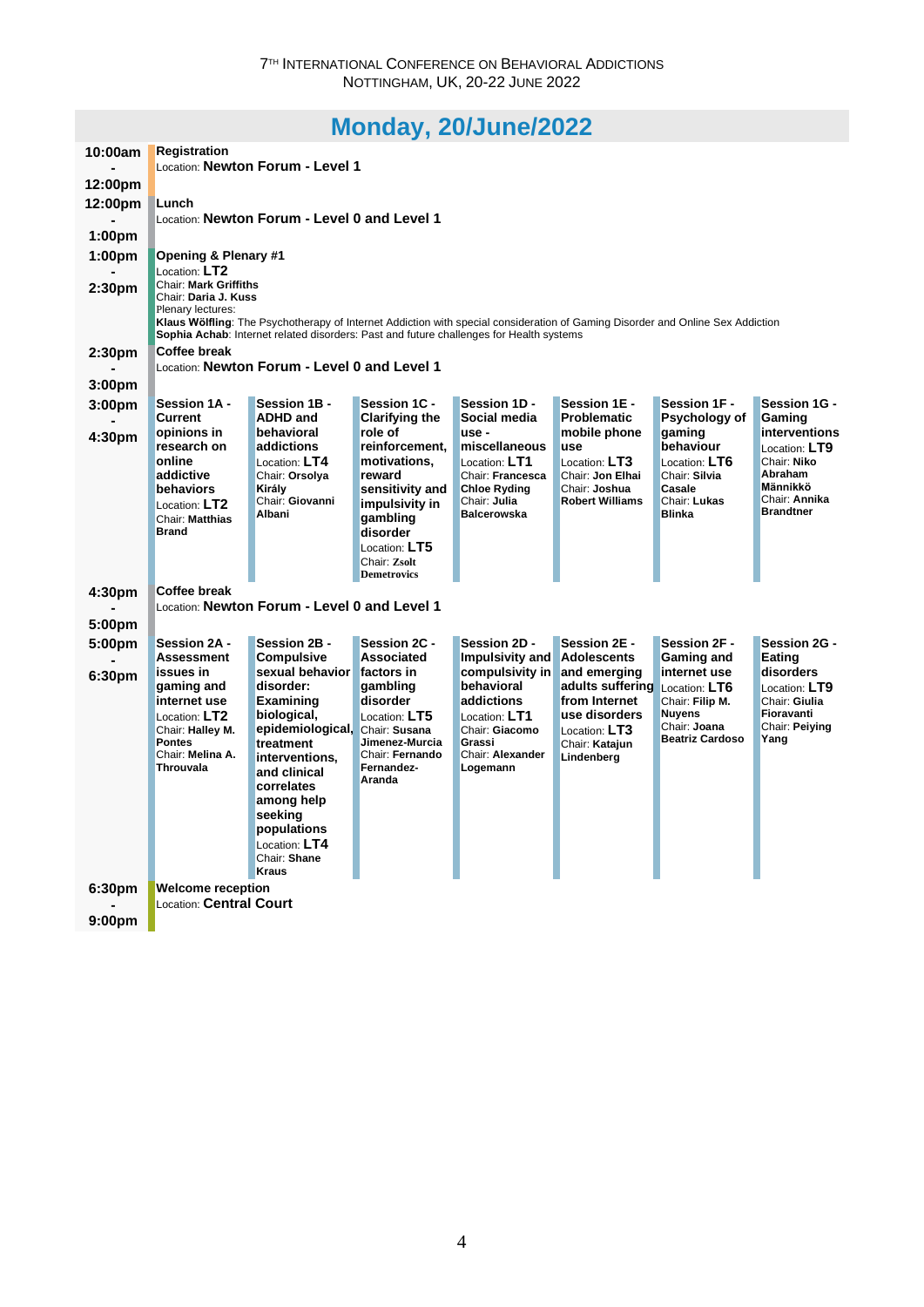7[TH] INTERNATIONAL CONFERENCE ON BEHAVIORAL ADDICTIONS
NOTTINGHAM, UK, 20-22 JUNE 2022

# Monday, 20/June/2022

**10:00am - 12:00pm**
**Registration**
Location: **Newton Forum - Level 1**

**12:00pm - 1:00pm**
**Lunch**
Location: **Newton Forum - Level 0 and Level 1**

**1:00pm - 2:30pm**
**Opening & Plenary #1**
Location: **LT2**
Chair: **Mark Griffiths**
Chair: **Daria J. Kuss**
Plenary lectures:
**Klaus Wölfling**: The Psychotherapy of Internet Addiction with special consideration of Gaming Disorder and Online Sex Addiction
**Sophia Achab**: Internet related disorders: Past and future challenges for Health systems

**2:30pm - 3:00pm**
**Coffee break**
Location: **Newton Forum - Level 0 and Level 1**

**3:00pm - 4:30pm**

| Session | Location | Chair(s) |
|---|---|---|
| **Session 1A - Current opinions in research on online addictive behaviors** | **LT2** | **Matthias Brand** |
| **Session 1B - ADHD and behavioral addictions** | **LT4** | **Orsolya Király**; **Giovanni Albani** |
| **Session 1C - Clarifying the role of reinforcement, motivations, reward sensitivity and impulsivity in gambling disorder** | **LT5** | **Zsolt Demetrovics** |
| **Session 1D - Social media use - miscellaneous** | **LT1** | **Francesca Chloe Ryding**; **Julia Balcerowska** |
| **Session 1E - Problematic mobile phone use** | **LT3** | **Jon Elhai**; **Joshua Robert Williams** |
| **Session 1F - Psychology of gaming behaviour** | **LT6** | **Silvia Casale**; **Lukas Blinka** |
| **Session 1G - Gaming interventions** | **LT9** | **Niko Abraham Männikkö**; **Annika Brandtner** |

**4:30pm - 5:00pm**
**Coffee break**
Location: **Newton Forum - Level 0 and Level 1**

**5:00pm - 6:30pm**

| Session | Location | Chair(s) |
|---|---|---|
| **Session 2A - Assessment issues in gaming and internet use** | **LT2** | **Halley M. Pontes**; **Melina A. Throuvala** |
| **Session 2B - Compulsive sexual behavior disorder: Examining biological, epidemiological, treatment interventions, and clinical correlates among help seeking populations** | **LT4** | **Shane Kraus** |
| **Session 2C - Associated factors in gambling disorder** | **LT5** | **Susana Jimenez-Murcia**; **Fernando Fernandez-Aranda** |
| **Session 2D - Impulsivity and compulsivity in behavioral addictions** | **LT1** | **Giacomo Grassi**; **Alexander Logemann** |
| **Session 2E - Adolescents and emerging adults suffering from Internet use disorders** | **LT3** | **Katajun Lindenberg** |
| **Session 2F - Gaming and internet use** | **LT6** | **Filip M. Nuyens**; **Joana Beatriz Cardoso** |
| **Session 2G - Eating disorders** | **LT9** | **Giulia Fioravanti**; **Peiying Yang** |

**6:30pm - 9:00pm**
**Welcome reception**
Location: **Central Court**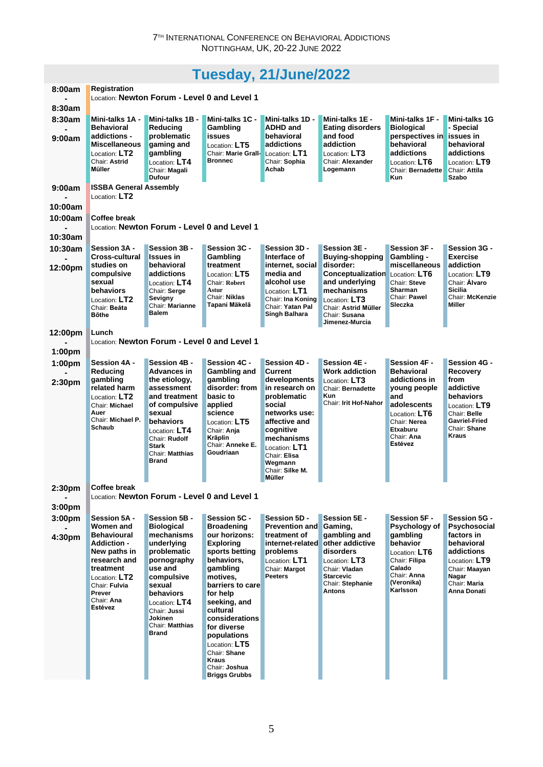## Tuesday, 21/June/2022

| Time | | | | | | | |
|---|---|---|---|---|---|---|---|
| 8:00am - 8:30am | **Registration** Location: **Newton Forum - Level 0 and Level 1** | | | | | | |
| 8:30am - 9:00am | **Mini-talks 1A - Behavioral addictions - Miscellaneous** Location: **LT2** Chair: **Astrid Müller** | **Mini-talks 1B - Reducing problematic gaming and gambling** Location: **LT4** Chair: **Magali Dufour** | **Mini-talks 1C - Gambling issues** Location: **LT5** Chair: **Marie Grall-Bronnec** | **Mini-talks 1D - ADHD and behavioral addictions** Location: **LT1** Chair: **Sophia Achab** | **Mini-talks 1E - Eating disorders and food addiction** Location: **LT3** Chair: **Alexander Logemann** | **Mini-talks 1F - Biological perspectives in behavioral addictions** Location: **LT6** Chair: **Bernadette Kun** | **Mini-talks 1G - Special issues in behavioral addictions** Location: **LT9** Chair: **Attila Szabo** |
| 9:00am - 10:00am | **ISSBA General Assembly** Location: **LT2** | | | | | | |
| 10:00am - 10:30am | **Coffee break** Location: **Newton Forum - Level 0 and Level 1** | | | | | | |
| 10:30am - 12:00pm | **Session 3A - Cross-cultural studies on compulsive sexual behaviors** Location: **LT2** Chair: **Beáta Bőthe** | **Session 3B - Issues in behavioral addictions** Location: **LT4** Chair: **Serge Sevigny** Chair: **Marianne Balem** | **Session 3C - Gambling treatment** Location: **LT5** Chair: **Robert Astur** Chair: **Niklas Tapani Mäkelä** | **Session 3D - Interface of internet, social media and alcohol use** Location: **LT1** Chair: **Ina Koning** Chair: **Yatan Pal Singh Balhara** | **Session 3E - Buying-shopping disorder: Conceptualization and underlying mechanisms** Location: **LT3** Chair: **Astrid Müller** Chair: **Susana Jimenez-Murcia** | **Session 3F - Gambling - miscellaneous** Location: **LT6** Chair: **Steve Sharman** Chair: **Pawel Sleczka** | **Session 3G - Exercise addiction** Location: **LT9** Chair: **Álvaro Sicilia** Chair: **McKenzie Miller** |
| 12:00pm - 1:00pm | **Lunch** Location: **Newton Forum - Level 0 and Level 1** | | | | | | |
| 1:00pm - 2:30pm | **Session 4A - Reducing gambling related harm** Location: **LT2** Chair: **Michael Auer** Chair: **Michael P. Schaub** | **Session 4B - Advances in the etiology, assessment and treatment of compulsive sexual behaviors** Location: **LT4** Chair: **Rudolf Stark** Chair: **Matthias Brand** | **Session 4C - Gambling and gambling disorder: from basic to applied science** Location: **LT5** Chair: **Anja Kräplin** Chair: **Anneke E. Goudriaan** | **Session 4D - Current developments in research on problematic social networks use: affective and cognitive mechanisms** Location: **LT1** Chair: **Elisa Wegmann** Chair: **Silke M. Müller** | **Session 4E - Work addiction** Location: **LT3** Chair: **Bernadette Kun** Chair: **Irit Hof-Nahor** | **Session 4F - Behavioral addictions in young people and adolescents** Location: **LT6** Chair: **Nerea Etxaburu** Chair: **Ana Estévez** | **Session 4G - Recovery from addictive behaviors** Location: **LT9** Chair: **Belle Gavriel-Fried** Chair: **Shane Kraus** |
| 2:30pm - 3:00pm | **Coffee break** Location: **Newton Forum - Level 0 and Level 1** | | | | | | |
| 3:00pm - 4:30pm | **Session 5A - Women and Behavioural Addiction - New paths in research and treatment** Location: **LT2** Chair: **Fulvia Prever** Chair: **Ana Estévez** | **Session 5B - Biological mechanisms underlying problematic pornography use and compulsive sexual behaviors** Location: **LT4** Chair: **Jussi Jokinen** Chair: **Matthias Brand** | **Session 5C - Broadening our horizons: Exploring sports betting behaviors, gambling motives, barriers to care for help seeking, and cultural considerations for diverse populations** Location: **LT5** Chair: **Shane Kraus** Chair: **Joshua Briggs Grubbs** | **Session 5D - Prevention and treatment of internet-related problems** Location: **LT1** Chair: **Margot Peeters** | **Session 5E - Gaming, gambling and other addictive disorders** Location: **LT3** Chair: **Vladan Starcevic** Chair: **Stephanie Antons** | **Session 5F - Psychology of gambling behavior** Location: **LT6** Chair: **Filipa Calado** Chair: **Anna (Veronika) Karlsson** | **Session 5G - Psychosocial factors in behavioral addictions** Location: **LT9** Chair: **Maayan Nagar** Chair: **Maria Anna Donati** |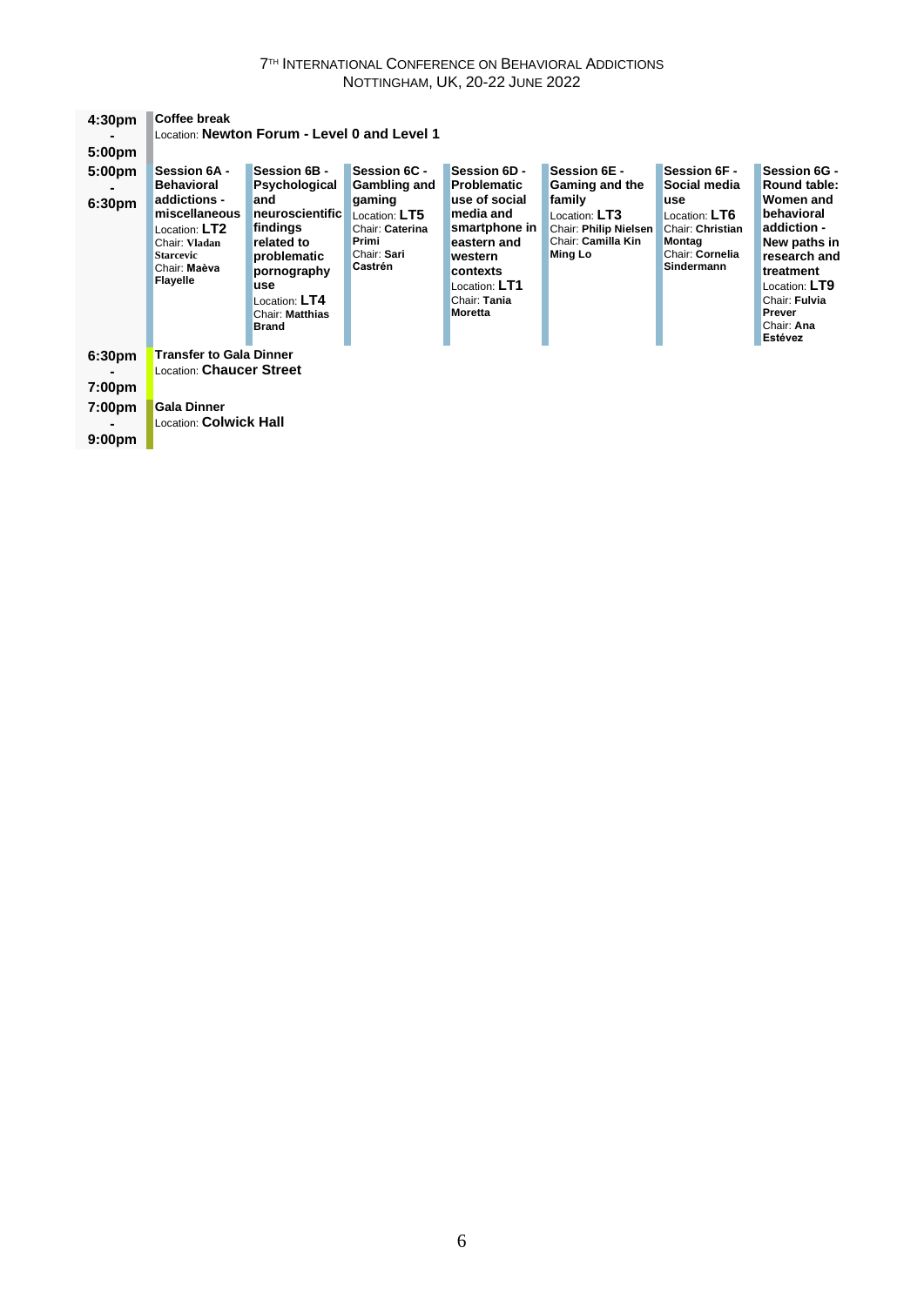| Time | | | | | | | |
|---|---|---|---|---|---|---|---|
| 4:30pm - 5:00pm | **Coffee break** Location: **Newton Forum - Level 0 and Level 1** | | | | | | |
| 5:00pm - 6:30pm | **Session 6A - Behavioral addictions - miscellaneous** Location: **LT2** Chair: **Vladan Starcevic** Chair: **Maèva Flayelle** | **Session 6B - Psychological and neuroscientific findings related to problematic pornography use** Location: **LT4** Chair: **Matthias Brand** | **Session 6C - Gambling and gaming** Location: **LT5** Chair: **Caterina Primi** Chair: **Sari Castrén** | **Session 6D - Problematic use of social media and smartphone in eastern and western contexts** Location: **LT1** Chair: **Tania Moretta** | **Session 6E - Gaming and the family** Location: **LT3** Chair: **Philip Nielsen** Chair: **Camilla Kin Ming Lo** | **Session 6F - Social media use** Location: **LT6** Chair: **Christian Montag** Chair: **Cornelia Sindermann** | **Session 6G - Round table: Women and behavioral addiction - New paths in research and treatment** Location: **LT9** Chair: **Fulvia Prever** Chair: **Ana Estévez** |
| 6:30pm - 7:00pm | **Transfer to Gala Dinner** Location: **Chaucer Street** | | | | | | |
| 7:00pm - 9:00pm | **Gala Dinner** Location: **Colwick Hall** | | | | | | |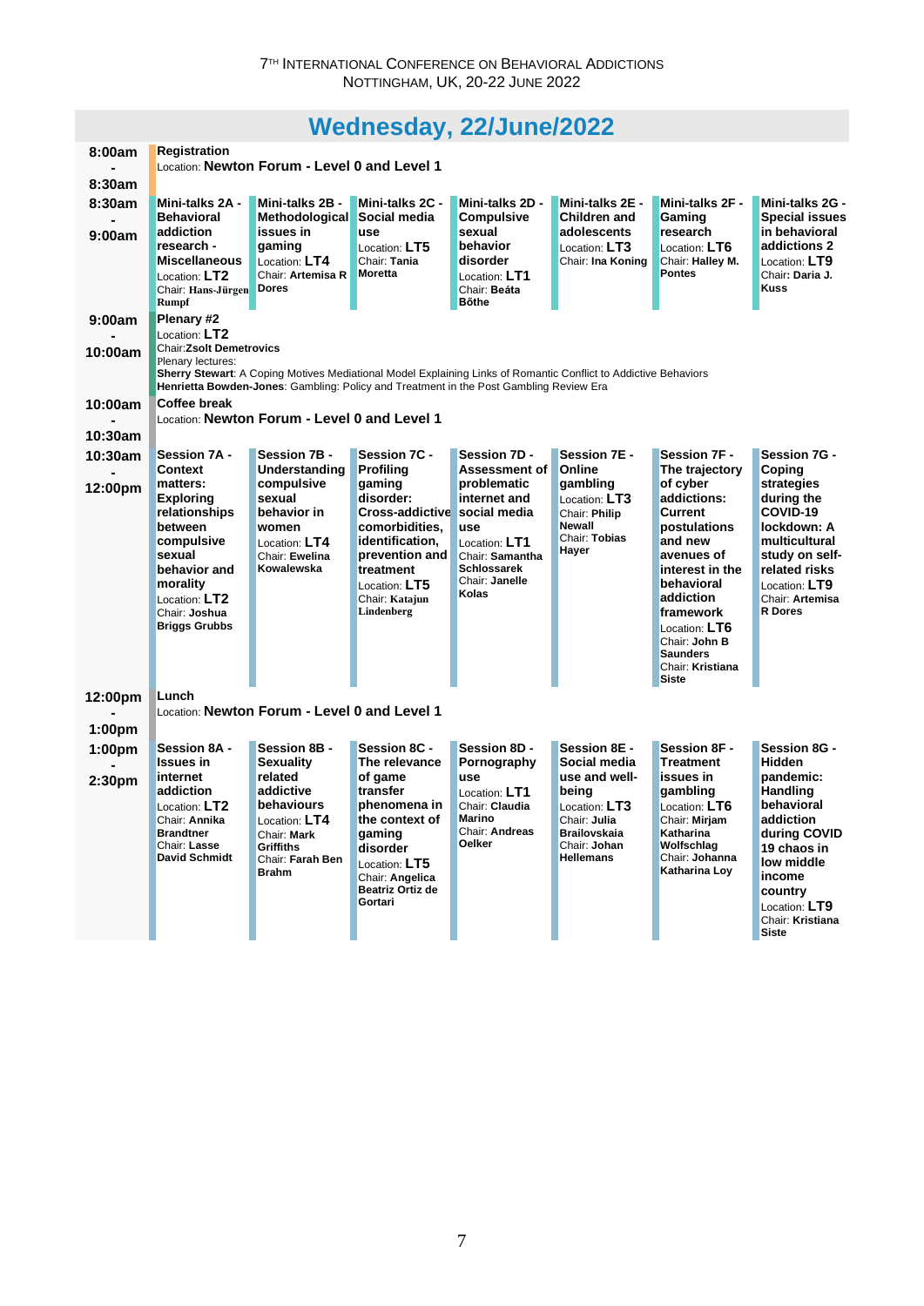# Wednesday, 22/June/2022

**8:00am - 8:30am**

**Registration**
Location: **Newton Forum - Level 0 and Level 1**

**8:30am - 9:00am**

| Mini-talks 2A | Mini-talks 2B | Mini-talks 2C | Mini-talks 2D | Mini-talks 2E | Mini-talks 2F | Mini-talks 2G |
|---|---|---|---|---|---|---|
| **Mini-talks 2A - Behavioral addiction research - Miscellaneous** Location: **LT2** Chair: **Hans-Jürgen Rumpf** | **Mini-talks 2B - Methodological issues in gaming** Location: **LT4** Chair: **Artemisa R Dores** | **Mini-talks 2C - Social media use** Location: **LT5** Chair: **Tania Moretta** | **Mini-talks 2D - Compulsive sexual behavior disorder** Location: **LT1** Chair: **Beáta Bőthe** | **Mini-talks 2E - Children and adolescents** Location: **LT3** Chair: **Ina Koning** | **Mini-talks 2F - Gaming research** Location: **LT6** Chair: **Halley M. Pontes** | **Mini-talks 2G - Special issues in behavioral addictions 2** Location: **LT9** Chair: **Daria J. Kuss** |

**9:00am - 10:00am**

**Plenary #2**
Location: **LT2**
Chair: **Zsolt Demetrovics**
Plenary lectures:
**Sherry Stewart**: A Coping Motives Mediational Model Explaining Links of Romantic Conflict to Addictive Behaviors
**Henrietta Bowden-Jones**: Gambling: Policy and Treatment in the Post Gambling Review Era

**10:00am - 10:30am**

**Coffee break**
Location: **Newton Forum - Level 0 and Level 1**

**10:30am - 12:00pm**

| Session 7A | Session 7B | Session 7C | Session 7D | Session 7E | Session 7F | Session 7G |
|---|---|---|---|---|---|---|
| **Session 7A - Context matters: Exploring relationships between compulsive sexual behavior and morality** Location: **LT2** Chair: **Joshua Briggs Grubbs** | **Session 7B - Understanding compulsive sexual behavior in women** Location: **LT4** Chair: **Ewelina Kowalewska** | **Session 7C - Profiling gaming disorder: Cross-addictive comorbidities, identification, prevention and treatment** Location: **LT5** Chair: **Katajun Lindenberg** | **Session 7D - Assessment of problematic internet and social media use** Location: **LT1** Chair: **Samantha Schlossarek** Chair: **Janelle Kolas** | **Session 7E - Online gambling** Location: **LT3** Chair: **Philip Newall** Chair: **Tobias Hayer** | **Session 7F - The trajectory of cyber addictions: Current postulations and new avenues of interest in the behavioral addiction framework** Location: **LT6** Chair: **John B Saunders** Chair: **Kristiana Siste** | **Session 7G - Coping strategies during the COVID-19 lockdown: A multicultural study on self-related risks** Location: **LT9** Chair: **Artemisa R Dores** |

**12:00pm - 1:00pm**

**Lunch**
Location: **Newton Forum - Level 0 and Level 1**

**1:00pm - 2:30pm**

| Session 8A | Session 8B | Session 8C | Session 8D | Session 8E | Session 8F | Session 8G |
|---|---|---|---|---|---|---|
| **Session 8A - Issues in internet addiction** Location: **LT2** Chair: **Annika Brandtner** Chair: **Lasse David Schmidt** | **Session 8B - Sexuality related addictive behaviours** Location: **LT4** Chair: **Mark Griffiths** Chair: **Farah Ben Brahm** | **Session 8C - The relevance of game transfer phenomena in the context of gaming disorder** Location: **LT5** Chair: **Angelica Beatriz Ortiz de Gortari** | **Session 8D - Pornography use** Location: **LT1** Chair: **Claudia Marino** Chair: **Andreas Oelker** | **Session 8E - Social media use and well-being** Location: **LT3** Chair: **Julia Brailovskaia** Chair: **Johan Hellemans** | **Session 8F - Treatment issues in gambling** Location: **LT6** Chair: **Mirjam Katharina Wolfschlag** Chair: **Johanna Katharina Loy** | **Session 8G - Hidden pandemic: Handling behavioral addiction during COVID 19 chaos in low middle income country** Location: **LT9** Chair: **Kristiana Siste** |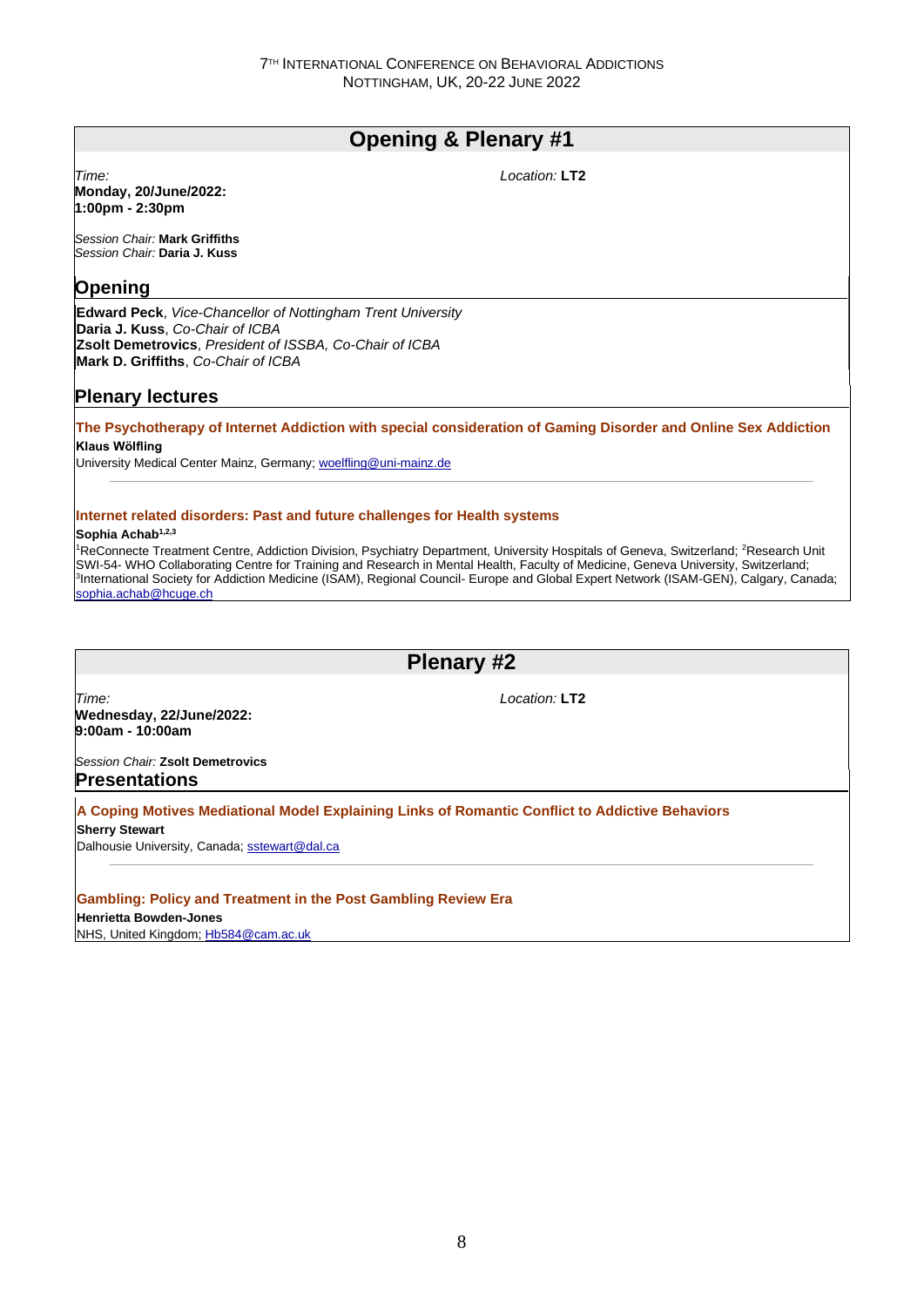## Opening & Plenary #1

*Time:*
**Monday, 20/June/2022:**
**1:00pm - 2:30pm**

*Location:* **LT2**

*Session Chair:* **Mark Griffiths**
*Session Chair:* **Daria J. Kuss**

### Opening

**Edward Peck**, *Vice-Chancellor of Nottingham Trent University*
**Daria J. Kuss**, *Co-Chair of ICBA*
**Zsolt Demetrovics**, *President of ISSBA, Co-Chair of ICBA*
**Mark D. Griffiths**, *Co-Chair of ICBA*

### Plenary lectures

**The Psychotherapy of Internet Addiction with special consideration of Gaming Disorder and Online Sex Addiction**

**Klaus Wölfling**

University Medical Center Mainz, Germany; woelfling@uni-mainz.de

---

**Internet related disorders: Past and future challenges for Health systems**

**Sophia Achab**[1,2,3]

[1]ReConnecte Treatment Centre, Addiction Division, Psychiatry Department, University Hospitals of Geneva, Switzerland; [2]Research Unit SWI-54- WHO Collaborating Centre for Training and Research in Mental Health, Faculty of Medicine, Geneva University, Switzerland; [3]International Society for Addiction Medicine (ISAM), Regional Council- Europe and Global Expert Network (ISAM-GEN), Calgary, Canada; sophia.achab@hcuge.ch

## Plenary #2

*Time:*
**Wednesday, 22/June/2022:**
**9:00am - 10:00am**

*Location:* **LT2**

*Session Chair:* **Zsolt Demetrovics**

### Presentations

**A Coping Motives Mediational Model Explaining Links of Romantic Conflict to Addictive Behaviors**

**Sherry Stewart**

Dalhousie University, Canada; sstewart@dal.ca

---

**Gambling: Policy and Treatment in the Post Gambling Review Era**

**Henrietta Bowden-Jones**

NHS, United Kingdom; Hb584@cam.ac.uk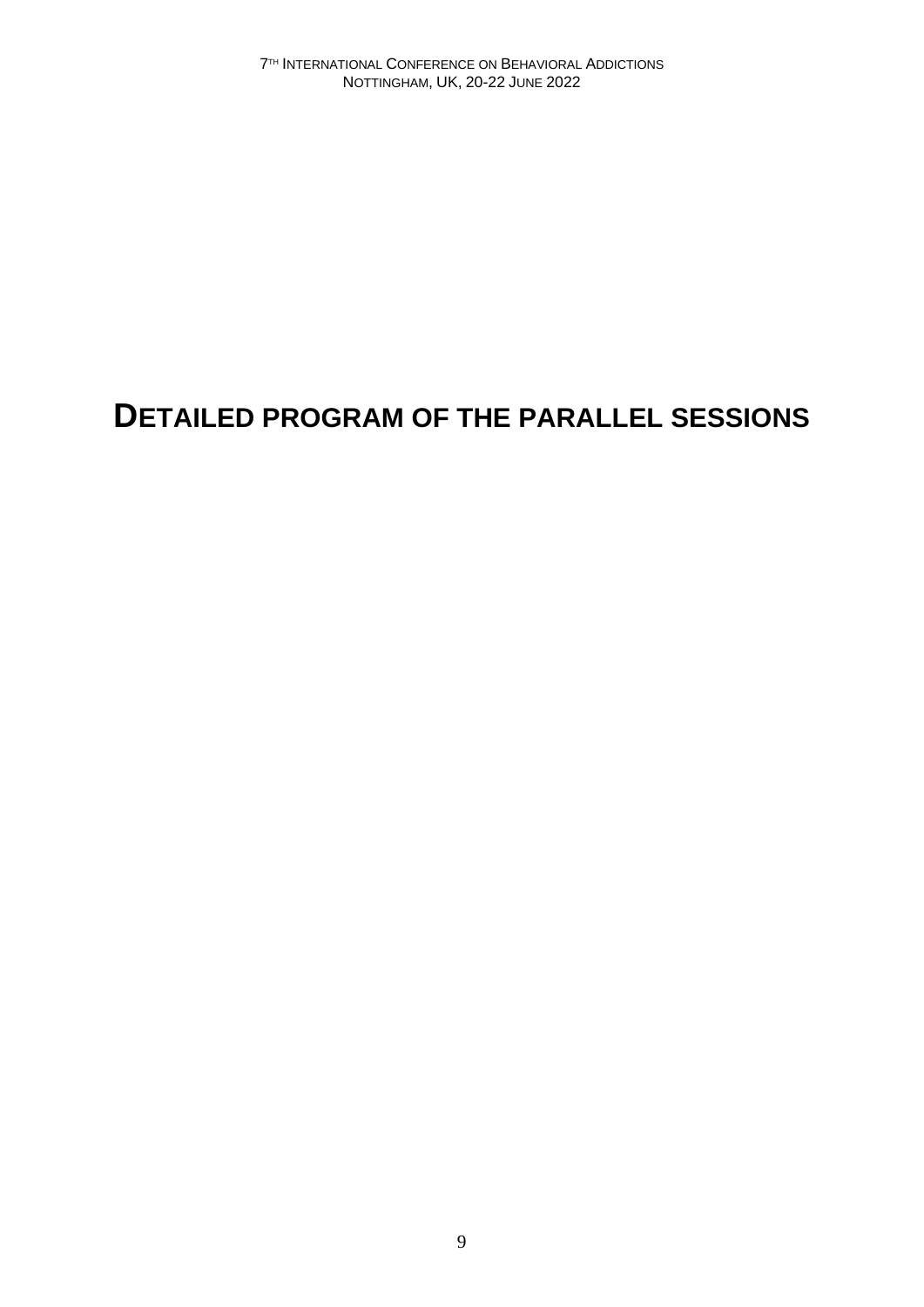# DETAILED PROGRAM OF THE PARALLEL SESSIONS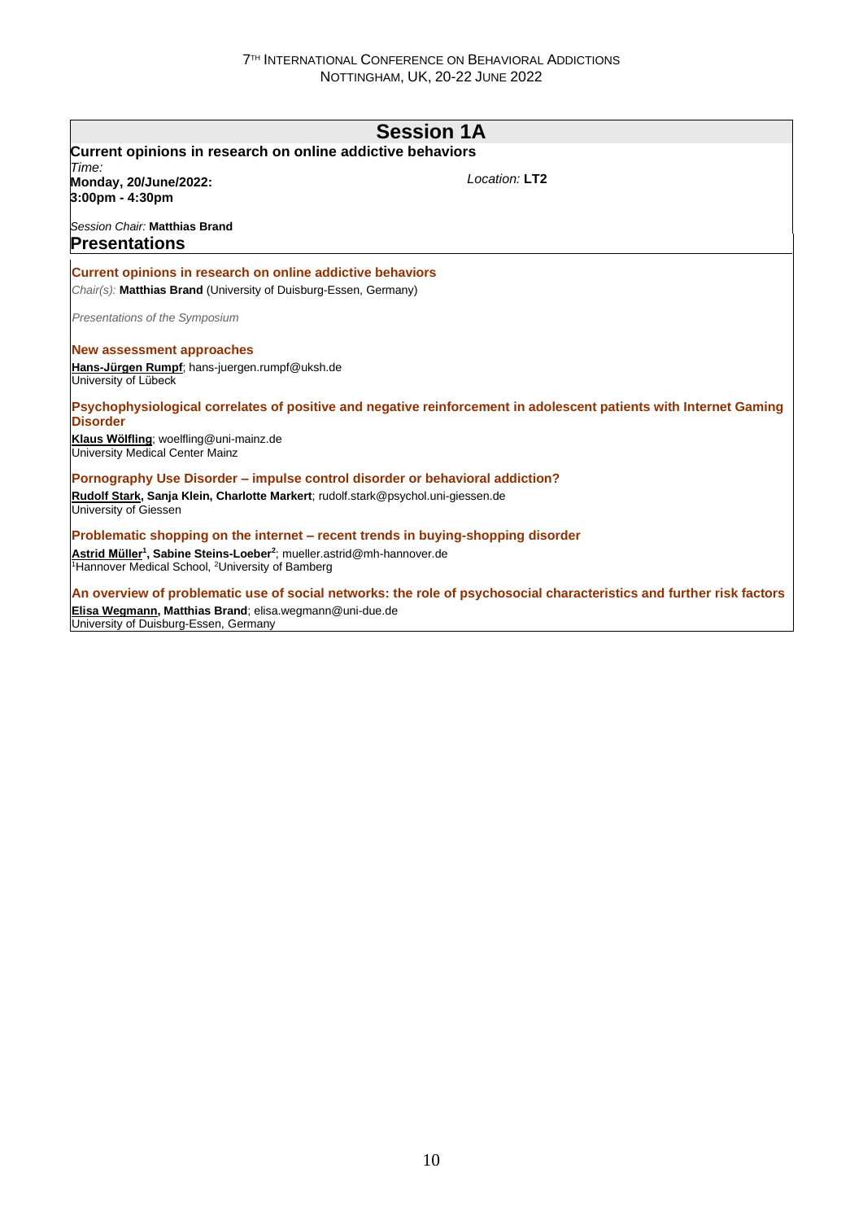# Session 1A

**Current opinions in research on online addictive behaviors**

*Time:*
**Monday, 20/June/2022:**
**3:00pm - 4:30pm**

*Location:* **LT2**

*Session Chair:* **Matthias Brand**

## Presentations

### Current opinions in research on online addictive behaviors

*Chair(s):* **Matthias Brand** (University of Duisburg-Essen, Germany)

*Presentations of the Symposium*

### New assessment approaches

**Hans-Jürgen Rumpf**; hans-juergen.rumpf@uksh.de
University of Lübeck

### Psychophysiological correlates of positive and negative reinforcement in adolescent patients with Internet Gaming Disorder

**Klaus Wölfling**; woelfling@uni-mainz.de
University Medical Center Mainz

### Pornography Use Disorder – impulse control disorder or behavioral addiction?

**Rudolf Stark, Sanja Klein, Charlotte Markert**; rudolf.stark@psychol.uni-giessen.de
University of Giessen

### Problematic shopping on the internet – recent trends in buying-shopping disorder

**Astrid Müller[1], Sabine Steins-Loeber[2]**; mueller.astrid@mh-hannover.de
[1]Hannover Medical School, [2]University of Bamberg

### An overview of problematic use of social networks: the role of psychosocial characteristics and further risk factors

**Elisa Wegmann, Matthias Brand**; elisa.wegmann@uni-due.de
University of Duisburg-Essen, Germany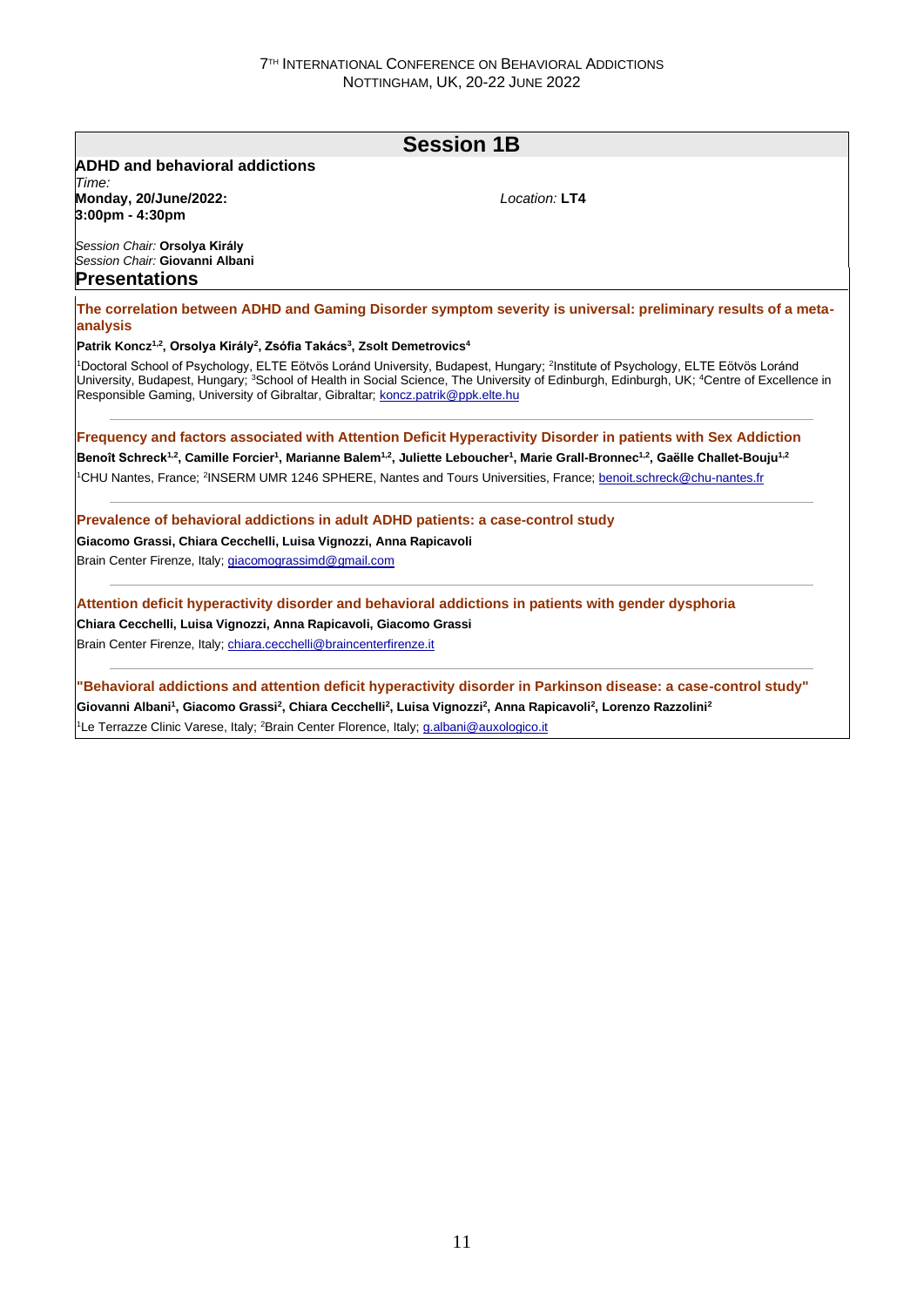# Session 1B

**ADHD and behavioral addictions**

*Time:*
**Monday, 20/June/2022: 3:00pm - 4:30pm**

*Location:* **LT4**

*Session Chair:* **Orsolya Király**
*Session Chair:* **Giovanni Albani**

## Presentations

### The correlation between ADHD and Gaming Disorder symptom severity is universal: preliminary results of a meta-analysis

**Patrik Koncz[1,2], Orsolya Király[2], Zsófia Takács[3], Zsolt Demetrovics[4]**

[1]Doctoral School of Psychology, ELTE Eötvös Loránd University, Budapest, Hungary; [2]Institute of Psychology, ELTE Eötvös Loránd University, Budapest, Hungary; [3]School of Health in Social Science, The University of Edinburgh, Edinburgh, UK; [4]Centre of Excellence in Responsible Gaming, University of Gibraltar, Gibraltar; koncz.patrik@ppk.elte.hu

---

### Frequency and factors associated with Attention Deficit Hyperactivity Disorder in patients with Sex Addiction

**Benoît Schreck[1,2], Camille Forcier[1], Marianne Balem[1,2], Juliette Leboucher[1], Marie Grall-Bronnec[1,2], Gaëlle Challet-Bouju[1,2]**

[1]CHU Nantes, France; [2]INSERM UMR 1246 SPHERE, Nantes and Tours Universities, France; benoit.schreck@chu-nantes.fr

---

### Prevalence of behavioral addictions in adult ADHD patients: a case-control study

**Giacomo Grassi, Chiara Cecchelli, Luisa Vignozzi, Anna Rapicavoli**

Brain Center Firenze, Italy; giacomograssimd@gmail.com

---

### Attention deficit hyperactivity disorder and behavioral addictions in patients with gender dysphoria

**Chiara Cecchelli, Luisa Vignozzi, Anna Rapicavoli, Giacomo Grassi**

Brain Center Firenze, Italy; chiara.cecchelli@braincenterfirenze.it

---

### "Behavioral addictions and attention deficit hyperactivity disorder in Parkinson disease: a case-control study"

**Giovanni Albani[1], Giacomo Grassi[2], Chiara Cecchelli[2], Luisa Vignozzi[2], Anna Rapicavoli[2], Lorenzo Razzolini[2]**

[1]Le Terrazze Clinic Varese, Italy; [2]Brain Center Florence, Italy; g.albani@auxologico.it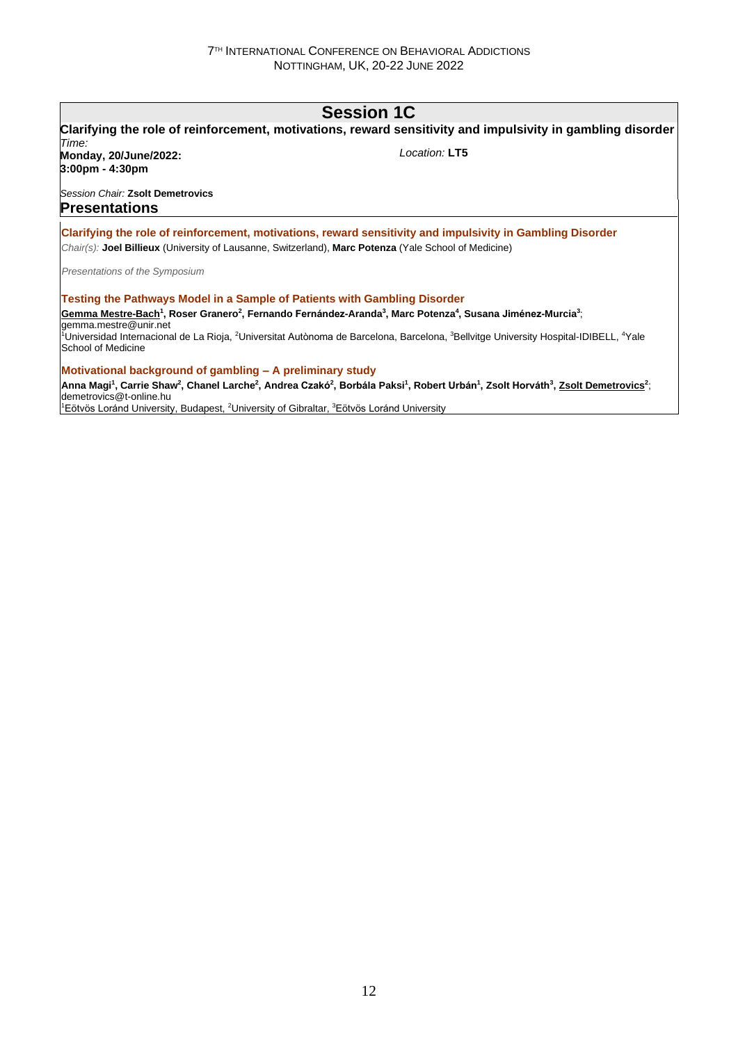# Session 1C

**Clarifying the role of reinforcement, motivations, reward sensitivity and impulsivity in gambling disorder**

*Time:*
**Monday, 20/June/2022:**
**3:00pm - 4:30pm**

*Location:* **LT5**

*Session Chair:* **Zsolt Demetrovics**

## Presentations

### Clarifying the role of reinforcement, motivations, reward sensitivity and impulsivity in Gambling Disorder

*Chair(s):* **Joel Billieux** (University of Lausanne, Switzerland), **Marc Potenza** (Yale School of Medicine)

*Presentations of the Symposium*

### Testing the Pathways Model in a Sample of Patients with Gambling Disorder

**Gemma Mestre-Bach[1], Roser Granero[2], Fernando Fernández-Aranda[3], Marc Potenza[4], Susana Jiménez-Murcia[3]**;
gemma.mestre@unir.net
[1]Universidad Internacional de La Rioja, [2]Universitat Autònoma de Barcelona, Barcelona, [3]Bellvitge University Hospital-IDIBELL, [4]Yale School of Medicine

### Motivational background of gambling – A preliminary study

**Anna Magi[1], Carrie Shaw[2], Chanel Larche[2], Andrea Czakó[2], Borbála Paksi[1], Robert Urbán[1], Zsolt Horváth[3], Zsolt Demetrovics[2]**;
demetrovics@t-online.hu
[1]Eötvös Loránd University, Budapest, [2]University of Gibraltar, [3]Eötvös Loránd University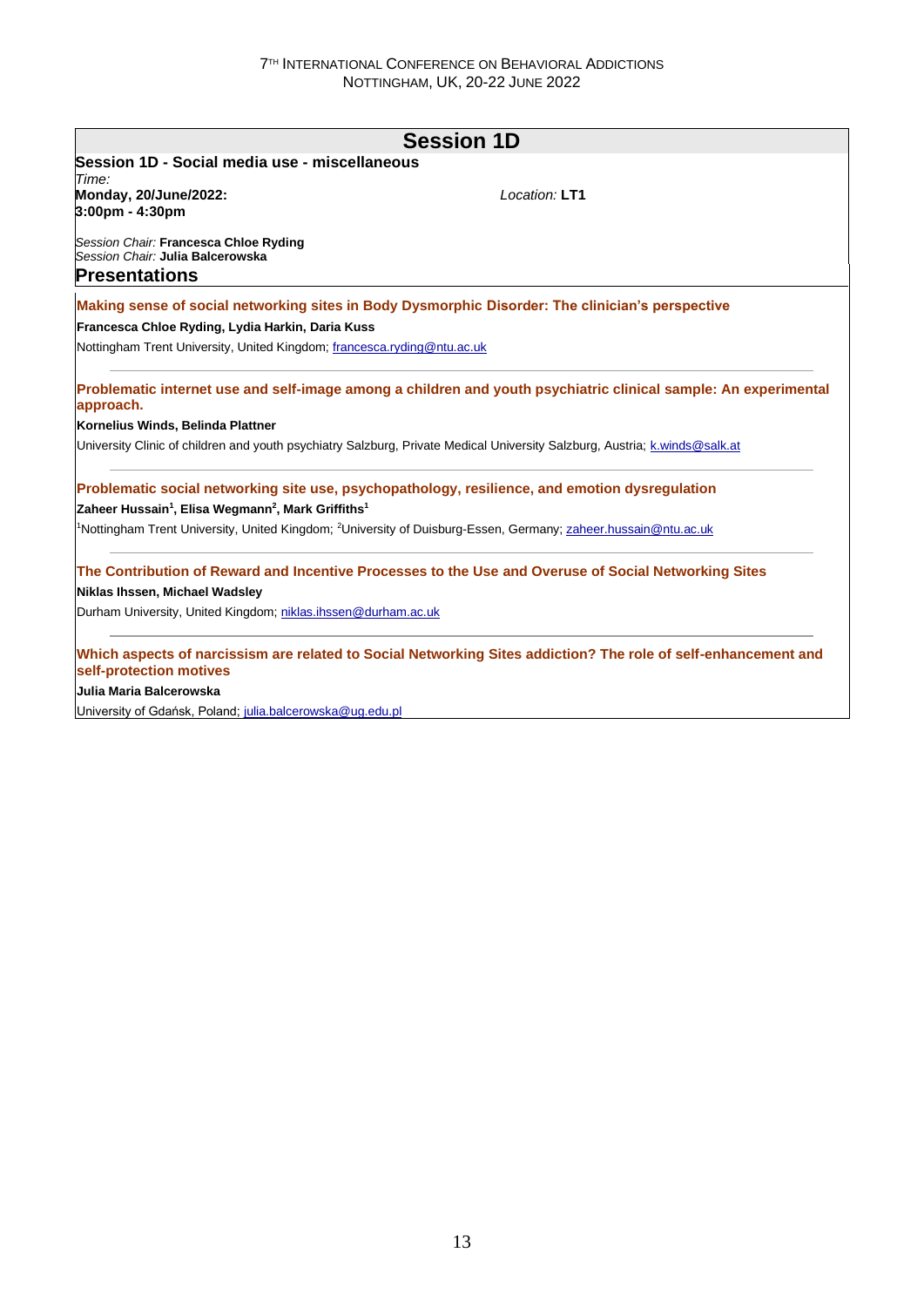## Session 1D

**Session 1D - Social media use - miscellaneous**

*Time:*
**Monday, 20/June/2022:**
**3:00pm - 4:30pm**

*Location:* **LT1**

*Session Chair:* **Francesca Chloe Ryding**
*Session Chair:* **Julia Balcerowska**

### Presentations

**Making sense of social networking sites in Body Dysmorphic Disorder: The clinician's perspective**

**Francesca Chloe Ryding, Lydia Harkin, Daria Kuss**

Nottingham Trent University, United Kingdom; francesca.ryding@ntu.ac.uk

---

**Problematic internet use and self-image among a children and youth psychiatric clinical sample: An experimental approach.**

**Kornelius Winds, Belinda Plattner**

University Clinic of children and youth psychiatry Salzburg, Private Medical University Salzburg, Austria; k.winds@salk.at

---

**Problematic social networking site use, psychopathology, resilience, and emotion dysregulation**

**Zaheer Hussain[1], Elisa Wegmann[2], Mark Griffiths[1]**

[1]Nottingham Trent University, United Kingdom; [2]University of Duisburg-Essen, Germany; zaheer.hussain@ntu.ac.uk

---

**The Contribution of Reward and Incentive Processes to the Use and Overuse of Social Networking Sites**

**Niklas Ihssen, Michael Wadsley**

Durham University, United Kingdom; niklas.ihssen@durham.ac.uk

---

**Which aspects of narcissism are related to Social Networking Sites addiction? The role of self-enhancement and self-protection motives**

**Julia Maria Balcerowska**

University of Gdańsk, Poland; julia.balcerowska@ug.edu.pl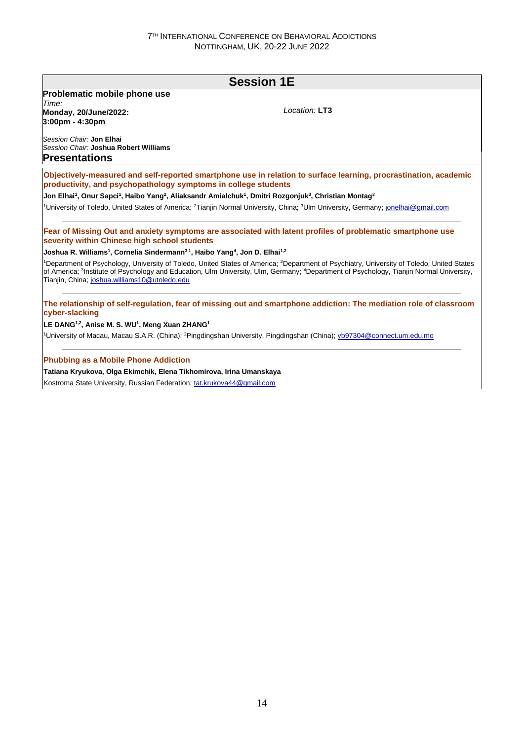# Session 1E

**Problematic mobile phone use**

*Time:*
**Monday, 20/June/2022:**
**3:00pm - 4:30pm**

*Location:* **LT3**

*Session Chair:* **Jon Elhai**
*Session Chair:* **Joshua Robert Williams**

## Presentations

### Objectively-measured and self-reported smartphone use in relation to surface learning, procrastination, academic productivity, and psychopathology symptoms in college students

**Jon Elhai[1], Onur Sapci[1], Haibo Yang[2], Aliaksandr Amialchuk[1], Dmitri Rozgonjuk[3], Christian Montag[3]**

[1]University of Toledo, United States of America; [2]Tianjin Normal University, China; [3]Ulm University, Germany; jonelhai@gmail.com

---

### Fear of Missing Out and anxiety symptoms are associated with latent profiles of problematic smartphone use severity within Chinese high school students

**Joshua R. Williams[1], Cornelia Sindermann[3,1], Haibo Yang[4], Jon D. Elhai[1,2]**

[1]Department of Psychology, University of Toledo, United States of America; [2]Department of Psychiatry, University of Toledo, United States of America; [3]Institute of Psychology and Education, Ulm University, Ulm, Germany; [4]Department of Psychology, Tianjin Normal University, Tianjin, China; joshua.williams10@utoledo.edu

---

### The relationship of self-regulation, fear of missing out and smartphone addiction: The mediation role of classroom cyber-slacking

**LE DANG[1,2], Anise M. S. WU[1], Meng Xuan ZHANG[1]**

[1]University of Macau, Macau S.A.R. (China); [2]Pingdingshan University, Pingdingshan (China); yb97304@connect.um.edu.mo

---

### Phubbing as a Mobile Phone Addiction

**Tatiana Kryukova, Olga Ekimchik, Elena Tikhomirova, Irina Umanskaya**

Kostroma State University, Russian Federation; tat.krukova44@gmail.com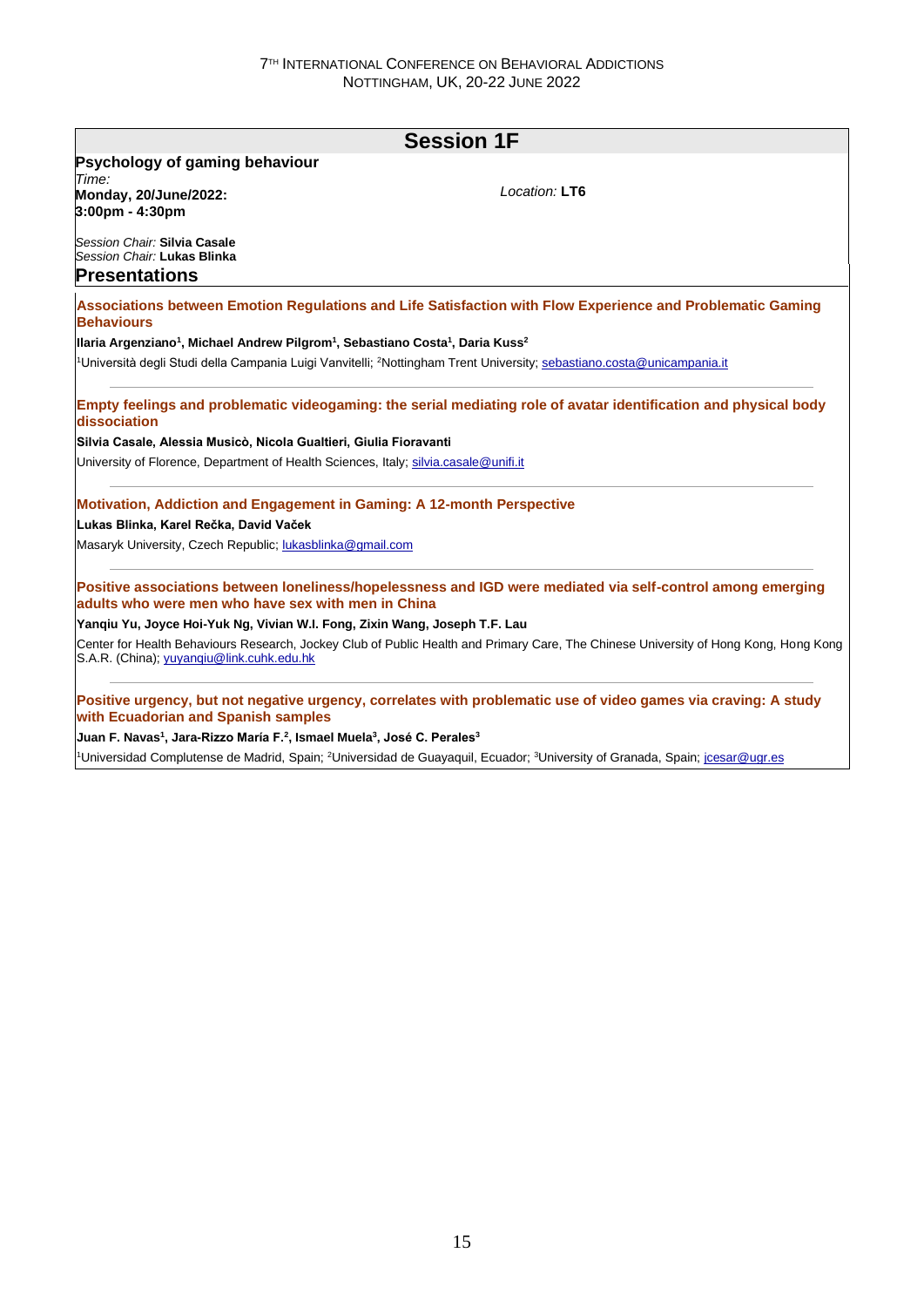## Session 1F

**Psychology of gaming behaviour**

*Time:*
**Monday, 20/June/2022:**
**3:00pm - 4:30pm**

*Location:* **LT6**

*Session Chair:* **Silvia Casale**
*Session Chair:* **Lukas Blinka**

### Presentations

**Associations between Emotion Regulations and Life Satisfaction with Flow Experience and Problematic Gaming Behaviours**

**Ilaria Argenziano[1], Michael Andrew Pilgrom[1], Sebastiano Costa[1], Daria Kuss[2]**

[1]Università degli Studi della Campania Luigi Vanvitelli; [2]Nottingham Trent University; sebastiano.costa@unicampania.it

---

**Empty feelings and problematic videogaming: the serial mediating role of avatar identification and physical body dissociation**

**Silvia Casale, Alessia Musicò, Nicola Gualtieri, Giulia Fioravanti**

University of Florence, Department of Health Sciences, Italy; silvia.casale@unifi.it

---

**Motivation, Addiction and Engagement in Gaming: A 12-month Perspective**

**Lukas Blinka, Karel Rečka, David Vaček**

Masaryk University, Czech Republic; lukasblinka@gmail.com

---

**Positive associations between loneliness/hopelessness and IGD were mediated via self-control among emerging adults who were men who have sex with men in China**

**Yanqiu Yu, Joyce Hoi-Yuk Ng, Vivian W.I. Fong, Zixin Wang, Joseph T.F. Lau**

Center for Health Behaviours Research, Jockey Club of Public Health and Primary Care, The Chinese University of Hong Kong, Hong Kong S.A.R. (China); yuyanqiu@link.cuhk.edu.hk

---

**Positive urgency, but not negative urgency, correlates with problematic use of video games via craving: A study with Ecuadorian and Spanish samples**

**Juan F. Navas[1], Jara-Rizzo María F.[2], Ismael Muela[3], José C. Perales[3]**

[1]Universidad Complutense de Madrid, Spain; [2]Universidad de Guayaquil, Ecuador; [3]University of Granada, Spain; jcesar@ugr.es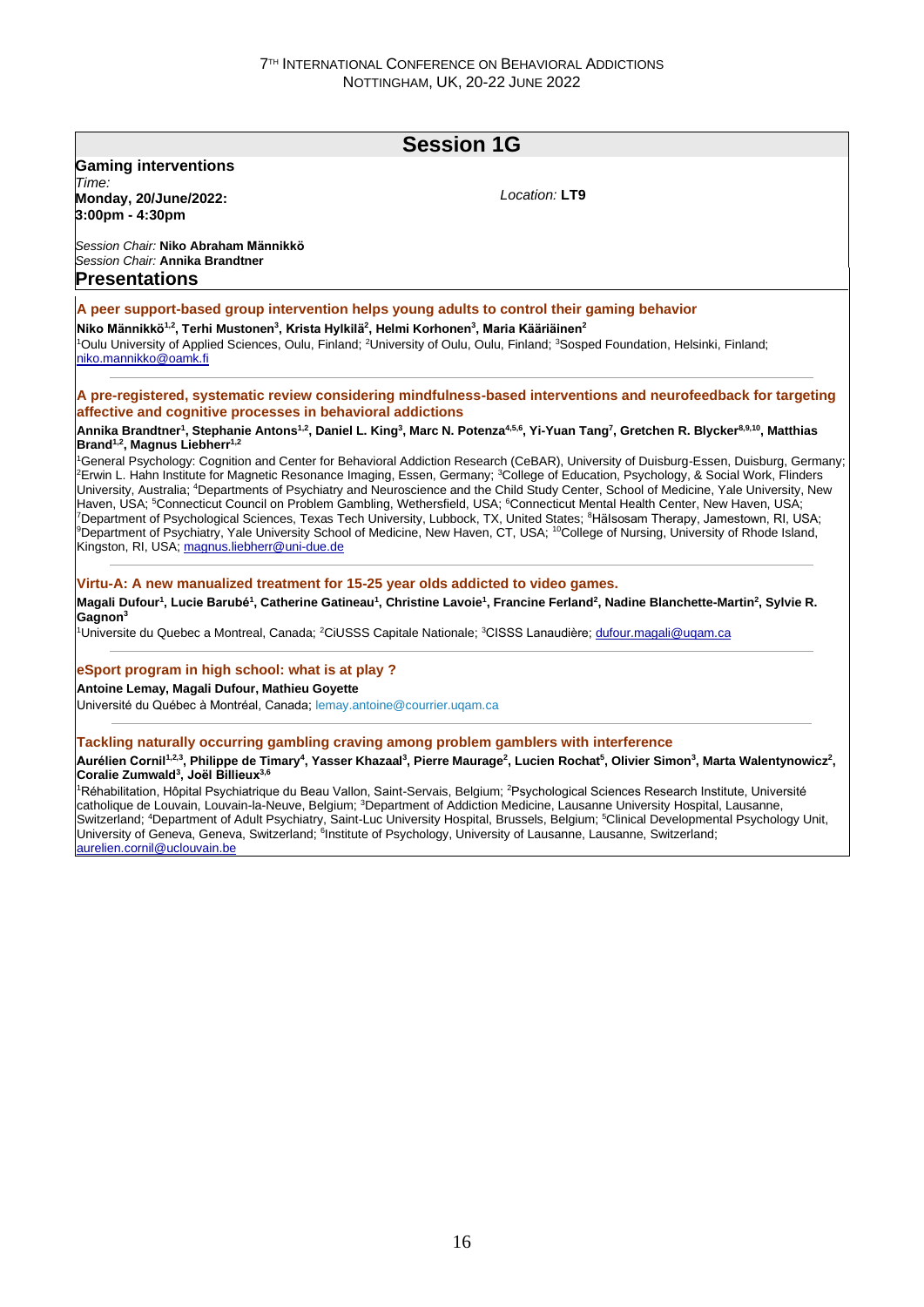# Session 1G

**Gaming interventions**

*Time:*
**Monday, 20/June/2022:**
**3:00pm - 4:30pm**

*Location:* **LT9**

*Session Chair:* **Niko Abraham Männikkö**
*Session Chair:* **Annika Brandtner**

## Presentations

### A peer support-based group intervention helps young adults to control their gaming behavior

**Niko Männikkö[1,2], Terhi Mustonen[3], Krista Hylkilä[2], Helmi Korhonen[3], Maria Kääriäinen[2]**

[1]Oulu University of Applied Sciences, Oulu, Finland; [2]University of Oulu, Oulu, Finland; [3]Sosped Foundation, Helsinki, Finland; niko.mannikko@oamk.fi

---

### A pre-registered, systematic review considering mindfulness-based interventions and neurofeedback for targeting affective and cognitive processes in behavioral addictions

**Annika Brandtner[1], Stephanie Antons[1,2], Daniel L. King[3], Marc N. Potenza[4,5,6], Yi-Yuan Tang[7], Gretchen R. Blycker[8,9,10], Matthias Brand[1,2], Magnus Liebherr[1,2]**

[1]General Psychology: Cognition and Center for Behavioral Addiction Research (CeBAR), University of Duisburg-Essen, Duisburg, Germany; [2]Erwin L. Hahn Institute for Magnetic Resonance Imaging, Essen, Germany; [3]College of Education, Psychology, & Social Work, Flinders University, Australia; [4]Departments of Psychiatry and Neuroscience and the Child Study Center, School of Medicine, Yale University, New Haven, USA; [5]Connecticut Council on Problem Gambling, Wethersfield, USA; [6]Connecticut Mental Health Center, New Haven, USA; [7]Department of Psychological Sciences, Texas Tech University, Lubbock, TX, United States; [8]Hälsosam Therapy, Jamestown, RI, USA; [9]Department of Psychiatry, Yale University School of Medicine, New Haven, CT, USA; [10]College of Nursing, University of Rhode Island, Kingston, RI, USA; magnus.liebherr@uni-due.de

---

### Virtu-A: A new manualized treatment for 15-25 year olds addicted to video games.

**Magali Dufour[1], Lucie Barubé[1], Catherine Gatineau[1], Christine Lavoie[1], Francine Ferland[2], Nadine Blanchette-Martin[2], Sylvie R. Gagnon[3]**

[1]Universite du Quebec a Montreal, Canada; [2]CiUSSS Capitale Nationale; [3]CISSS Lanaudière; dufour.magali@uqam.ca

---

### eSport program in high school: what is at play ?

**Antoine Lemay, Magali Dufour, Mathieu Goyette**

Université du Québec à Montréal, Canada; lemay.antoine@courrier.uqam.ca

---

### Tackling naturally occurring gambling craving among problem gamblers with interference

**Aurélien Cornil[1,2,3], Philippe de Timary[4], Yasser Khazaal[3], Pierre Maurage[2], Lucien Rochat[5], Olivier Simon[3], Marta Walentynowicz[2], Coralie Zumwald[3], Joël Billieux[3,6]**

[1]Réhabilitation, Hôpital Psychiatrique du Beau Vallon, Saint-Servais, Belgium; [2]Psychological Sciences Research Institute, Université catholique de Louvain, Louvain-la-Neuve, Belgium; [3]Department of Addiction Medicine, Lausanne University Hospital, Lausanne, Switzerland; [4]Department of Adult Psychiatry, Saint-Luc University Hospital, Brussels, Belgium; [5]Clinical Developmental Psychology Unit, University of Geneva, Geneva, Switzerland; [6]Institute of Psychology, University of Lausanne, Lausanne, Switzerland; aurelien.cornil@uclouvain.be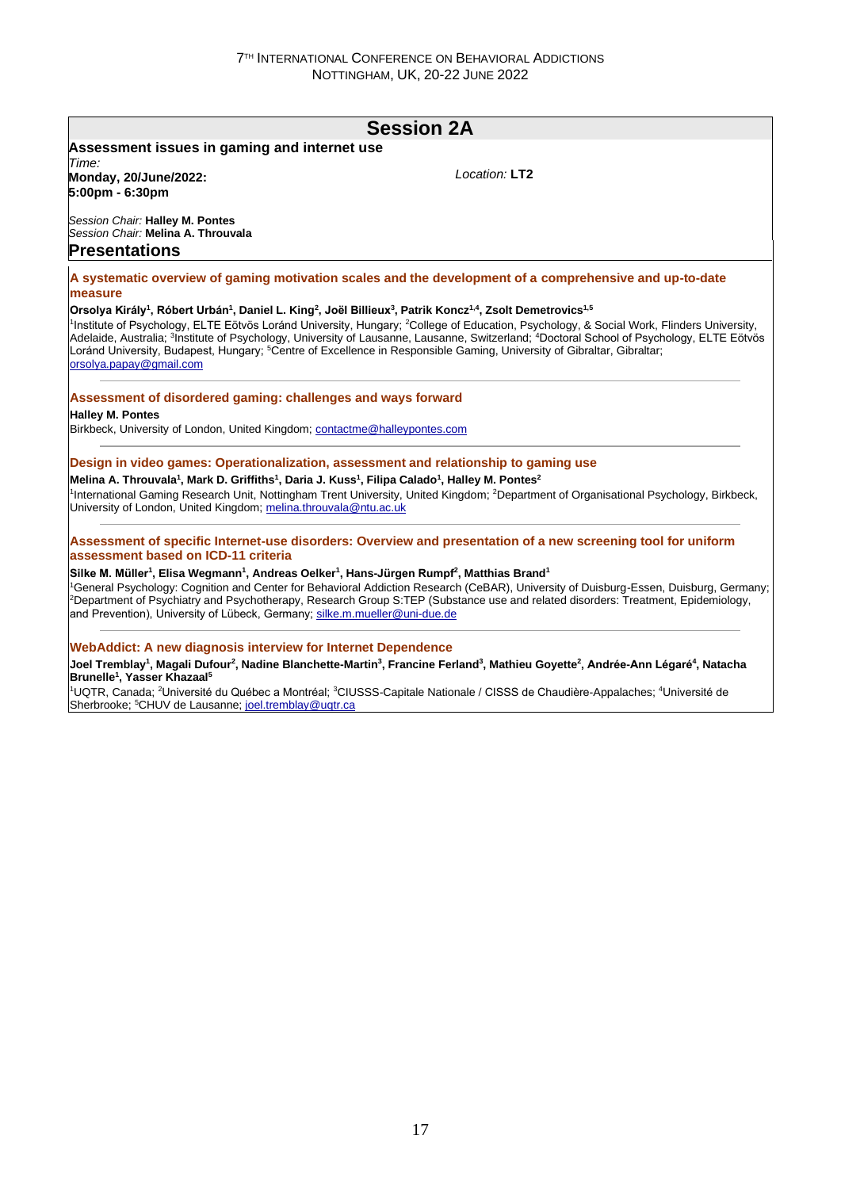# Session 2A

**Assessment issues in gaming and internet use**

*Time:*
**Monday, 20/June/2022:**
**5:00pm - 6:30pm**

*Location:* **LT2**

*Session Chair:* **Halley M. Pontes**
*Session Chair:* **Melina A. Throuvala**

## Presentations

### A systematic overview of gaming motivation scales and the development of a comprehensive and up-to-date measure

**Orsolya Király[1], Róbert Urbán[1], Daniel L. King[2], Joël Billieux[3], Patrik Koncz[1,4], Zsolt Demetrovics[1,5]**

[1]Institute of Psychology, ELTE Eötvös Loránd University, Hungary; [2]College of Education, Psychology, & Social Work, Flinders University, Adelaide, Australia; [3]Institute of Psychology, University of Lausanne, Lausanne, Switzerland; [4]Doctoral School of Psychology, ELTE Eötvös Loránd University, Budapest, Hungary; [5]Centre of Excellence in Responsible Gaming, University of Gibraltar, Gibraltar; orsolya.papay@gmail.com

---

### Assessment of disordered gaming: challenges and ways forward

**Halley M. Pontes**

Birkbeck, University of London, United Kingdom; contactme@halleypontes.com

---

### Design in video games: Operationalization, assessment and relationship to gaming use

**Melina A. Throuvala[1], Mark D. Griffiths[1], Daria J. Kuss[1], Filipa Calado[1], Halley M. Pontes[2]**

[1]International Gaming Research Unit, Nottingham Trent University, United Kingdom; [2]Department of Organisational Psychology, Birkbeck, University of London, United Kingdom; melina.throuvala@ntu.ac.uk

---

### Assessment of specific Internet-use disorders: Overview and presentation of a new screening tool for uniform assessment based on ICD-11 criteria

**Silke M. Müller[1], Elisa Wegmann[1], Andreas Oelker[1], Hans-Jürgen Rumpf[2], Matthias Brand[1]**

[1]General Psychology: Cognition and Center for Behavioral Addiction Research (CeBAR), University of Duisburg-Essen, Duisburg, Germany; [2]Department of Psychiatry and Psychotherapy, Research Group S:TEP (Substance use and related disorders: Treatment, Epidemiology, and Prevention), University of Lübeck, Germany; silke.m.mueller@uni-due.de

---

### WebAddict: A new diagnosis interview for Internet Dependence

**Joel Tremblay[1], Magali Dufour[2], Nadine Blanchette-Martin[3], Francine Ferland[3], Mathieu Goyette[2], Andrée-Ann Légaré[4], Natacha Brunelle[1], Yasser Khazaal[5]**

[1]UQTR, Canada; [2]Université du Québec a Montréal; [3]CIUSSS-Capitale Nationale / CISSS de Chaudière-Appalaches; [4]Université de Sherbrooke; [5]CHUV de Lausanne; joel.tremblay@uqtr.ca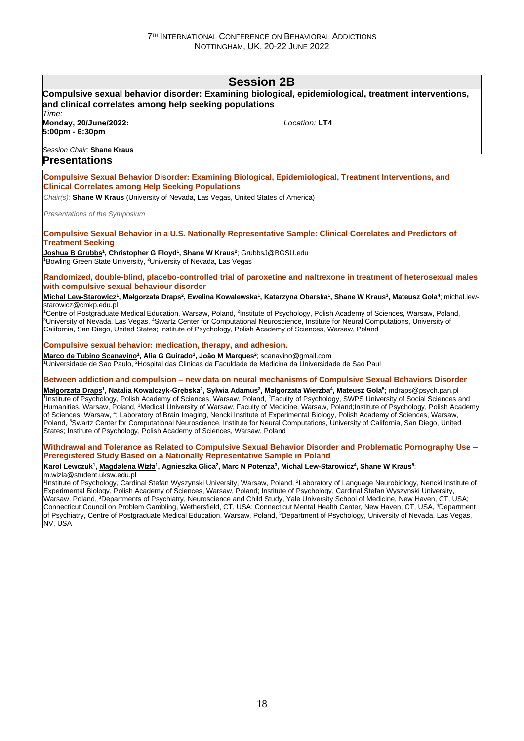## Session 2B

**Compulsive sexual behavior disorder: Examining biological, epidemiological, treatment interventions, and clinical correlates among help seeking populations**

*Time:*
**Monday, 20/June/2022:**
**5:00pm - 6:30pm**

*Location:* **LT4**

*Session Chair:* **Shane Kraus**

### Presentations

**Compulsive Sexual Behavior Disorder: Examining Biological, Epidemiological, Treatment Interventions, and Clinical Correlates among Help Seeking Populations**

*Chair(s):* **Shane W Kraus** (University of Nevada, Las Vegas, United States of America)

*Presentations of the Symposium*

**Compulsive Sexual Behavior in a U.S. Nationally Representative Sample: Clinical Correlates and Predictors of Treatment Seeking**

**Joshua B Grubbs[1], Christopher G Floyd[1], Shane W Kraus[2]**; GrubbsJ@BGSU.edu
[1]Bowling Green State University, [2]University of Nevada, Las Vegas

**Randomized, double-blind, placebo-controlled trial of paroxetine and naltrexone in treatment of heterosexual males with compulsive sexual behaviour disorder**

**Michal Lew-Starowicz[1], Małgorzata Draps[2], Ewelina Kowalewska[1], Katarzyna Obarska[1], Shane W Kraus[3], Mateusz Gola[4]**; michal.lew-starowicz@cmkp.edu.pl
[1]Centre of Postgraduate Medical Education, Warsaw, Poland, [2]Institute of Psychology, Polish Academy of Sciences, Warsaw, Poland, [3]University of Nevada, Las Vegas, [4]Swartz Center for Computational Neuroscience, Institute for Neural Computations, University of California, San Diego, United States; Institute of Psychology, Polish Academy of Sciences, Warsaw, Poland

**Compulsive sexual behavior: medication, therapy, and adhesion.**

**Marco de Tubino Scanavino[1], Alia G Guirado[1], João M Marques[2]**; scanavino@gmail.com
[1]Universidade de Sao Paulo, [2]Hospital das Clinicas da Faculdade de Medicina da Universidade de Sao Paul

**Between addiction and compulsion – new data on neural mechanisms of Compulsive Sexual Behaviors Disorder**

**Małgorzata Draps[1], Natalia Kowalczyk-Grębska[2], Sylwia Adamus[3], Małgorzata Wierzba[4], Mateusz Gola[5]**; mdraps@psych.pan.pl
[1]Institute of Psychology, Polish Academy of Sciences, Warsaw, Poland, [2]Faculty of Psychology, SWPS University of Social Sciences and Humanities, Warsaw, Poland, [3]Medical University of Warsaw, Faculty of Medicine, Warsaw, Poland;Institute of Psychology, Polish Academy of Sciences, Warsaw, [4]; Laboratory of Brain Imaging, Nencki Institute of Experimental Biology, Polish Academy of Sciences, Warsaw, Poland, [5]Swartz Center for Computational Neuroscience, Institute for Neural Computations, University of California, San Diego, United States; Institute of Psychology, Polish Academy of Sciences, Warsaw, Poland

**Withdrawal and Tolerance as Related to Compulsive Sexual Behavior Disorder and Problematic Pornography Use – Preregistered Study Based on a Nationally Representative Sample in Poland**

**Karol Lewczuk[1], Magdalena Wizła[1], Agnieszka Glica[2], Marc N Potenza[3], Michal Lew-Starowicz[4], Shane W Kraus[5]**; m.wizla@student.uksw.edu.pl
[1]Institute of Psychology, Cardinal Stefan Wyszynski University, Warsaw, Poland, [2]Laboratory of Language Neurobiology, Nencki Institute of Experimental Biology, Polish Academy of Sciences, Warsaw, Poland; Institute of Psychology, Cardinal Stefan Wyszynski University, Warsaw, Poland, [3]Departments of Psychiatry, Neuroscience and Child Study, Yale University School of Medicine, New Haven, CT, USA; Connecticut Council on Problem Gambling, Wethersfield, CT, USA; Connecticut Mental Health Center, New Haven, CT, USA, [4]Department of Psychiatry, Centre of Postgraduate Medical Education, Warsaw, Poland, [5]Department of Psychology, University of Nevada, Las Vegas, NV, USA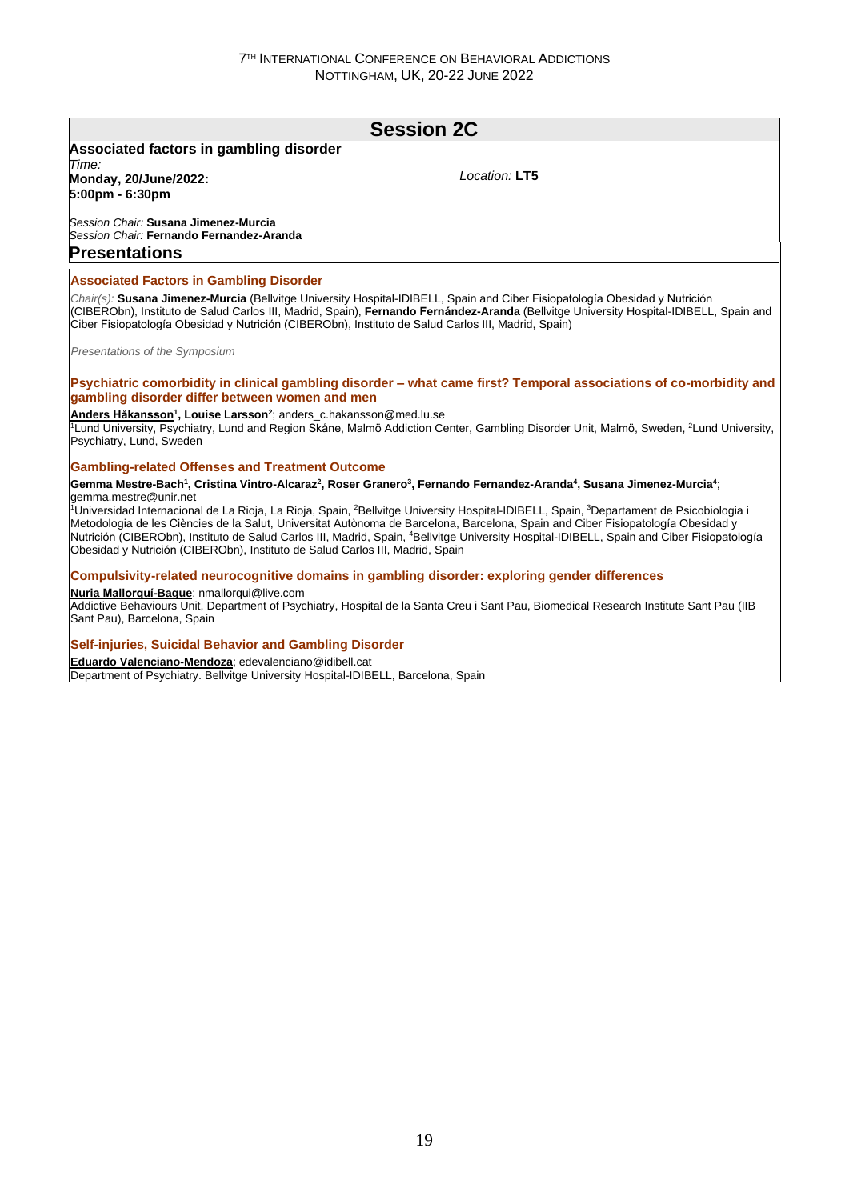## Session 2C

**Associated factors in gambling disorder**

*Time:*
**Monday, 20/June/2022:**
**5:00pm - 6:30pm**

*Location:* **LT5**

*Session Chair:* **Susana Jimenez-Murcia**
*Session Chair:* **Fernando Fernandez-Aranda**

### Presentations

#### Associated Factors in Gambling Disorder

*Chair(s):* **Susana Jimenez-Murcia** (Bellvitge University Hospital-IDIBELL, Spain and Ciber Fisiopatología Obesidad y Nutrición (CIBERObn), Instituto de Salud Carlos III, Madrid, Spain), **Fernando Fernández-Aranda** (Bellvitge University Hospital-IDIBELL, Spain and Ciber Fisiopatología Obesidad y Nutrición (CIBERObn), Instituto de Salud Carlos III, Madrid, Spain)

*Presentations of the Symposium*

#### Psychiatric comorbidity in clinical gambling disorder – what came first? Temporal associations of co-morbidity and gambling disorder differ between women and men

**Anders Håkansson[1], Louise Larsson[2]**; anders_c.hakansson@med.lu.se

[1]Lund University, Psychiatry, Lund and Region Skåne, Malmö Addiction Center, Gambling Disorder Unit, Malmö, Sweden, [2]Lund University, Psychiatry, Lund, Sweden

#### Gambling-related Offenses and Treatment Outcome

**Gemma Mestre-Bach[1], Cristina Vintro-Alcaraz[2], Roser Granero[3], Fernando Fernandez-Aranda[4], Susana Jimenez-Murcia[4]**; gemma.mestre@unir.net

[1]Universidad Internacional de La Rioja, La Rioja, Spain, [2]Bellvitge University Hospital-IDIBELL, Spain, [3]Departament de Psicobiologia i Metodologia de les Ciències de la Salut, Universitat Autònoma de Barcelona, Barcelona, Spain and Ciber Fisiopatología Obesidad y Nutrición (CIBERObn), Instituto de Salud Carlos III, Madrid, Spain, [4]Bellvitge University Hospital-IDIBELL, Spain and Ciber Fisiopatología Obesidad y Nutrición (CIBERObn), Instituto de Salud Carlos III, Madrid, Spain

#### Compulsivity-related neurocognitive domains in gambling disorder: exploring gender differences

**Nuria Mallorquí-Bague**; nmallorqui@live.com

Addictive Behaviours Unit, Department of Psychiatry, Hospital de la Santa Creu i Sant Pau, Biomedical Research Institute Sant Pau (IIB Sant Pau), Barcelona, Spain

#### Self-injuries, Suicidal Behavior and Gambling Disorder

**Eduardo Valenciano-Mendoza**; edevalenciano@idibell.cat

Department of Psychiatry. Bellvitge University Hospital-IDIBELL, Barcelona, Spain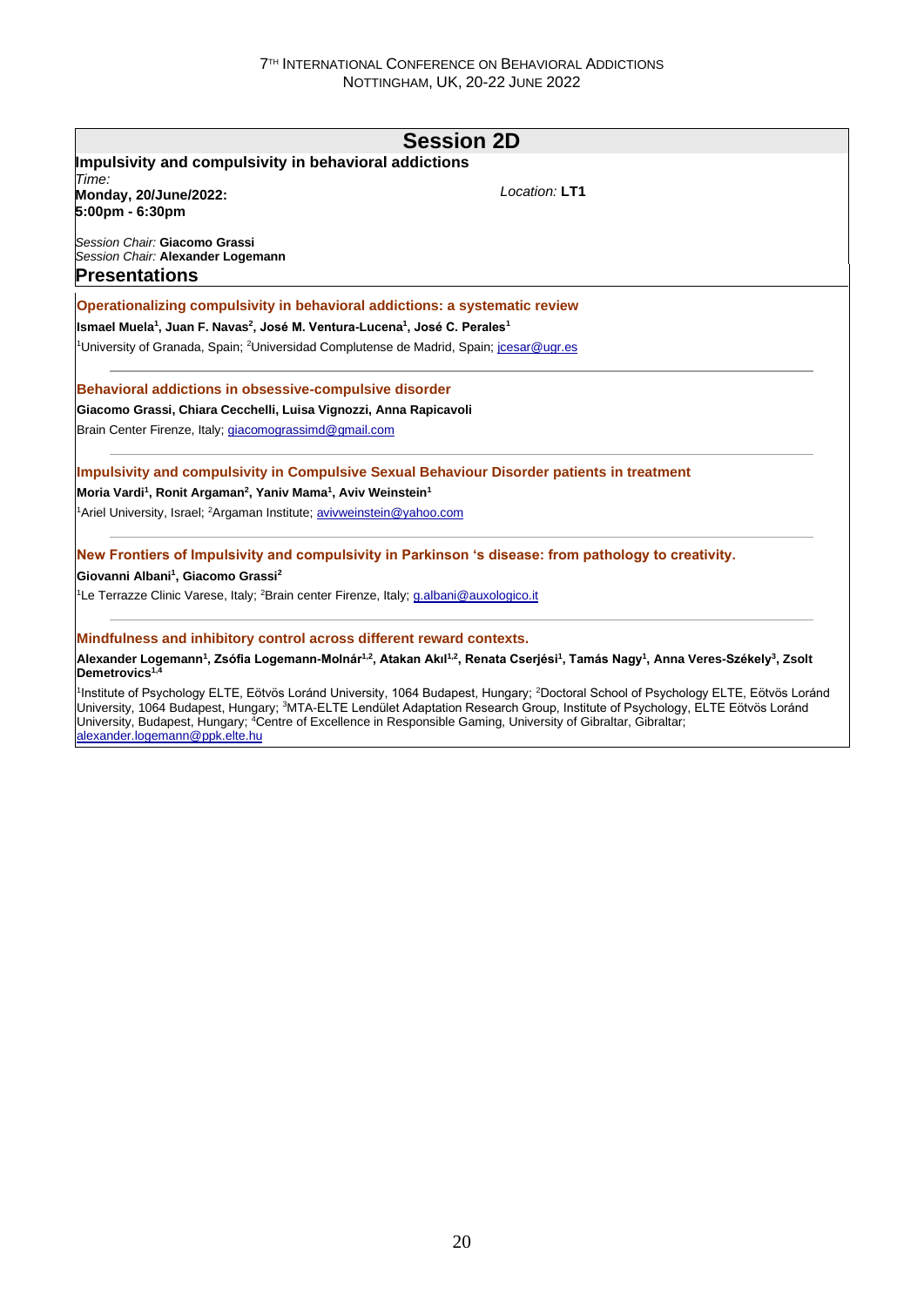# Session 2D

**Impulsivity and compulsivity in behavioral addictions**

*Time:*
**Monday, 20/June/2022:**
**5:00pm - 6:30pm**

*Location:* **LT1**

*Session Chair:* **Giacomo Grassi**
*Session Chair:* **Alexander Logemann**

## Presentations

### Operationalizing compulsivity in behavioral addictions: a systematic review

**Ismael Muela[1], Juan F. Navas[2], José M. Ventura-Lucena[1], José C. Perales[1]**

[1]University of Granada, Spain; [2]Universidad Complutense de Madrid, Spain; jcesar@ugr.es

---

### Behavioral addictions in obsessive-compulsive disorder

**Giacomo Grassi, Chiara Cecchelli, Luisa Vignozzi, Anna Rapicavoli**

Brain Center Firenze, Italy; giacomograssimd@gmail.com

---

### Impulsivity and compulsivity in Compulsive Sexual Behaviour Disorder patients in treatment

**Moria Vardi[1], Ronit Argaman[2], Yaniv Mama[1], Aviv Weinstein[1]**

[1]Ariel University, Israel; [2]Argaman Institute; avivweinstein@yahoo.com

---

### New Frontiers of Impulsivity and compulsivity in Parkinson 's disease: from pathology to creativity.

**Giovanni Albani[1], Giacomo Grassi[2]**

[1]Le Terrazze Clinic Varese, Italy; [2]Brain center Firenze, Italy; g.albani@auxologico.it

---

### Mindfulness and inhibitory control across different reward contexts.

**Alexander Logemann[1], Zsófia Logemann-Molnár[1,2], Atakan Akıl[1,2], Renata Cserjési[1], Tamás Nagy[1], Anna Veres-Székely[3], Zsolt Demetrovics[1,4]**

[1]Institute of Psychology ELTE, Eötvös Loránd University, 1064 Budapest, Hungary; [2]Doctoral School of Psychology ELTE, Eötvös Loránd University, 1064 Budapest, Hungary; [3]MTA-ELTE Lendület Adaptation Research Group, Institute of Psychology, ELTE Eötvös Loránd University, Budapest, Hungary; [4]Centre of Excellence in Responsible Gaming, University of Gibraltar, Gibraltar; alexander.logemann@ppk.elte.hu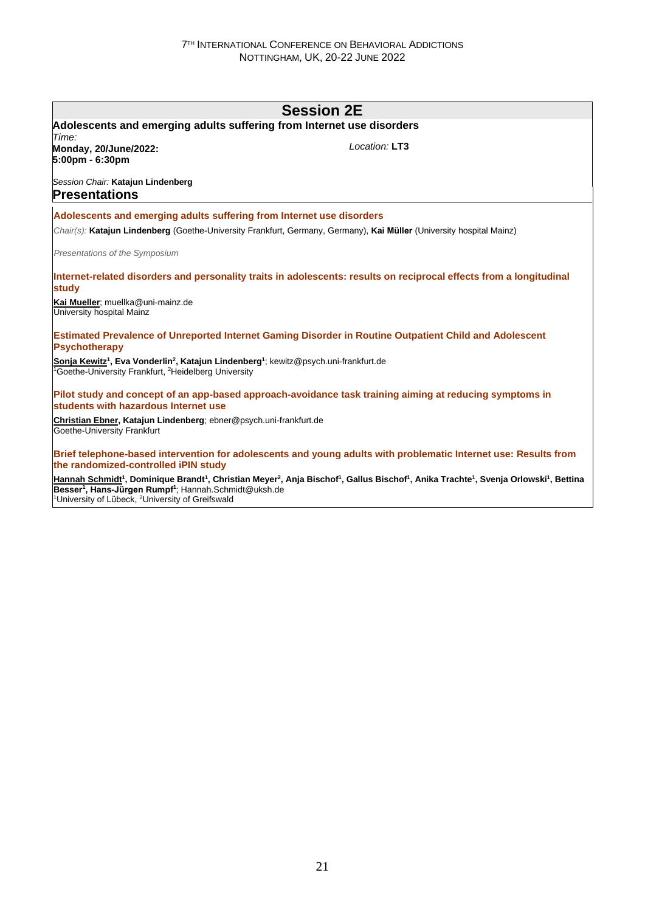## Session 2E

**Adolescents and emerging adults suffering from Internet use disorders**

*Time:*
**Monday, 20/June/2022:**
**5:00pm - 6:30pm**

*Location:* **LT3**

*Session Chair:* **Katajun Lindenberg**

### Presentations

**Adolescents and emerging adults suffering from Internet use disorders**

*Chair(s):* **Katajun Lindenberg** (Goethe-University Frankfurt, Germany, Germany), **Kai Müller** (University hospital Mainz)

*Presentations of the Symposium*

**Internet-related disorders and personality traits in adolescents: results on reciprocal effects from a longitudinal study**

**Kai Mueller**; muellka@uni-mainz.de
University hospital Mainz

**Estimated Prevalence of Unreported Internet Gaming Disorder in Routine Outpatient Child and Adolescent Psychotherapy**

**Sonja Kewitz**[1]**, Eva Vonderlin**[2]**, Katajun Lindenberg**[1]; kewitz@psych.uni-frankfurt.de
[1]Goethe-University Frankfurt, [2]Heidelberg University

**Pilot study and concept of an app-based approach-avoidance task training aiming at reducing symptoms in students with hazardous Internet use**

**Christian Ebner, Katajun Lindenberg**; ebner@psych.uni-frankfurt.de
Goethe-University Frankfurt

**Brief telephone-based intervention for adolescents and young adults with problematic Internet use: Results from the randomized-controlled iPIN study**

**Hannah Schmidt**[1]**, Dominique Brandt**[1]**, Christian Meyer**[2]**, Anja Bischof**[1]**, Gallus Bischof**[1]**, Anika Trachte**[1]**, Svenja Orlowski**[1]**, Bettina Besser**[1]**, Hans-Jürgen Rumpf**[1]; Hannah.Schmidt@uksh.de
[1]University of Lübeck, [2]University of Greifswald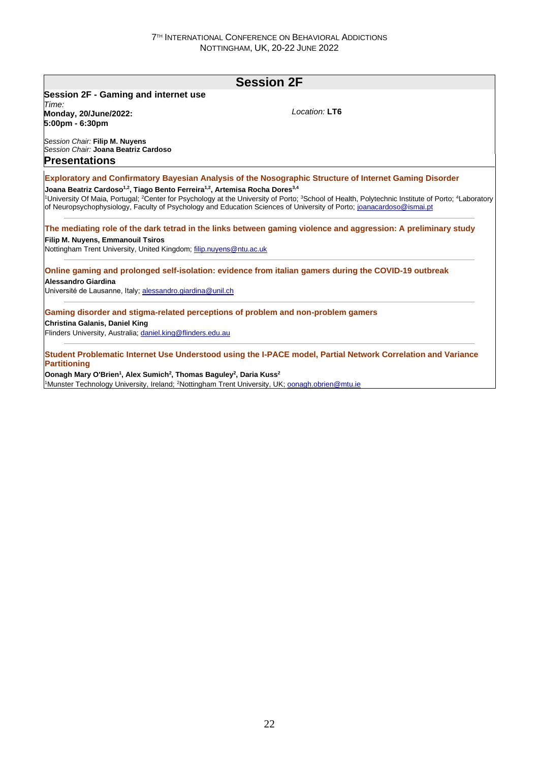# Session 2F

**Session 2F - Gaming and internet use**

*Time:*
**Monday, 20/June/2022:**
**5:00pm - 6:30pm**

*Location:* **LT6**

*Session Chair:* **Filip M. Nuyens**
*Session Chair:* **Joana Beatriz Cardoso**

## Presentations

### Exploratory and Confirmatory Bayesian Analysis of the Nosographic Structure of Internet Gaming Disorder

**Joana Beatriz Cardoso[1,2], Tiago Bento Ferreira[1,2], Artemisa Rocha Dores[3,4]**

[1]University Of Maia, Portugal; [2]Center for Psychology at the University of Porto; [3]School of Health, Polytechnic Institute of Porto; [4]Laboratory of Neuropsychophysiology, Faculty of Psychology and Education Sciences of University of Porto; joanacardoso@ismai.pt

---

### The mediating role of the dark tetrad in the links between gaming violence and aggression: A preliminary study

**Filip M. Nuyens, Emmanouil Tsiros**

Nottingham Trent University, United Kingdom; filip.nuyens@ntu.ac.uk

---

### Online gaming and prolonged self-isolation: evidence from italian gamers during the COVID-19 outbreak

**Alessandro Giardina**

Université de Lausanne, Italy; alessandro.giardina@unil.ch

---

### Gaming disorder and stigma-related perceptions of problem and non-problem gamers

**Christina Galanis, Daniel King**

Flinders University, Australia; daniel.king@flinders.edu.au

---

### Student Problematic Internet Use Understood using the I-PACE model, Partial Network Correlation and Variance Partitioning

**Oonagh Mary O'Brien[1], Alex Sumich[2], Thomas Baguley[2], Daria Kuss[2]**

[1]Munster Technology University, Ireland; [2]Nottingham Trent University, UK; oonagh.obrien@mtu.ie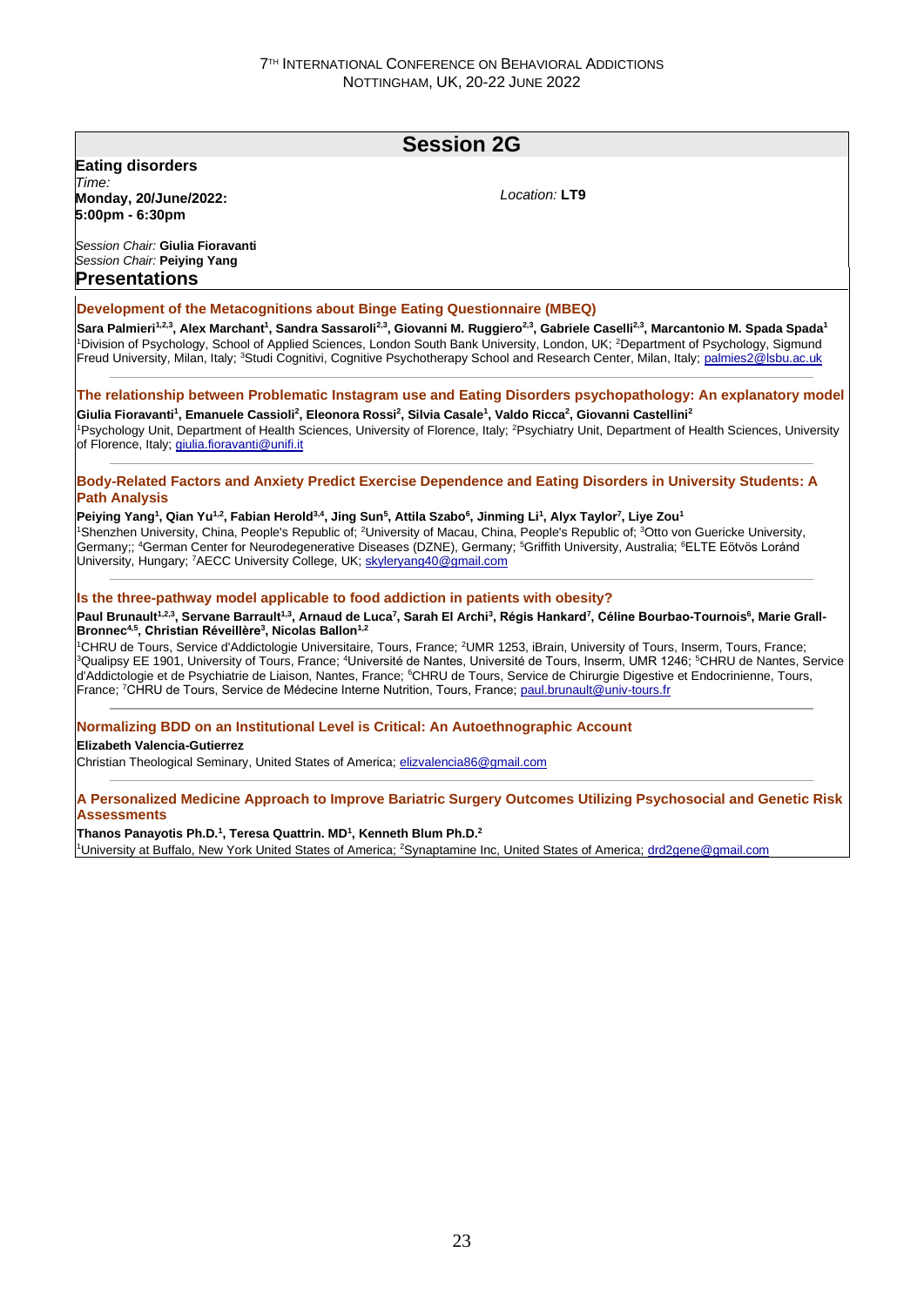# Session 2G

**Eating disorders**

*Time:*
**Monday, 20/June/2022: 5:00pm - 6:30pm**

*Location:* **LT9**

*Session Chair:* **Giulia Fioravanti**
*Session Chair:* **Peiying Yang**

## Presentations

### Development of the Metacognitions about Binge Eating Questionnaire (MBEQ)

**Sara Palmieri[1,2,3], Alex Marchant[1], Sandra Sassaroli[2,3], Giovanni M. Ruggiero[2,3], Gabriele Caselli[2,3], Marcantonio M. Spada Spada[1]**

[1]Division of Psychology, School of Applied Sciences, London South Bank University, London, UK; [2]Department of Psychology, Sigmund Freud University, Milan, Italy; [3]Studi Cognitivi, Cognitive Psychotherapy School and Research Center, Milan, Italy; palmies2@lsbu.ac.uk

---

### The relationship between Problematic Instagram use and Eating Disorders psychopathology: An explanatory model

**Giulia Fioravanti[1], Emanuele Cassioli[2], Eleonora Rossi[2], Silvia Casale[1], Valdo Ricca[2], Giovanni Castellini[2]**

[1]Psychology Unit, Department of Health Sciences, University of Florence, Italy; [2]Psychiatry Unit, Department of Health Sciences, University of Florence, Italy; giulia.fioravanti@unifi.it

---

### Body-Related Factors and Anxiety Predict Exercise Dependence and Eating Disorders in University Students: A Path Analysis

**Peiying Yang[1], Qian Yu[1,2], Fabian Herold[3,4], Jing Sun[5], Attila Szabo[6], Jinming Li[1], Alyx Taylor[7], Liye Zou[1]**

[1]Shenzhen University, China, People's Republic of; [2]University of Macau, China, People's Republic of; [3]Otto von Guericke University, Germany;; [4]German Center for Neurodegenerative Diseases (DZNE), Germany; [5]Griffith University, Australia; [6]ELTE Eötvös Loránd University, Hungary; [7]AECC University College, UK; skyleryang40@gmail.com

---

### Is the three-pathway model applicable to food addiction in patients with obesity?

**Paul Brunault[1,2,3], Servane Barrault[1,3], Arnaud de Luca[7], Sarah El Archi[3], Régis Hankard[7], Céline Bourbao-Tournois[6], Marie Grall-Bronnec[4,5], Christian Réveillère[3], Nicolas Ballon[1,2]**

[1]CHRU de Tours, Service d'Addictologie Universitaire, Tours, France; [2]UMR 1253, iBrain, University of Tours, Inserm, Tours, France; [3]Qualipsy EE 1901, University of Tours, France; [4]Université de Nantes, Université de Tours, Inserm, UMR 1246; [5]CHRU de Nantes, Service d'Addictologie et de Psychiatrie de Liaison, Nantes, France; [6]CHRU de Tours, Service de Chirurgie Digestive et Endocrinienne, Tours, France; [7]CHRU de Tours, Service de Médecine Interne Nutrition, Tours, France; paul.brunault@univ-tours.fr

---

### Normalizing BDD on an Institutional Level is Critical: An Autoethnographic Account

**Elizabeth Valencia-Gutierrez**

Christian Theological Seminary, United States of America; elizvalencia86@gmail.com

---

### A Personalized Medicine Approach to Improve Bariatric Surgery Outcomes Utilizing Psychosocial and Genetic Risk Assessments

**Thanos Panayotis Ph.D.[1], Teresa Quattrin. MD[1], Kenneth Blum Ph.D.[2]**

[1]University at Buffalo, New York United States of America; [2]Synaptamine Inc, United States of America; drd2gene@gmail.com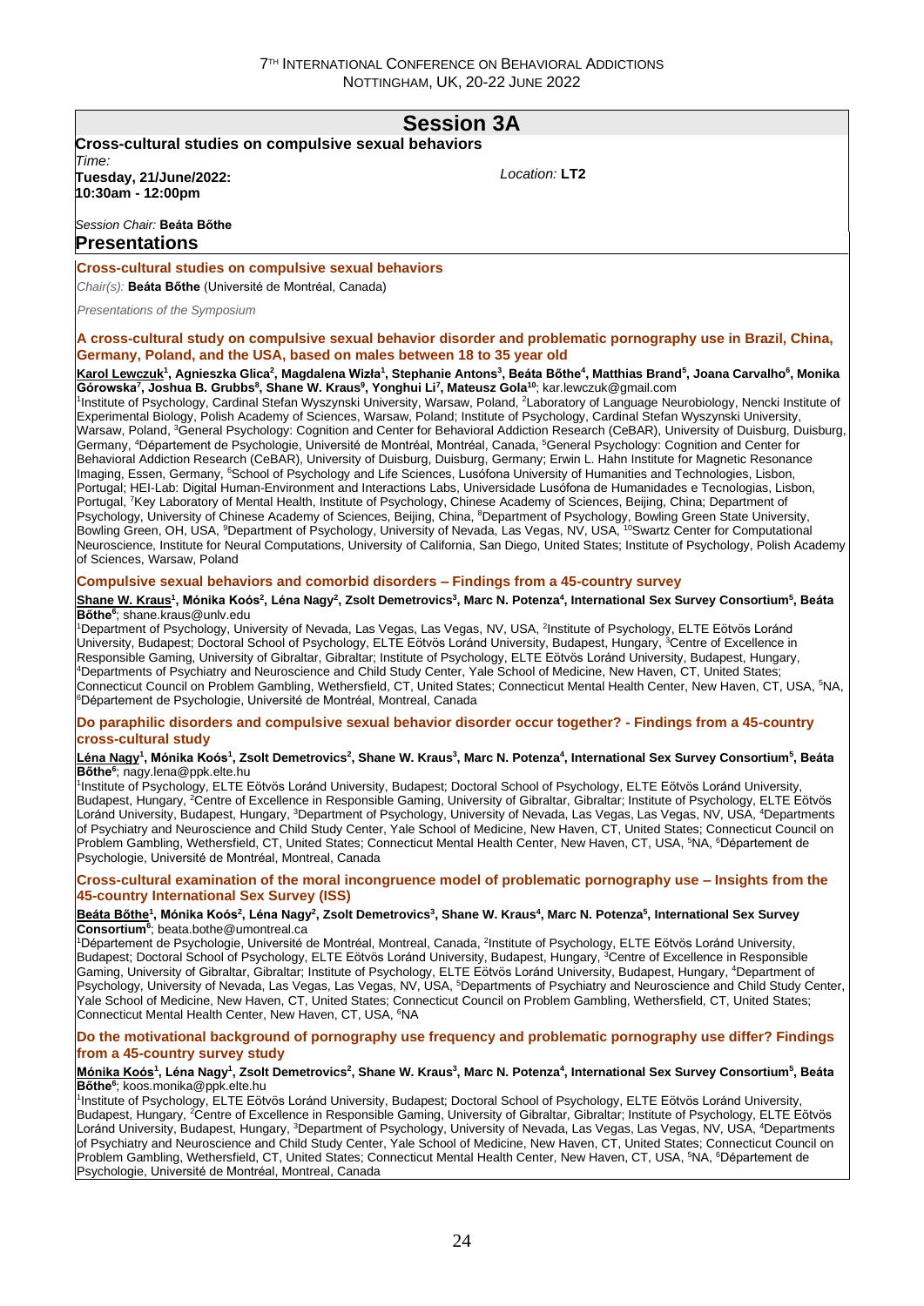## Session 3A

**Cross-cultural studies on compulsive sexual behaviors**

*Time:*
**Tuesday, 21/June/2022:**
**10:30am - 12:00pm**

*Location:* **LT2**

*Session Chair:* **Beáta Bőthe**

## Presentations

### Cross-cultural studies on compulsive sexual behaviors

*Chair(s):* **Beáta Bőthe** (Université de Montréal, Canada)

*Presentations of the Symposium*

#### A cross-cultural study on compulsive sexual behavior disorder and problematic pornography use in Brazil, China, Germany, Poland, and the USA, based on males between 18 to 35 year old

**Karol Lewczuk[1], Agnieszka Glica[2], Magdalena Wizła[1], Stephanie Antons[3], Beáta Bőthe[4], Matthias Brand[5], Joana Carvalho[6], Monika Górowska[7], Joshua B. Grubbs[8], Shane W. Kraus[9], Yonghui Li[7], Mateusz Gola[10]**; kar.lewczuk@gmail.com

[1]Institute of Psychology, Cardinal Stefan Wyszynski University, Warsaw, Poland, [2]Laboratory of Language Neurobiology, Nencki Institute of Experimental Biology, Polish Academy of Sciences, Warsaw, Poland; Institute of Psychology, Cardinal Stefan Wyszynski University, Warsaw, Poland, [3]General Psychology: Cognition and Center for Behavioral Addiction Research (CeBAR), University of Duisburg, Duisburg, Germany, [4]Département de Psychologie, Université de Montréal, Montréal, Canada, [5]General Psychology: Cognition and Center for Behavioral Addiction Research (CeBAR), University of Duisburg, Duisburg, Germany; Erwin L. Hahn Institute for Magnetic Resonance Imaging, Essen, Germany, [6]School of Psychology and Life Sciences, Lusófona University of Humanities and Technologies, Lisbon, Portugal; HEI-Lab: Digital Human-Environment and Interactions Labs, Universidade Lusófona de Humanidades e Tecnologias, Lisbon, Portugal, [7]Key Laboratory of Mental Health, Institute of Psychology, Chinese Academy of Sciences, Beijing, China; Department of Psychology, University of Chinese Academy of Sciences, Beijing, China, [8]Department of Psychology, Bowling Green State University, Bowling Green, OH, USA, [9]Department of Psychology, University of Nevada, Las Vegas, NV, USA, [10]Swartz Center for Computational Neuroscience, Institute for Neural Computations, University of California, San Diego, United States; Institute of Psychology, Polish Academy of Sciences, Warsaw, Poland

#### Compulsive sexual behaviors and comorbid disorders – Findings from a 45-country survey

**Shane W. Kraus[1], Mónika Koós[2], Léna Nagy[2], Zsolt Demetrovics[3], Marc N. Potenza[4], International Sex Survey Consortium[5], Beáta Bőthe[6]**; shane.kraus@unlv.edu

[1]Department of Psychology, University of Nevada, Las Vegas, Las Vegas, NV, USA, [2]Institute of Psychology, ELTE Eötvös Loránd University, Budapest; Doctoral School of Psychology, ELTE Eötvös Loránd University, Budapest, Hungary, [3]Centre of Excellence in Responsible Gaming, University of Gibraltar, Gibraltar; Institute of Psychology, ELTE Eötvös Loránd University, Budapest, Hungary, [4]Departments of Psychiatry and Neuroscience and Child Study Center, Yale School of Medicine, New Haven, CT, United States; Connecticut Council on Problem Gambling, Wethersfield, CT, United States; Connecticut Mental Health Center, New Haven, CT, USA, [5]NA, [6]Département de Psychologie, Université de Montréal, Montreal, Canada

#### Do paraphilic disorders and compulsive sexual behavior disorder occur together? - Findings from a 45-country cross-cultural study

**Léna Nagy[1], Mónika Koós[1], Zsolt Demetrovics[2], Shane W. Kraus[3], Marc N. Potenza[4], International Sex Survey Consortium[5], Beáta Bőthe[6]**; nagy.lena@ppk.elte.hu

[1]Institute of Psychology, ELTE Eötvös Loránd University, Budapest; Doctoral School of Psychology, ELTE Eötvös Loránd University, Budapest, Hungary, [2]Centre of Excellence in Responsible Gaming, University of Gibraltar, Gibraltar; Institute of Psychology, ELTE Eötvös Loránd University, Budapest, Hungary, [3]Department of Psychology, University of Nevada, Las Vegas, Las Vegas, NV, USA, [4]Departments of Psychiatry and Neuroscience and Child Study Center, Yale School of Medicine, New Haven, CT, United States; Connecticut Council on Problem Gambling, Wethersfield, CT, United States; Connecticut Mental Health Center, New Haven, CT, USA, [5]NA, [6]Département de Psychologie, Université de Montréal, Montreal, Canada

#### Cross-cultural examination of the moral incongruence model of problematic pornography use – Insights from the 45-country International Sex Survey (ISS)

**Beáta Bőthe[1], Mónika Koós[2], Léna Nagy[2], Zsolt Demetrovics[3], Shane W. Kraus[4], Marc N. Potenza[5], International Sex Survey Consortium[6]**; beata.bothe@umontreal.ca

[1]Département de Psychologie, Université de Montréal, Montreal, Canada, [2]Institute of Psychology, ELTE Eötvös Loránd University, Budapest; Doctoral School of Psychology, ELTE Eötvös Loránd University, Budapest, Hungary, [3]Centre of Excellence in Responsible Gaming, University of Gibraltar, Gibraltar; Institute of Psychology, ELTE Eötvös Loránd University, Budapest, Hungary, [4]Department of Psychology, University of Nevada, Las Vegas, Las Vegas, NV, USA, [5]Departments of Psychiatry and Neuroscience and Child Study Center, Yale School of Medicine, New Haven, CT, United States; Connecticut Council on Problem Gambling, Wethersfield, CT, United States; Connecticut Mental Health Center, New Haven, CT, USA, [6]NA

#### Do the motivational background of pornography use frequency and problematic pornography use differ? Findings from a 45-country survey study

**Mónika Koós[1], Léna Nagy[1], Zsolt Demetrovics[2], Shane W. Kraus[3], Marc N. Potenza[4], International Sex Survey Consortium[5], Beáta Bőthe[6]**; koos.monika@ppk.elte.hu

[1]Institute of Psychology, ELTE Eötvös Loránd University, Budapest; Doctoral School of Psychology, ELTE Eötvös Loránd University, Budapest, Hungary, [2]Centre of Excellence in Responsible Gaming, University of Gibraltar, Gibraltar; Institute of Psychology, ELTE Eötvös Loránd University, Budapest, Hungary, [3]Department of Psychology, University of Nevada, Las Vegas, Las Vegas, NV, USA, [4]Departments of Psychiatry and Neuroscience and Child Study Center, Yale School of Medicine, New Haven, CT, United States; Connecticut Council on Problem Gambling, Wethersfield, CT, United States; Connecticut Mental Health Center, New Haven, CT, USA, [5]NA, [6]Département de Psychologie, Université de Montréal, Montreal, Canada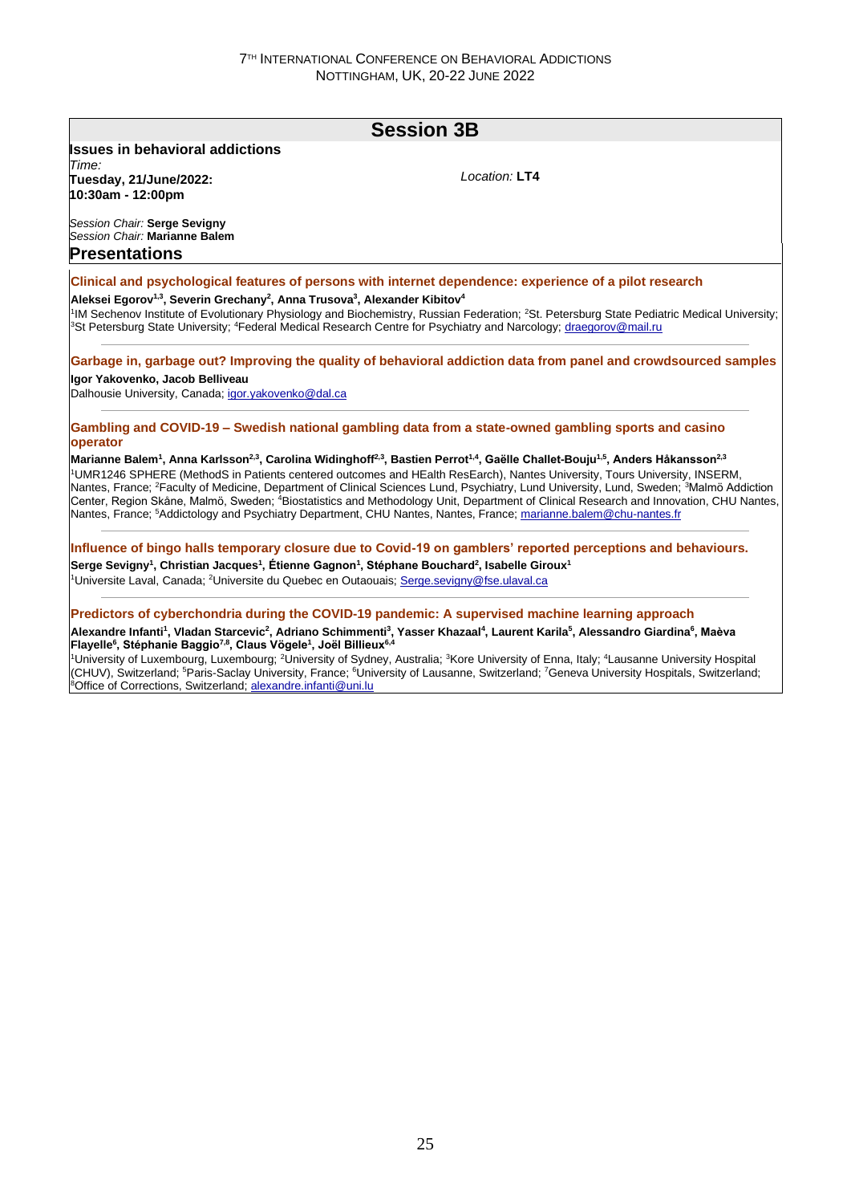# Session 3B

**Issues in behavioral addictions**

*Time:*
**Tuesday, 21/June/2022:**
**10:30am - 12:00pm**

*Location:* **LT4**

*Session Chair:* **Serge Sevigny**
*Session Chair:* **Marianne Balem**

## Presentations

### Clinical and psychological features of persons with internet dependence: experience of a pilot research

**Aleksei Egorov[1,3], Severin Grechany[2], Anna Trusova[3], Alexander Kibitov[4]**

[1]IM Sechenov Institute of Evolutionary Physiology and Biochemistry, Russian Federation; [2]St. Petersburg State Pediatric Medical University; [3]St Petersburg State University; [4]Federal Medical Research Centre for Psychiatry and Narcology; draegorov@mail.ru

---

### Garbage in, garbage out? Improving the quality of behavioral addiction data from panel and crowdsourced samples

**Igor Yakovenko, Jacob Belliveau**

Dalhousie University, Canada; igor.yakovenko@dal.ca

---

### Gambling and COVID-19 – Swedish national gambling data from a state-owned gambling sports and casino operator

**Marianne Balem[1], Anna Karlsson[2,3], Carolina Widinghoff[2,3], Bastien Perrot[1,4], Gaëlle Challet-Bouju[1,5], Anders Håkansson[2,3]**

[1]UMR1246 SPHERE (MethodS in Patients centered outcomes and HEalth ResEarch), Nantes University, Tours University, INSERM, Nantes, France; [2]Faculty of Medicine, Department of Clinical Sciences Lund, Psychiatry, Lund University, Lund, Sweden; [3]Malmö Addiction Center, Region Skåne, Malmö, Sweden; [4]Biostatistics and Methodology Unit, Department of Clinical Research and Innovation, CHU Nantes, Nantes, France; [5]Addictology and Psychiatry Department, CHU Nantes, Nantes, France; marianne.balem@chu-nantes.fr

---

### Influence of bingo halls temporary closure due to Covid-19 on gamblers' reported perceptions and behaviours.

**Serge Sevigny[1], Christian Jacques[1], Étienne Gagnon[1], Stéphane Bouchard[2], Isabelle Giroux[1]**

[1]Universite Laval, Canada; [2]Universite du Quebec en Outaouais; Serge.sevigny@fse.ulaval.ca

---

### Predictors of cyberchondria during the COVID-19 pandemic: A supervised machine learning approach

**Alexandre Infanti[1], Vladan Starcevic[2], Adriano Schimmenti[3], Yasser Khazaal[4], Laurent Karila[5], Alessandro Giardina[6], Maèva Flayelle[6], Stéphanie Baggio[7,8], Claus Vögele[1], Joël Billieux[6,4]**

[1]University of Luxembourg, Luxembourg; [2]University of Sydney, Australia; [3]Kore University of Enna, Italy; [4]Lausanne University Hospital (CHUV), Switzerland; [5]Paris-Saclay University, France; [6]University of Lausanne, Switzerland; [7]Geneva University Hospitals, Switzerland; [8]Office of Corrections, Switzerland; alexandre.infanti@uni.lu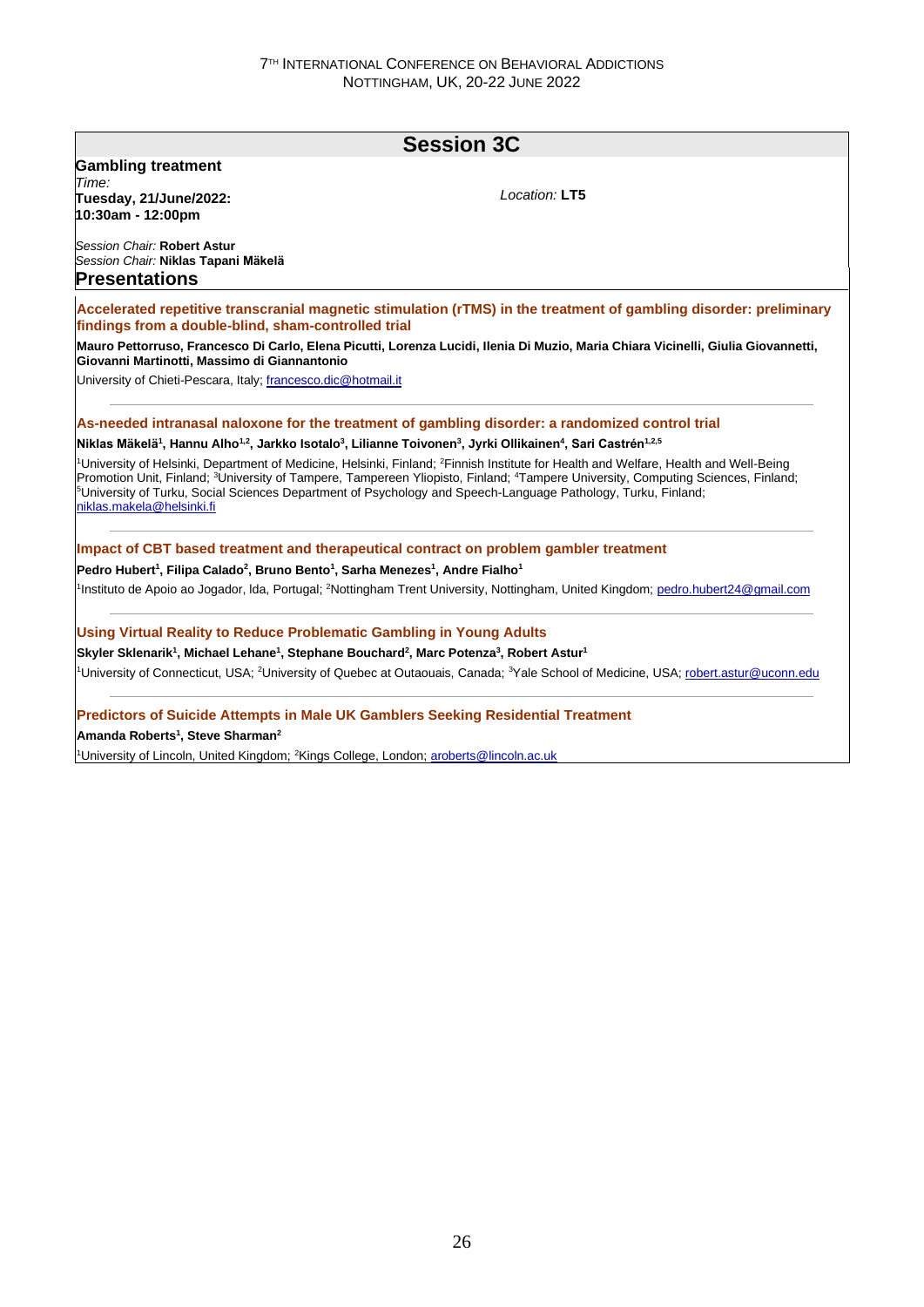## Session 3C

**Gambling treatment**

*Time:*
**Tuesday, 21/June/2022:**
**10:30am - 12:00pm**

*Location:* **LT5**

*Session Chair:* **Robert Astur**
*Session Chair:* **Niklas Tapani Mäkelä**

### Presentations

**Accelerated repetitive transcranial magnetic stimulation (rTMS) in the treatment of gambling disorder: preliminary findings from a double-blind, sham-controlled trial**

**Mauro Pettorruso, Francesco Di Carlo, Elena Picutti, Lorenza Lucidi, Ilenia Di Muzio, Maria Chiara Vicinelli, Giulia Giovannetti, Giovanni Martinotti, Massimo di Giannantonio**

University of Chieti-Pescara, Italy; francesco.dic@hotmail.it

---

**As-needed intranasal naloxone for the treatment of gambling disorder: a randomized control trial**

**Niklas Mäkelä[1], Hannu Alho[1,2], Jarkko Isotalo[3], Lilianne Toivonen[3], Jyrki Ollikainen[4], Sari Castrén[1,2,5]**

[1]University of Helsinki, Department of Medicine, Helsinki, Finland; [2]Finnish Institute for Health and Welfare, Health and Well-Being Promotion Unit, Finland; [3]University of Tampere, Tampereen Yliopisto, Finland; [4]Tampere University, Computing Sciences, Finland; [5]University of Turku, Social Sciences Department of Psychology and Speech-Language Pathology, Turku, Finland; niklas.makela@helsinki.fi

---

**Impact of CBT based treatment and therapeutical contract on problem gambler treatment**

**Pedro Hubert[1], Filipa Calado[2], Bruno Bento[1], Sarha Menezes[1], Andre Fialho[1]**

[1]Instituto de Apoio ao Jogador, lda, Portugal; [2]Nottingham Trent University, Nottingham, United Kingdom; pedro.hubert24@gmail.com

---

**Using Virtual Reality to Reduce Problematic Gambling in Young Adults**

**Skyler Sklenarik[1], Michael Lehane[1], Stephane Bouchard[2], Marc Potenza[3], Robert Astur[1]**

[1]University of Connecticut, USA; [2]University of Quebec at Outaouais, Canada; [3]Yale School of Medicine, USA; robert.astur@uconn.edu

---

**Predictors of Suicide Attempts in Male UK Gamblers Seeking Residential Treatment**

**Amanda Roberts[1], Steve Sharman[2]**

[1]University of Lincoln, United Kingdom; [2]Kings College, London; aroberts@lincoln.ac.uk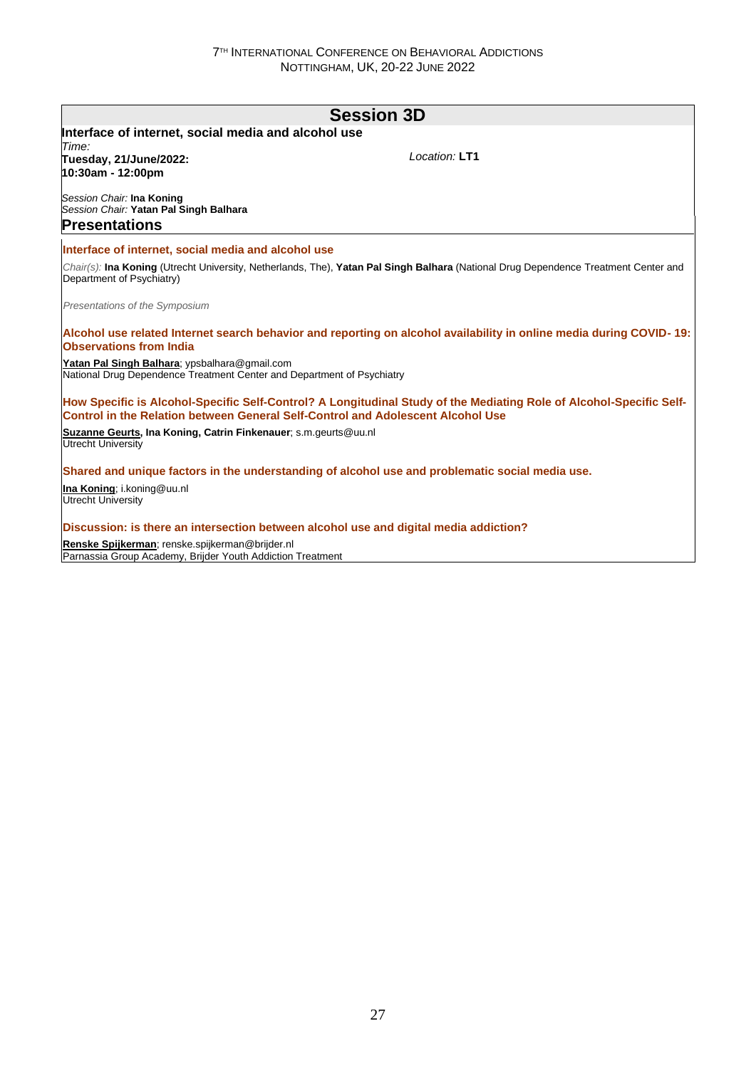## Session 3D

**Interface of internet, social media and alcohol use**

*Time:*
**Tuesday, 21/June/2022:**
**10:30am - 12:00pm**

*Location:* **LT1**

*Session Chair:* **Ina Koning**
*Session Chair:* **Yatan Pal Singh Balhara**

### Presentations

**Interface of internet, social media and alcohol use**

*Chair(s):* **Ina Koning** (Utrecht University, Netherlands, The), **Yatan Pal Singh Balhara** (National Drug Dependence Treatment Center and Department of Psychiatry)

*Presentations of the Symposium*

**Alcohol use related Internet search behavior and reporting on alcohol availability in online media during COVID- 19: Observations from India**

**Yatan Pal Singh Balhara**; ypsbalhara@gmail.com
National Drug Dependence Treatment Center and Department of Psychiatry

**How Specific is Alcohol-Specific Self-Control? A Longitudinal Study of the Mediating Role of Alcohol-Specific Self-Control in the Relation between General Self-Control and Adolescent Alcohol Use**

**Suzanne Geurts, Ina Koning, Catrin Finkenauer**; s.m.geurts@uu.nl
Utrecht University

**Shared and unique factors in the understanding of alcohol use and problematic social media use.**

**Ina Koning**; i.koning@uu.nl
Utrecht University

**Discussion: is there an intersection between alcohol use and digital media addiction?**

**Renske Spijkerman**; renske.spijkerman@brijder.nl
Parnassia Group Academy, Brijder Youth Addiction Treatment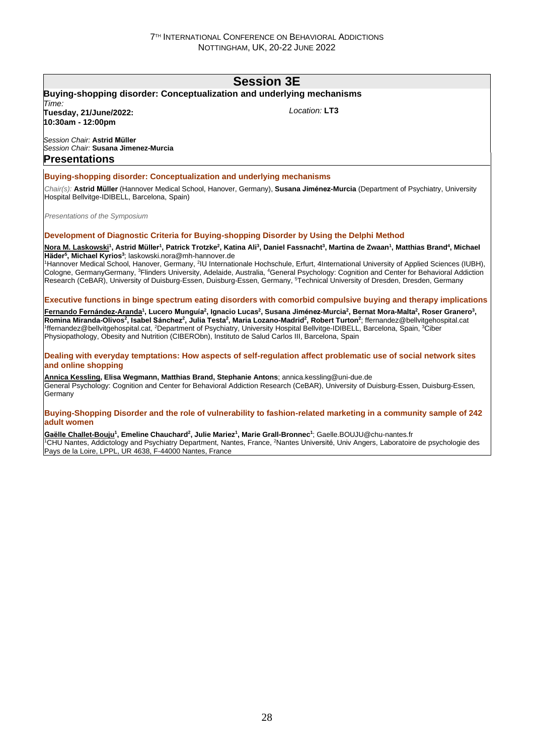# Session 3E

**Buying-shopping disorder: Conceptualization and underlying mechanisms**

*Time:*
**Tuesday, 21/June/2022:**
**10:30am - 12:00pm**

*Location:* **LT3**

*Session Chair:* **Astrid Müller**
*Session Chair:* **Susana Jimenez-Murcia**

## Presentations

### Buying-shopping disorder: Conceptualization and underlying mechanisms

*Chair(s):* **Astrid Müller** (Hannover Medical School, Hanover, Germany), **Susana Jiménez-Murcia** (Department of Psychiatry, University Hospital Bellvitge-IDIBELL, Barcelona, Spain)

*Presentations of the Symposium*

### Development of Diagnostic Criteria for Buying-shopping Disorder by Using the Delphi Method

**Nora M. Laskowski[1], Astrid Müller[1], Patrick Trotzke[2], Katina Ali[3], Daniel Fassnacht[3], Martina de Zwaan[1], Matthias Brand[4], Michael Häder[5], Michael Kyrios[3]**; laskowski.nora@mh-hannover.de

[1]Hannover Medical School, Hanover, Germany, [2]IU Internationale Hochschule, Erfurt, 4International University of Applied Sciences (IUBH), Cologne, GermanyGermany, [3]Flinders University, Adelaide, Australia, [4]General Psychology: Cognition and Center for Behavioral Addiction Research (CeBAR), University of Duisburg-Essen, Duisburg-Essen, Germany, [5]Technical University of Dresden, Dresden, Germany

### Executive functions in binge spectrum eating disorders with comorbid compulsive buying and therapy implications

**Fernando Fernández-Aranda[1], Lucero Munguía[2], Ignacio Lucas[2], Susana Jiménez-Murcia[2], Bernat Mora-Malta[2], Roser Granero[3], Romina Miranda-Olivos[2], Isabel Sánchez[2], Julia Testa[2], Maria Lozano-Madrid[2], Robert Turton[2]**; ffernandez@bellvitgehospital.cat

[1]ffernandez@bellvitgehospital.cat, [2]Department of Psychiatry, University Hospital Bellvitge-IDIBELL, Barcelona, Spain, [3]Ciber Physiopathology, Obesity and Nutrition (CIBERObn), Instituto de Salud Carlos III, Barcelona, Spain

### Dealing with everyday temptations: How aspects of self-regulation affect problematic use of social network sites and online shopping

**Annica Kessling, Elisa Wegmann, Matthias Brand, Stephanie Antons**; annica.kessling@uni-due.de

General Psychology: Cognition and Center for Behavioral Addiction Research (CeBAR), University of Duisburg-Essen, Duisburg-Essen, Germany

### Buying-Shopping Disorder and the role of vulnerability to fashion-related marketing in a community sample of 242 adult women

**Gaëlle Challet-Bouju[1], Emeline Chauchard[2], Julie Mariez[1], Marie Grall-Bronnec[1]**; Gaelle.BOUJU@chu-nantes.fr

[1]CHU Nantes, Addictology and Psychiatry Department, Nantes, France, [2]Nantes Université, Univ Angers, Laboratoire de psychologie des Pays de la Loire, LPPL, UR 4638, F-44000 Nantes, France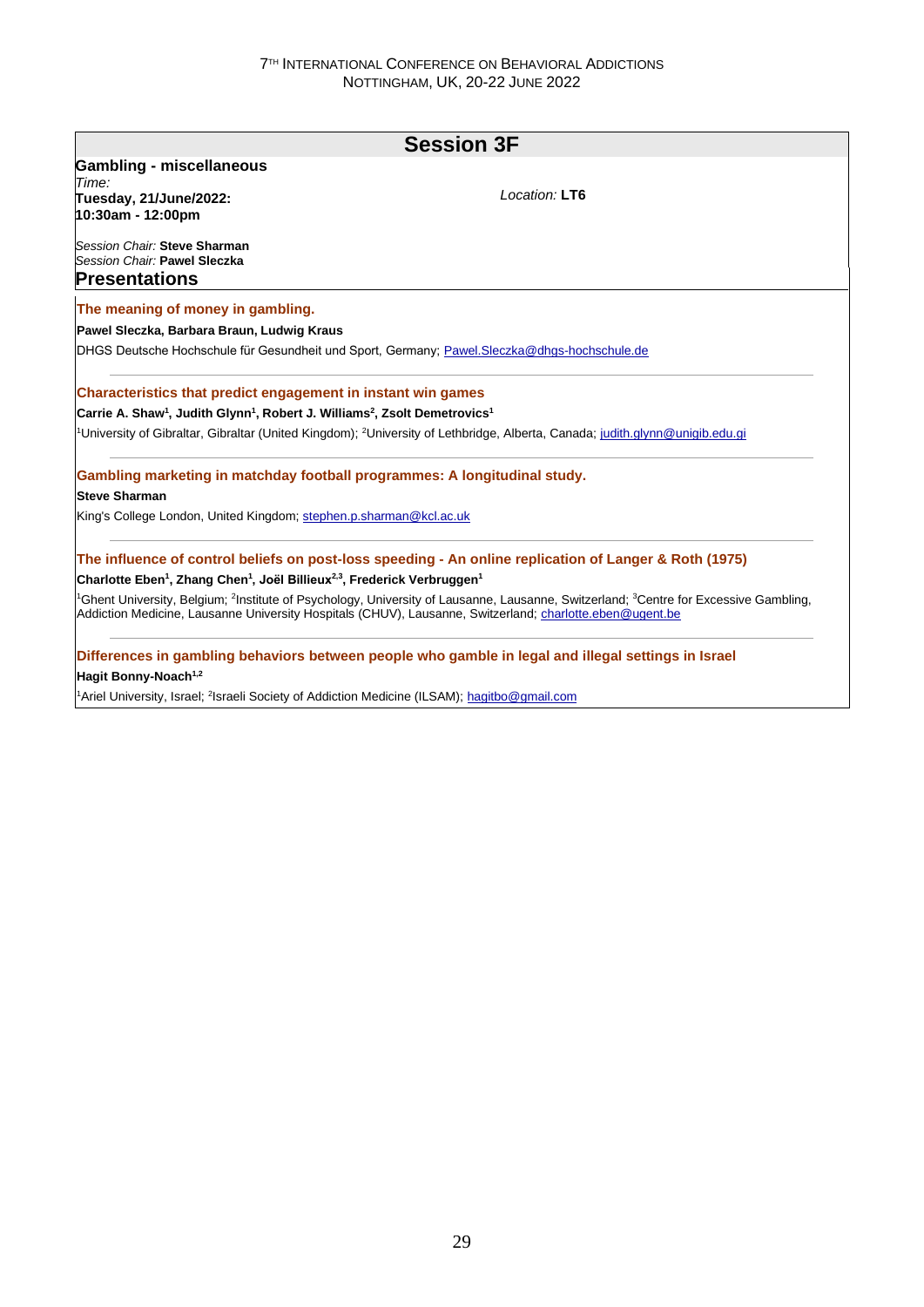## Session 3F

### Gambling - miscellaneous

*Time:*
**Tuesday, 21/June/2022:**
**10:30am - 12:00pm**

*Location:* **LT6**

*Session Chair:* **Steve Sharman**
*Session Chair:* **Pawel Sleczka**

### Presentations

**The meaning of money in gambling.**

**Pawel Sleczka, Barbara Braun, Ludwig Kraus**

DHGS Deutsche Hochschule für Gesundheit und Sport, Germany; Pawel.Sleczka@dhgs-hochschule.de

---

**Characteristics that predict engagement in instant win games**

**Carrie A. Shaw[1], Judith Glynn[1], Robert J. Williams[2], Zsolt Demetrovics[1]**

[1]University of Gibraltar, Gibraltar (United Kingdom); [2]University of Lethbridge, Alberta, Canada; judith.glynn@unigib.edu.gi

---

**Gambling marketing in matchday football programmes: A longitudinal study.**

**Steve Sharman**

King's College London, United Kingdom; stephen.p.sharman@kcl.ac.uk

---

**The influence of control beliefs on post-loss speeding - An online replication of Langer & Roth (1975)**

**Charlotte Eben[1], Zhang Chen[1], Joël Billieux[2,3], Frederick Verbruggen[1]**

[1]Ghent University, Belgium; [2]Institute of Psychology, University of Lausanne, Lausanne, Switzerland; [3]Centre for Excessive Gambling, Addiction Medicine, Lausanne University Hospitals (CHUV), Lausanne, Switzerland; charlotte.eben@ugent.be

---

**Differences in gambling behaviors between people who gamble in legal and illegal settings in Israel**

**Hagit Bonny-Noach[1,2]**

[1]Ariel University, Israel; [2]Israeli Society of Addiction Medicine (ILSAM); hagitbo@gmail.com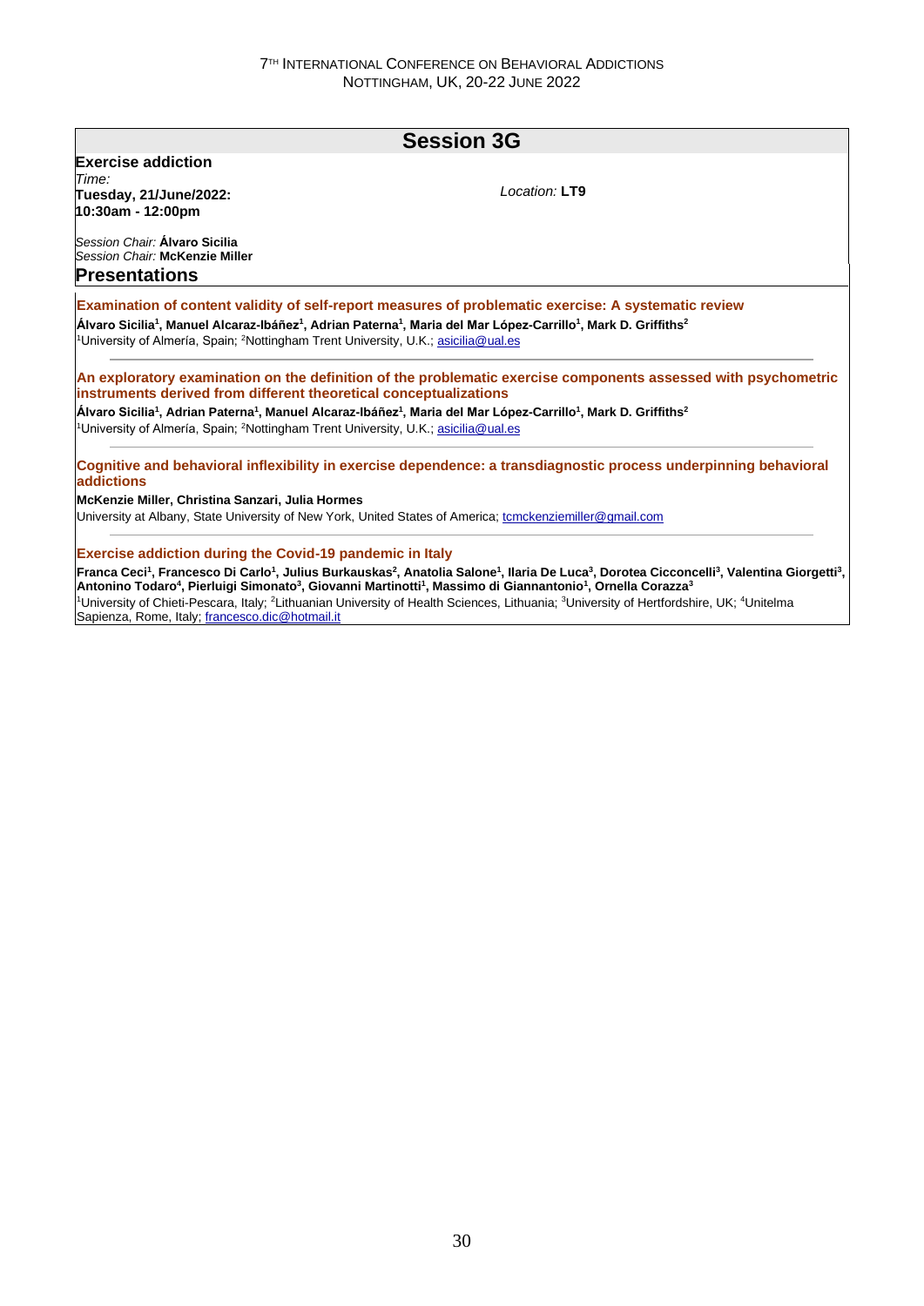## Session 3G

**Exercise addiction**

*Time:*
**Tuesday, 21/June/2022:**
**10:30am - 12:00pm**

*Location:* **LT9**

*Session Chair:* **Álvaro Sicilia**
*Session Chair:* **McKenzie Miller**

### Presentations

**Examination of content validity of self-report measures of problematic exercise: A systematic review**

**Álvaro Sicilia[1], Manuel Alcaraz-Ibáñez[1], Adrian Paterna[1], Maria del Mar López-Carrillo[1], Mark D. Griffiths[2]**

[1]University of Almería, Spain; [2]Nottingham Trent University, U.K.; asicilia@ual.es

---

**An exploratory examination on the definition of the problematic exercise components assessed with psychometric instruments derived from different theoretical conceptualizations**

**Álvaro Sicilia[1], Adrian Paterna[1], Manuel Alcaraz-Ibáñez[1], Maria del Mar López-Carrillo[1], Mark D. Griffiths[2]**

[1]University of Almería, Spain; [2]Nottingham Trent University, U.K.; asicilia@ual.es

---

**Cognitive and behavioral inflexibility in exercise dependence: a transdiagnostic process underpinning behavioral addictions**

**McKenzie Miller, Christina Sanzari, Julia Hormes**

University at Albany, State University of New York, United States of America; tcmckenziemiller@gmail.com

---

**Exercise addiction during the Covid-19 pandemic in Italy**

**Franca Ceci[1], Francesco Di Carlo[1], Julius Burkauskas[2], Anatolia Salone[1], Ilaria De Luca[3], Dorotea Cicconcelli[3], Valentina Giorgetti[3], Antonino Todaro[4], Pierluigi Simonato[3], Giovanni Martinotti[1], Massimo di Giannantonio[1], Ornella Corazza[3]**

[1]University of Chieti-Pescara, Italy; [2]Lithuanian University of Health Sciences, Lithuania; [3]University of Hertfordshire, UK; [4]Unitelma Sapienza, Rome, Italy; francesco.dic@hotmail.it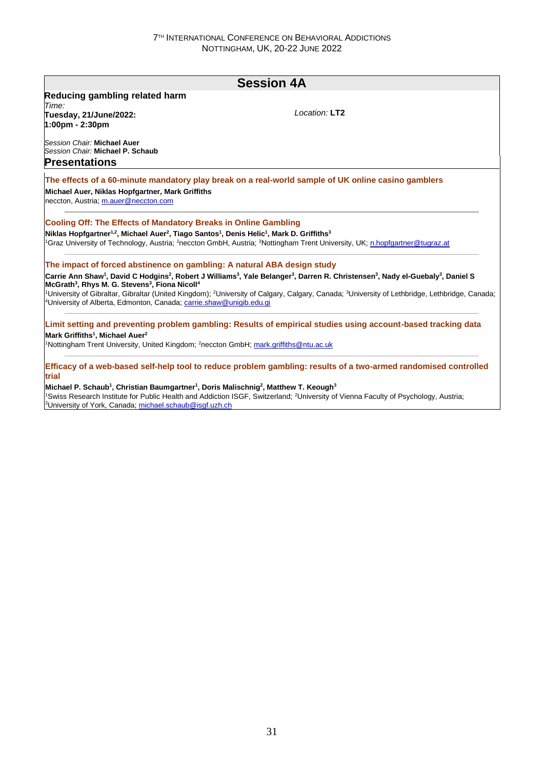# Session 4A

**Reducing gambling related harm**

*Time:*
**Tuesday, 21/June/2022:**
**1:00pm - 2:30pm**

*Location:* **LT2**

*Session Chair:* **Michael Auer**
*Session Chair:* **Michael P. Schaub**

## Presentations

### The effects of a 60-minute mandatory play break on a real-world sample of UK online casino gamblers

**Michael Auer, Niklas Hopfgartner, Mark Griffiths**
neccton, Austria; m.auer@neccton.com

---

### Cooling Off: The Effects of Mandatory Breaks in Online Gambling

**Niklas Hopfgartner[1,2], Michael Auer[2], Tiago Santos[1], Denis Helic[1], Mark D. Griffiths[3]**
[1]Graz University of Technology, Austria; [2]neccton GmbH, Austria; [3]Nottingham Trent University, UK; n.hopfgartner@tugraz.at

---

### The impact of forced abstinence on gambling: A natural ABA design study

**Carrie Ann Shaw[1], David C Hodgins[2], Robert J Williams[3], Yale Belanger[3], Darren R. Christensen[3], Nady el-Guebaly[3], Daniel S McGrath[3], Rhys M. G. Stevens[3], Fiona Nicoll[4]**
[1]University of Gibraltar, Gibraltar (United Kingdom); [2]University of Calgary, Calgary, Canada; [3]University of Lethbridge, Lethbridge, Canada; [4]University of Alberta, Edmonton, Canada; carrie.shaw@unigib.edu.gi

---

### Limit setting and preventing problem gambling: Results of empirical studies using account-based tracking data

**Mark Griffiths[1], Michael Auer[2]**
[1]Nottingham Trent University, United Kingdom; [2]neccton GmbH; mark.griffiths@ntu.ac.uk

---

### Efficacy of a web-based self-help tool to reduce problem gambling: results of a two-armed randomised controlled trial

**Michael P. Schaub[1], Christian Baumgartner[1], Doris Malischnig[2], Matthew T. Keough[3]**
[1]Swiss Research Institute for Public Health and Addiction ISGF, Switzerland; [2]University of Vienna Faculty of Psychology, Austria; [3]University of York, Canada; michael.schaub@isgf.uzh.ch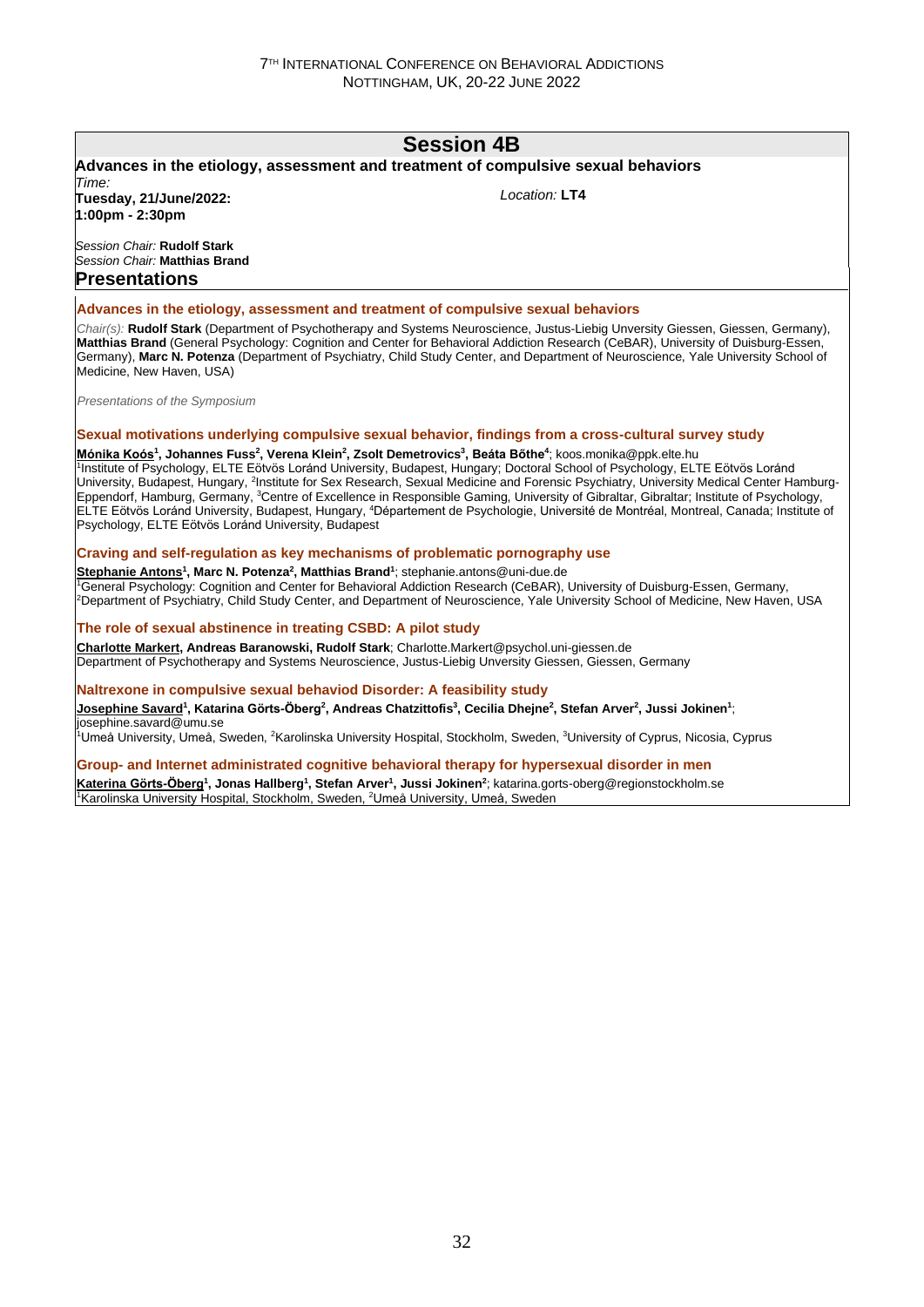# Session 4B

**Advances in the etiology, assessment and treatment of compulsive sexual behaviors**

*Time:*
**Tuesday, 21/June/2022:**
**1:00pm - 2:30pm**

*Location:* **LT4**

*Session Chair:* **Rudolf Stark**
*Session Chair:* **Matthias Brand**

## Presentations

### Advances in the etiology, assessment and treatment of compulsive sexual behaviors

*Chair(s):* **Rudolf Stark** (Department of Psychotherapy and Systems Neuroscience, Justus-Liebig Unversity Giessen, Giessen, Germany), **Matthias Brand** (General Psychology: Cognition and Center for Behavioral Addiction Research (CeBAR), University of Duisburg-Essen, Germany), **Marc N. Potenza** (Department of Psychiatry, Child Study Center, and Department of Neuroscience, Yale University School of Medicine, New Haven, USA)

*Presentations of the Symposium*

### Sexual motivations underlying compulsive sexual behavior, findings from a cross-cultural survey study

**Mónika Koós[1], Johannes Fuss[2], Verena Klein[2], Zsolt Demetrovics[3], Beáta Bőthe[4]**; koos.monika@ppk.elte.hu
[1]Institute of Psychology, ELTE Eötvös Loránd University, Budapest, Hungary; Doctoral School of Psychology, ELTE Eötvös Loránd University, Budapest, Hungary, [2]Institute for Sex Research, Sexual Medicine and Forensic Psychiatry, University Medical Center Hamburg-Eppendorf, Hamburg, Germany, [3]Centre of Excellence in Responsible Gaming, University of Gibraltar, Gibraltar; Institute of Psychology, ELTE Eötvös Loránd University, Budapest, Hungary, [4]Département de Psychologie, Université de Montréal, Montreal, Canada; Institute of Psychology, ELTE Eötvös Loránd University, Budapest

### Craving and self-regulation as key mechanisms of problematic pornography use

**Stephanie Antons[1], Marc N. Potenza[2], Matthias Brand[1]**; stephanie.antons@uni-due.de
[1]General Psychology: Cognition and Center for Behavioral Addiction Research (CeBAR), University of Duisburg-Essen, Germany, [2]Department of Psychiatry, Child Study Center, and Department of Neuroscience, Yale University School of Medicine, New Haven, USA

### The role of sexual abstinence in treating CSBD: A pilot study

**Charlotte Markert, Andreas Baranowski, Rudolf Stark**; Charlotte.Markert@psychol.uni-giessen.de
Department of Psychotherapy and Systems Neuroscience, Justus-Liebig Unversity Giessen, Giessen, Germany

### Naltrexone in compulsive sexual behaviod Disorder: A feasibility study

**Josephine Savard[1], Katarina Görts-Öberg[2], Andreas Chatzittofis[3], Cecilia Dhejne[2], Stefan Arver[2], Jussi Jokinen[1]**; josephine.savard@umu.se
[1]Umeå University, Umeå, Sweden, [2]Karolinska University Hospital, Stockholm, Sweden, [3]University of Cyprus, Nicosia, Cyprus

### Group- and Internet administrated cognitive behavioral therapy for hypersexual disorder in men

**Katerina Görts-Öberg[1], Jonas Hallberg[1], Stefan Arver[1], Jussi Jokinen[2]**; katarina.gorts-oberg@regionstockholm.se
[1]Karolinska University Hospital, Stockholm, Sweden, [2]Umeå University, Umeå, Sweden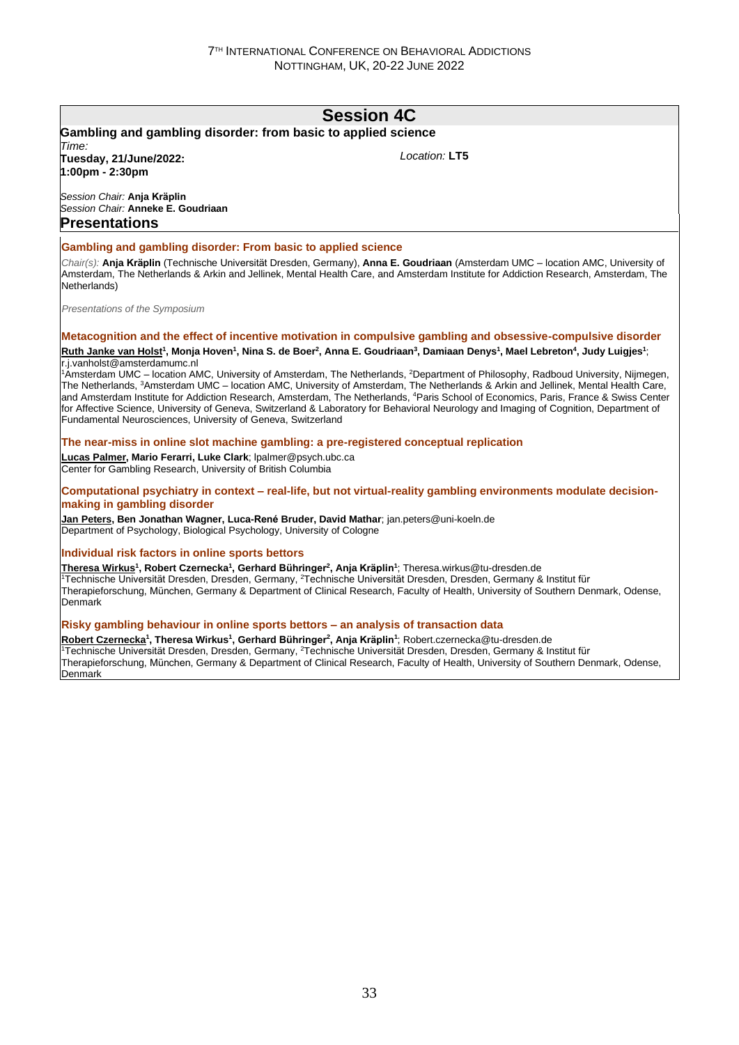# Session 4C

**Gambling and gambling disorder: from basic to applied science**

*Time:*
**Tuesday, 21/June/2022:**
**1:00pm - 2:30pm**

*Location:* **LT5**

*Session Chair:* **Anja Kräplin**
*Session Chair:* **Anneke E. Goudriaan**

## Presentations

### Gambling and gambling disorder: From basic to applied science

*Chair(s):* **Anja Kräplin** (Technische Universität Dresden, Germany), **Anna E. Goudriaan** (Amsterdam UMC – location AMC, University of Amsterdam, The Netherlands & Arkin and Jellinek, Mental Health Care, and Amsterdam Institute for Addiction Research, Amsterdam, The Netherlands)

*Presentations of the Symposium*

### Metacognition and the effect of incentive motivation in compulsive gambling and obsessive-compulsive disorder

**Ruth Janke van Holst[1], Monja Hoven[1], Nina S. de Boer[2], Anna E. Goudriaan[3], Damiaan Denys[1], Mael Lebreton[4], Judy Luigjes[1]**; r.j.vanholst@amsterdamumc.nl

[1]Amsterdam UMC – location AMC, University of Amsterdam, The Netherlands, [2]Department of Philosophy, Radboud University, Nijmegen, The Netherlands, [3]Amsterdam UMC – location AMC, University of Amsterdam, The Netherlands & Arkin and Jellinek, Mental Health Care, and Amsterdam Institute for Addiction Research, Amsterdam, The Netherlands, [4]Paris School of Economics, Paris, France & Swiss Center for Affective Science, University of Geneva, Switzerland & Laboratory for Behavioral Neurology and Imaging of Cognition, Department of Fundamental Neurosciences, University of Geneva, Switzerland

### The near-miss in online slot machine gambling: a pre-registered conceptual replication

**Lucas Palmer, Mario Ferarri, Luke Clark**; lpalmer@psych.ubc.ca

Center for Gambling Research, University of British Columbia

### Computational psychiatry in context – real-life, but not virtual-reality gambling environments modulate decision-making in gambling disorder

**Jan Peters, Ben Jonathan Wagner, Luca-René Bruder, David Mathar**; jan.peters@uni-koeln.de

Department of Psychology, Biological Psychology, University of Cologne

### Individual risk factors in online sports bettors

**Theresa Wirkus[1], Robert Czernecka[1], Gerhard Bühringer[2], Anja Kräplin[1]**; Theresa.wirkus@tu-dresden.de

[1]Technische Universität Dresden, Dresden, Germany, [2]Technische Universität Dresden, Dresden, Germany & Institut für Therapieforschung, München, Germany & Department of Clinical Research, Faculty of Health, University of Southern Denmark, Odense, Denmark

### Risky gambling behaviour in online sports bettors – an analysis of transaction data

**Robert Czernecka[1], Theresa Wirkus[1], Gerhard Bühringer[2], Anja Kräplin[1]**; Robert.czernecka@tu-dresden.de

[1]Technische Universität Dresden, Dresden, Germany, [2]Technische Universität Dresden, Dresden, Germany & Institut für Therapieforschung, München, Germany & Department of Clinical Research, Faculty of Health, University of Southern Denmark, Odense, Denmark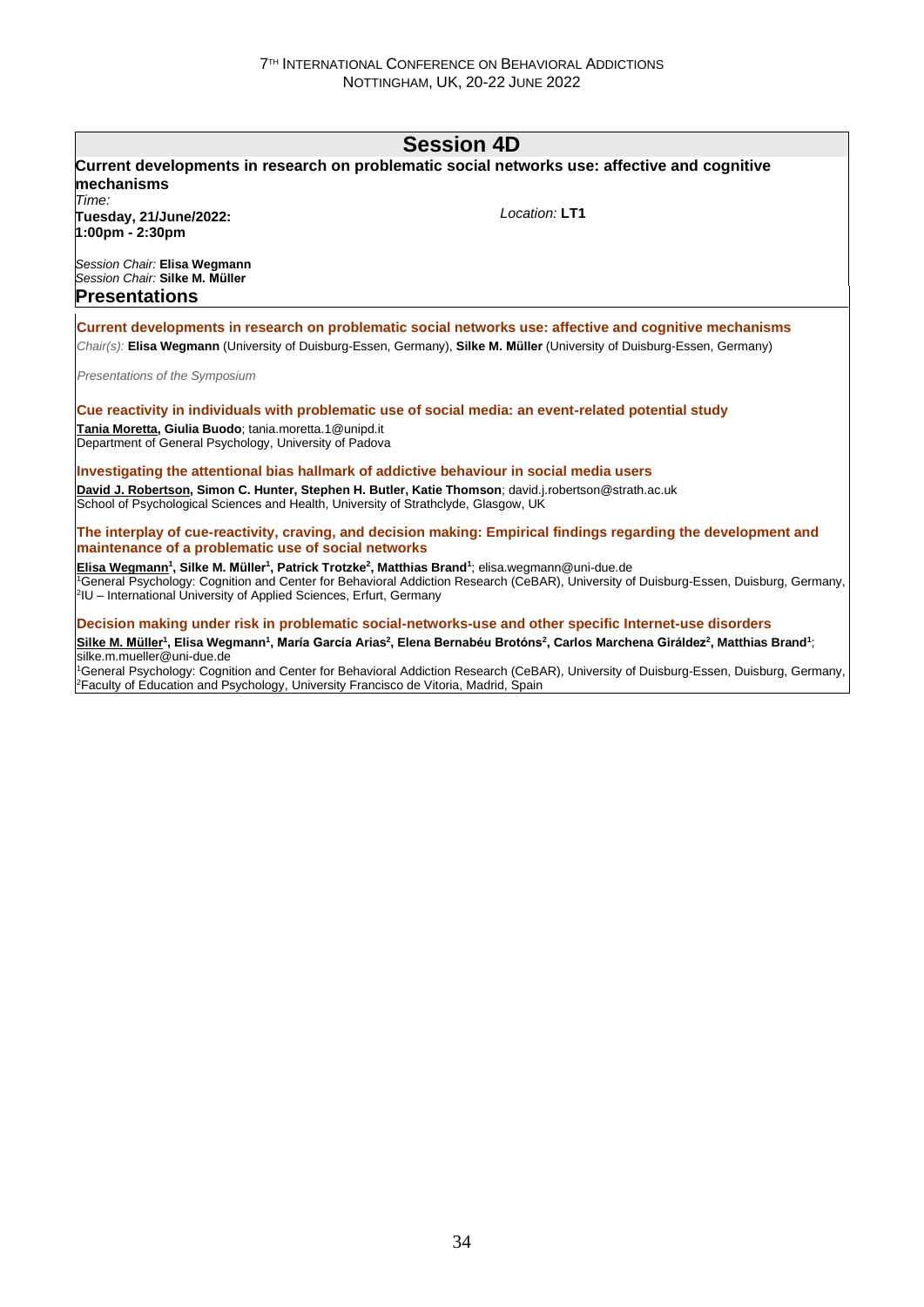# Session 4D

**Current developments in research on problematic social networks use: affective and cognitive mechanisms**

*Time:*
**Tuesday, 21/June/2022:**
**1:00pm - 2:30pm**

*Location:* **LT1**

*Session Chair:* **Elisa Wegmann**
*Session Chair:* **Silke M. Müller**

## Presentations

### Current developments in research on problematic social networks use: affective and cognitive mechanisms

*Chair(s):* **Elisa Wegmann** (University of Duisburg-Essen, Germany), **Silke M. Müller** (University of Duisburg-Essen, Germany)

*Presentations of the Symposium*

### Cue reactivity in individuals with problematic use of social media: an event-related potential study

**Tania Moretta, Giulia Buodo**; tania.moretta.1@unipd.it
Department of General Psychology, University of Padova

### Investigating the attentional bias hallmark of addictive behaviour in social media users

**David J. Robertson, Simon C. Hunter, Stephen H. Butler, Katie Thomson**; david.j.robertson@strath.ac.uk
School of Psychological Sciences and Health, University of Strathclyde, Glasgow, UK

### The interplay of cue-reactivity, craving, and decision making: Empirical findings regarding the development and maintenance of a problematic use of social networks

**Elisa Wegmann[1], Silke M. Müller[1], Patrick Trotzke[2], Matthias Brand[1]**; elisa.wegmann@uni-due.de
[1]General Psychology: Cognition and Center for Behavioral Addiction Research (CeBAR), University of Duisburg-Essen, Duisburg, Germany, [2]IU – International University of Applied Sciences, Erfurt, Germany

### Decision making under risk in problematic social-networks-use and other specific Internet-use disorders

**Silke M. Müller[1], Elisa Wegmann[1], María García Arias[2], Elena Bernabéu Brotóns[2], Carlos Marchena Giráldez[2], Matthias Brand[1]**; silke.m.mueller@uni-due.de
[1]General Psychology: Cognition and Center for Behavioral Addiction Research (CeBAR), University of Duisburg-Essen, Duisburg, Germany, [2]Faculty of Education and Psychology, University Francisco de Vitoria, Madrid, Spain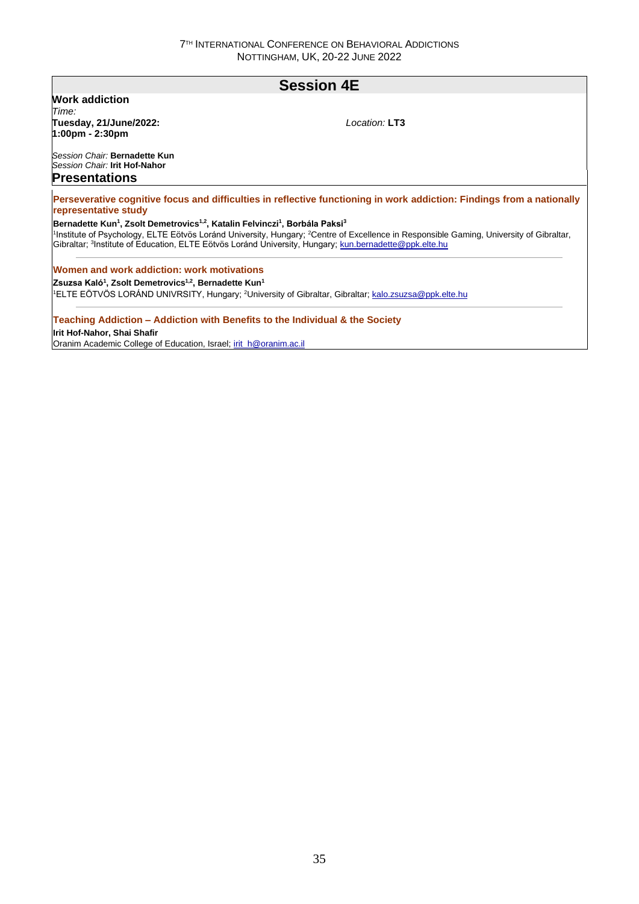## Session 4E

**Work addiction**

*Time:*
**Tuesday, 21/June/2022:**
**1:00pm - 2:30pm**

*Location:* **LT3**

*Session Chair:* **Bernadette Kun**
*Session Chair:* **Irit Hof-Nahor**

### Presentations

**Perseverative cognitive focus and difficulties in reflective functioning in work addiction: Findings from a nationally representative study**

**Bernadette Kun[1], Zsolt Demetrovics[1,2], Katalin Felvinczi[1], Borbála Paksi[3]**

[1]Institute of Psychology, ELTE Eötvös Loránd University, Hungary; [2]Centre of Excellence in Responsible Gaming, University of Gibraltar, Gibraltar; [3]Institute of Education, ELTE Eötvös Loránd University, Hungary; kun.bernadette@ppk.elte.hu

---

**Women and work addiction: work motivations**

**Zsuzsa Kaló[1], Zsolt Demetrovics[1,2], Bernadette Kun[1]**

[1]ELTE EÖTVÖS LORÁND UNIVRSITY, Hungary; [2]University of Gibraltar, Gibraltar; kalo.zsuzsa@ppk.elte.hu

---

**Teaching Addiction – Addiction with Benefits to the Individual & the Society**

**Irit Hof-Nahor, Shai Shafir**

Oranim Academic College of Education, Israel; irit_h@oranim.ac.il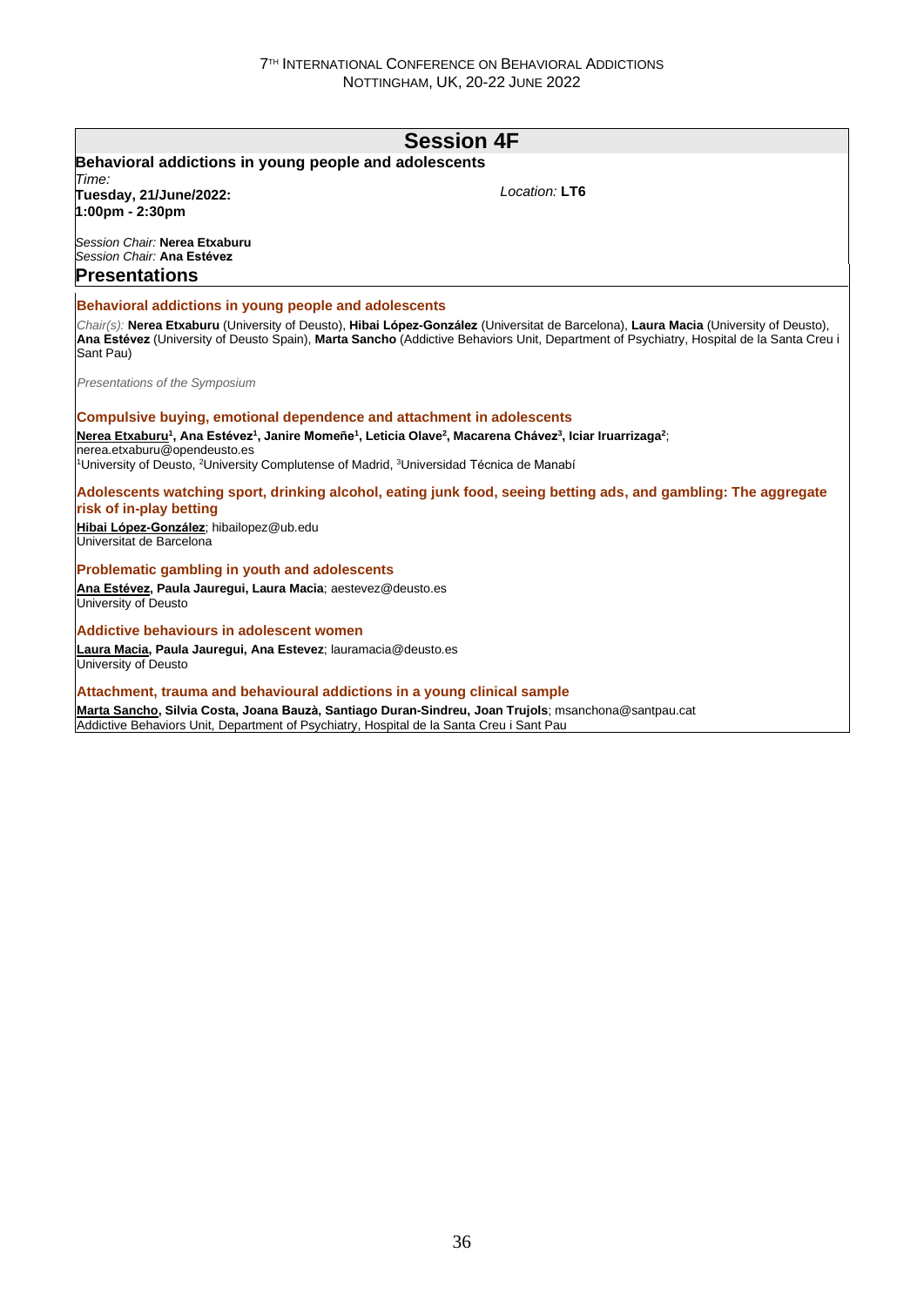## Session 4F

**Behavioral addictions in young people and adolescents**

*Time:*
**Tuesday, 21/June/2022:**
**1:00pm - 2:30pm**

*Location:* **LT6**

*Session Chair:* **Nerea Etxaburu**
*Session Chair:* **Ana Estévez**

### Presentations

**Behavioral addictions in young people and adolescents**

*Chair(s):* **Nerea Etxaburu** (University of Deusto), **Hibai López-González** (Universitat de Barcelona), **Laura Macia** (University of Deusto), **Ana Estévez** (University of Deusto Spain), **Marta Sancho** (Addictive Behaviors Unit, Department of Psychiatry, Hospital de la Santa Creu i Sant Pau)

*Presentations of the Symposium*

**Compulsive buying, emotional dependence and attachment in adolescents**

**Nerea Etxaburu[1], Ana Estévez[1], Janire Momeñe[1], Leticia Olave[2], Macarena Chávez[3], Iciar Iruarrizaga[2]**; nerea.etxaburu@opendeusto.es
[1]University of Deusto, [2]University Complutense of Madrid, [3]Universidad Técnica de Manabí

**Adolescents watching sport, drinking alcohol, eating junk food, seeing betting ads, and gambling: The aggregate risk of in-play betting**

**Hibai López-González**; hibailopez@ub.edu
Universitat de Barcelona

**Problematic gambling in youth and adolescents**

**Ana Estévez, Paula Jauregui, Laura Macia**; aestevez@deusto.es
University of Deusto

**Addictive behaviours in adolescent women**

**Laura Macia, Paula Jauregui, Ana Estevez**; lauramacia@deusto.es
University of Deusto

**Attachment, trauma and behavioural addictions in a young clinical sample**

**Marta Sancho, Silvia Costa, Joana Bauzà, Santiago Duran-Sindreu, Joan Trujols**; msanchona@santpau.cat
Addictive Behaviors Unit, Department of Psychiatry, Hospital de la Santa Creu i Sant Pau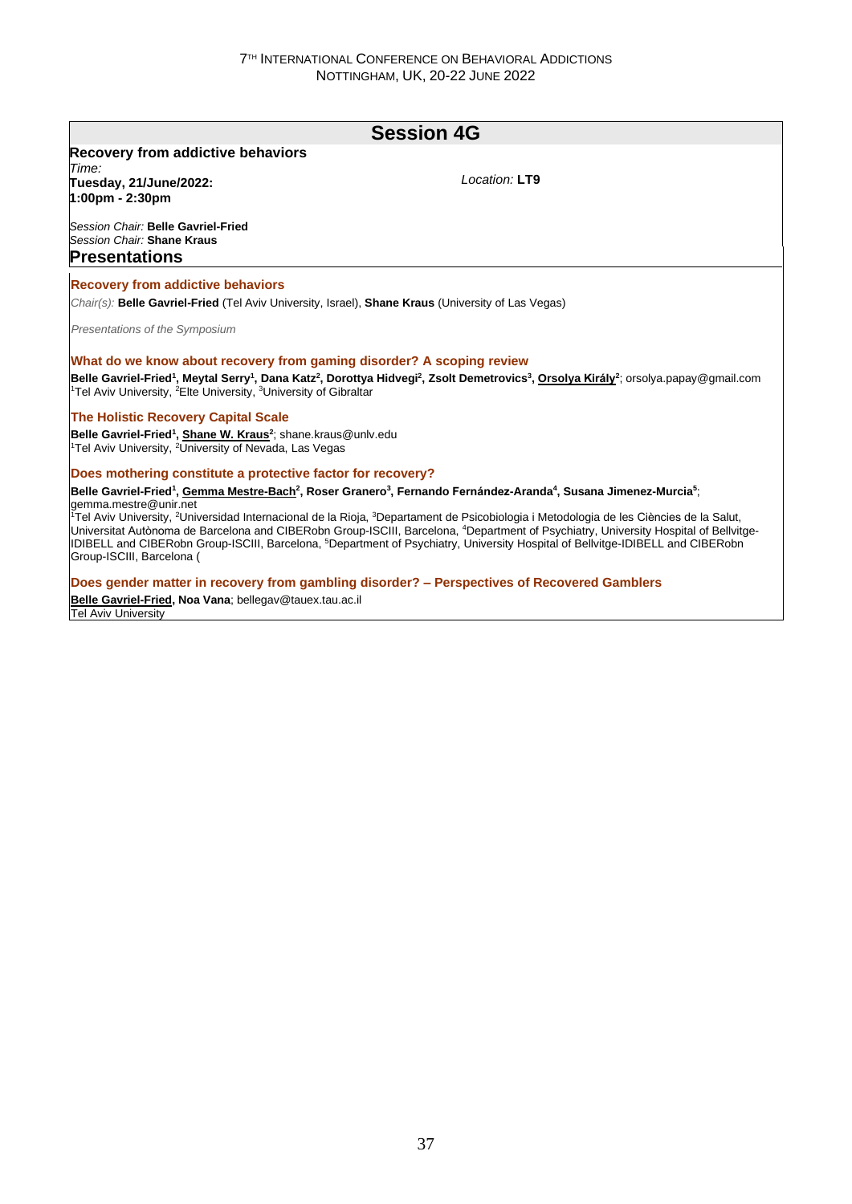# Session 4G

**Recovery from addictive behaviors**

*Time:*
**Tuesday, 21/June/2022:**
**1:00pm - 2:30pm**

*Location:* **LT9**

*Session Chair:* **Belle Gavriel-Fried**
*Session Chair:* **Shane Kraus**

## Presentations

### Recovery from addictive behaviors

*Chair(s):* **Belle Gavriel-Fried** (Tel Aviv University, Israel), **Shane Kraus** (University of Las Vegas)

*Presentations of the Symposium*

### What do we know about recovery from gaming disorder? A scoping review

**Belle Gavriel-Fried[1], Meytal Serry[1], Dana Katz[2], Dorottya Hidvegi[2], Zsolt Demetrovics[3], Orsolya Király[2]**; orsolya.papay@gmail.com
[1]Tel Aviv University, [2]Elte University, [3]University of Gibraltar

### The Holistic Recovery Capital Scale

**Belle Gavriel-Fried[1], Shane W. Kraus[2]**; shane.kraus@unlv.edu
[1]Tel Aviv University, [2]University of Nevada, Las Vegas

### Does mothering constitute a protective factor for recovery?

**Belle Gavriel-Fried[1], Gemma Mestre-Bach[2], Roser Granero[3], Fernando Fernández-Aranda[4], Susana Jimenez-Murcia[5]**; gemma.mestre@unir.net
[1]Tel Aviv University, [2]Universidad Internacional de la Rioja, [3]Departament de Psicobiologia i Metodologia de les Ciències de la Salut, Universitat Autònoma de Barcelona and CIBERobn Group-ISCIII, Barcelona, [4]Department of Psychiatry, University Hospital of Bellvitge-IDIBELL and CIBERobn Group-ISCIII, Barcelona, [5]Department of Psychiatry, University Hospital of Bellvitge-IDIBELL and CIBERobn Group-ISCIII, Barcelona (

### Does gender matter in recovery from gambling disorder? – Perspectives of Recovered Gamblers

**Belle Gavriel-Fried, Noa Vana**; bellegav@tauex.tau.ac.il
Tel Aviv University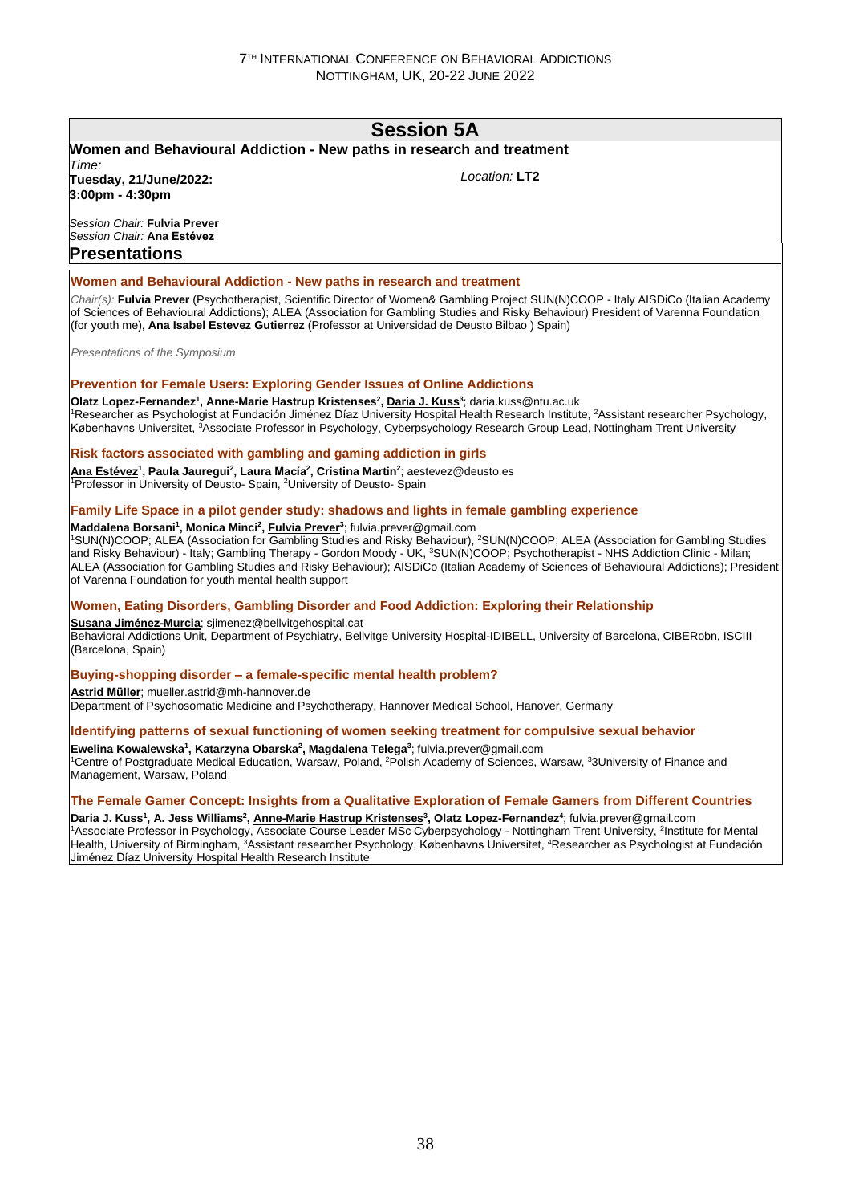# Session 5A

**Women and Behavioural Addiction - New paths in research and treatment**

*Time:*
**Tuesday, 21/June/2022:**
**3:00pm - 4:30pm**

*Location:* **LT2**

*Session Chair:* **Fulvia Prever**
*Session Chair:* **Ana Estévez**

## Presentations

### Women and Behavioural Addiction - New paths in research and treatment

*Chair(s):* **Fulvia Prever** (Psychotherapist, Scientific Director of Women& Gambling Project SUN(N)COOP - Italy AISDiCo (Italian Academy of Sciences of Behavioural Addictions); ALEA (Association for Gambling Studies and Risky Behaviour) President of Varenna Foundation (for youth me), **Ana Isabel Estevez Gutierrez** (Professor at Universidad de Deusto Bilbao ) Spain)

*Presentations of the Symposium*

### Prevention for Female Users: Exploring Gender Issues of Online Addictions

**Olatz Lopez-Fernandez[1], Anne-Marie Hastrup Kristenses[2], Daria J. Kuss[3]**; daria.kuss@ntu.ac.uk
[1]Researcher as Psychologist at Fundación Jiménez Díaz University Hospital Health Research Institute, [2]Assistant researcher Psychology, Københavns Universitet, [3]Associate Professor in Psychology, Cyberpsychology Research Group Lead, Nottingham Trent University

### Risk factors associated with gambling and gaming addiction in girls

**Ana Estévez[1], Paula Jauregui[2], Laura Macía[2], Cristina Martin[2]**; aestevez@deusto.es
[1]Professor in University of Deusto- Spain, [2]University of Deusto- Spain

### Family Life Space in a pilot gender study: shadows and lights in female gambling experience

**Maddalena Borsani[1], Monica Minci[2], Fulvia Prever[3]**; fulvia.prever@gmail.com
[1]SUN(N)COOP; ALEA (Association for Gambling Studies and Risky Behaviour), [2]SUN(N)COOP; ALEA (Association for Gambling Studies and Risky Behaviour) - Italy; Gambling Therapy - Gordon Moody - UK, [3]SUN(N)COOP; Psychotherapist - NHS Addiction Clinic - Milan; ALEA (Association for Gambling Studies and Risky Behaviour); AISDiCo (Italian Academy of Sciences of Behavioural Addictions); President of Varenna Foundation for youth mental health support

### Women, Eating Disorders, Gambling Disorder and Food Addiction: Exploring their Relationship

**Susana Jiménez-Murcia**; sjimenez@bellvitgehospital.cat
Behavioral Addictions Unit, Department of Psychiatry, Bellvitge University Hospital-IDIBELL, University of Barcelona, CIBERobn, ISCIII (Barcelona, Spain)

### Buying-shopping disorder – a female-specific mental health problem?

**Astrid Müller**; mueller.astrid@mh-hannover.de
Department of Psychosomatic Medicine and Psychotherapy, Hannover Medical School, Hanover, Germany

### Identifying patterns of sexual functioning of women seeking treatment for compulsive sexual behavior

**Ewelina Kowalewska[1], Katarzyna Obarska[2], Magdalena Telega[3]**; fulvia.prever@gmail.com
[1]Centre of Postgraduate Medical Education, Warsaw, Poland, [2]Polish Academy of Sciences, Warsaw, [3]3University of Finance and Management, Warsaw, Poland

### The Female Gamer Concept: Insights from a Qualitative Exploration of Female Gamers from Different Countries

**Daria J. Kuss[1], A. Jess Williams[2], Anne-Marie Hastrup Kristenses[3], Olatz Lopez-Fernandez[4]**; fulvia.prever@gmail.com
[1]Associate Professor in Psychology, Associate Course Leader MSc Cyberpsychology - Nottingham Trent University, [2]Institute for Mental Health, University of Birmingham, [3]Assistant researcher Psychology, Københavns Universitet, [4]Researcher as Psychologist at Fundación Jiménez Díaz University Hospital Health Research Institute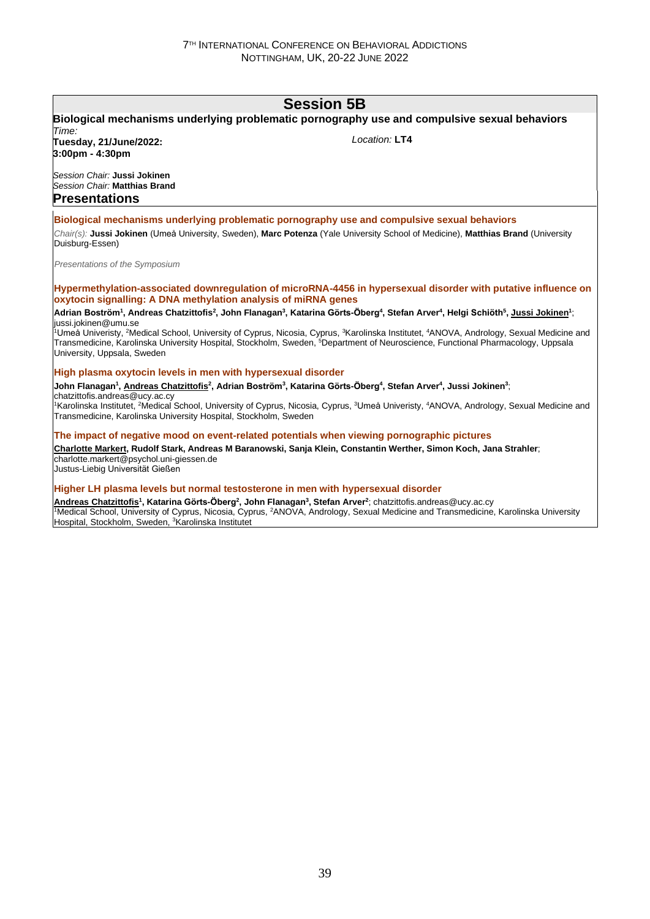# Session 5B

**Biological mechanisms underlying problematic pornography use and compulsive sexual behaviors**

*Time:*
**Tuesday, 21/June/2022:**
**3:00pm - 4:30pm**

*Location:* **LT4**

*Session Chair:* **Jussi Jokinen**
*Session Chair:* **Matthias Brand**

## Presentations

### Biological mechanisms underlying problematic pornography use and compulsive sexual behaviors

*Chair(s):* **Jussi Jokinen** (Umeå University, Sweden), **Marc Potenza** (Yale University School of Medicine), **Matthias Brand** (University Duisburg-Essen)

*Presentations of the Symposium*

### Hypermethylation-associated downregulation of microRNA-4456 in hypersexual disorder with putative influence on oxytocin signalling: A DNA methylation analysis of miRNA genes

**Adrian Boström[1], Andreas Chatzittofis[2], John Flanagan[3], Katarina Görts-Öberg[4], Stefan Arver[4], Helgi Schiöth[5], Jussi Jokinen[1]**; jussi.jokinen@umu.se

[1]Umeå Univeristy, [2]Medical School, University of Cyprus, Nicosia, Cyprus, [3]Karolinska Institutet, [4]ANOVA, Andrology, Sexual Medicine and Transmedicine, Karolinska University Hospital, Stockholm, Sweden, [5]Department of Neuroscience, Functional Pharmacology, Uppsala University, Uppsala, Sweden

### High plasma oxytocin levels in men with hypersexual disorder

**John Flanagan[1], Andreas Chatzittofis[2], Adrian Boström[3], Katarina Görts-Öberg[4], Stefan Arver[4], Jussi Jokinen[3]**; chatzittofis.andreas@ucy.ac.cy

[1]Karolinska Institutet, [2]Medical School, University of Cyprus, Nicosia, Cyprus, [3]Umeå Univeristy, [4]ANOVA, Andrology, Sexual Medicine and Transmedicine, Karolinska University Hospital, Stockholm, Sweden

### The impact of negative mood on event-related potentials when viewing pornographic pictures

**Charlotte Markert, Rudolf Stark, Andreas M Baranowski, Sanja Klein, Constantin Werther, Simon Koch, Jana Strahler**; charlotte.markert@psychol.uni-giessen.de

Justus-Liebig Universität Gießen

### Higher LH plasma levels but normal testosterone in men with hypersexual disorder

**Andreas Chatzittofis[1], Katarina Görts-Öberg[2], John Flanagan[3], Stefan Arver[2]**; chatzittofis.andreas@ucy.ac.cy

[1]Medical School, University of Cyprus, Nicosia, Cyprus, [2]ANOVA, Andrology, Sexual Medicine and Transmedicine, Karolinska University Hospital, Stockholm, Sweden, [3]Karolinska Institutet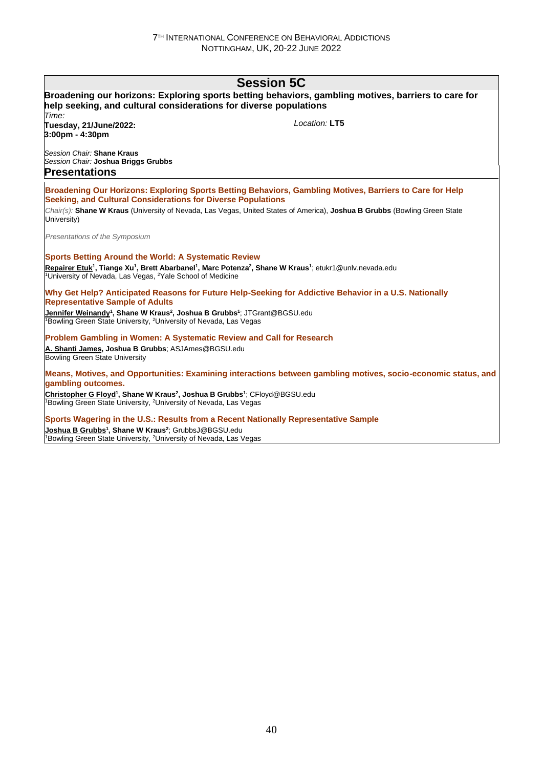# Session 5C

**Broadening our horizons: Exploring sports betting behaviors, gambling motives, barriers to care for help seeking, and cultural considerations for diverse populations**

*Time:*
**Tuesday, 21/June/2022: 3:00pm - 4:30pm**

*Location:* **LT5**

*Session Chair:* **Shane Kraus**
*Session Chair:* **Joshua Briggs Grubbs**

## Presentations

### Broadening Our Horizons: Exploring Sports Betting Behaviors, Gambling Motives, Barriers to Care for Help Seeking, and Cultural Considerations for Diverse Populations

*Chair(s):* **Shane W Kraus** (University of Nevada, Las Vegas, United States of America), **Joshua B Grubbs** (Bowling Green State University)

*Presentations of the Symposium*

### Sports Betting Around the World: A Systematic Review

**Repairer Etuk[1], Tiange Xu[1], Brett Abarbanel[1], Marc Potenza[2], Shane W Kraus[1]**; etukr1@unlv.nevada.edu
[1]University of Nevada, Las Vegas, [2]Yale School of Medicine

### Why Get Help? Anticipated Reasons for Future Help-Seeking for Addictive Behavior in a U.S. Nationally Representative Sample of Adults

**Jennifer Weinandy[1], Shane W Kraus[2], Joshua B Grubbs[1]**; JTGrant@BGSU.edu
[1]Bowling Green State University, [2]University of Nevada, Las Vegas

### Problem Gambling in Women: A Systematic Review and Call for Research

**A. Shanti James, Joshua B Grubbs**; ASJAmes@BGSU.edu
Bowling Green State University

### Means, Motives, and Opportunities: Examining interactions between gambling motives, socio-economic status, and gambling outcomes.

**Christopher G Floyd[1], Shane W Kraus[2], Joshua B Grubbs[1]**; CFloyd@BGSU.edu
[1]Bowling Green State University, [2]University of Nevada, Las Vegas

### Sports Wagering in the U.S.: Results from a Recent Nationally Representative Sample

**Joshua B Grubbs[1], Shane W Kraus[2]**; GrubbsJ@BGSU.edu
[1]Bowling Green State University, [2]University of Nevada, Las Vegas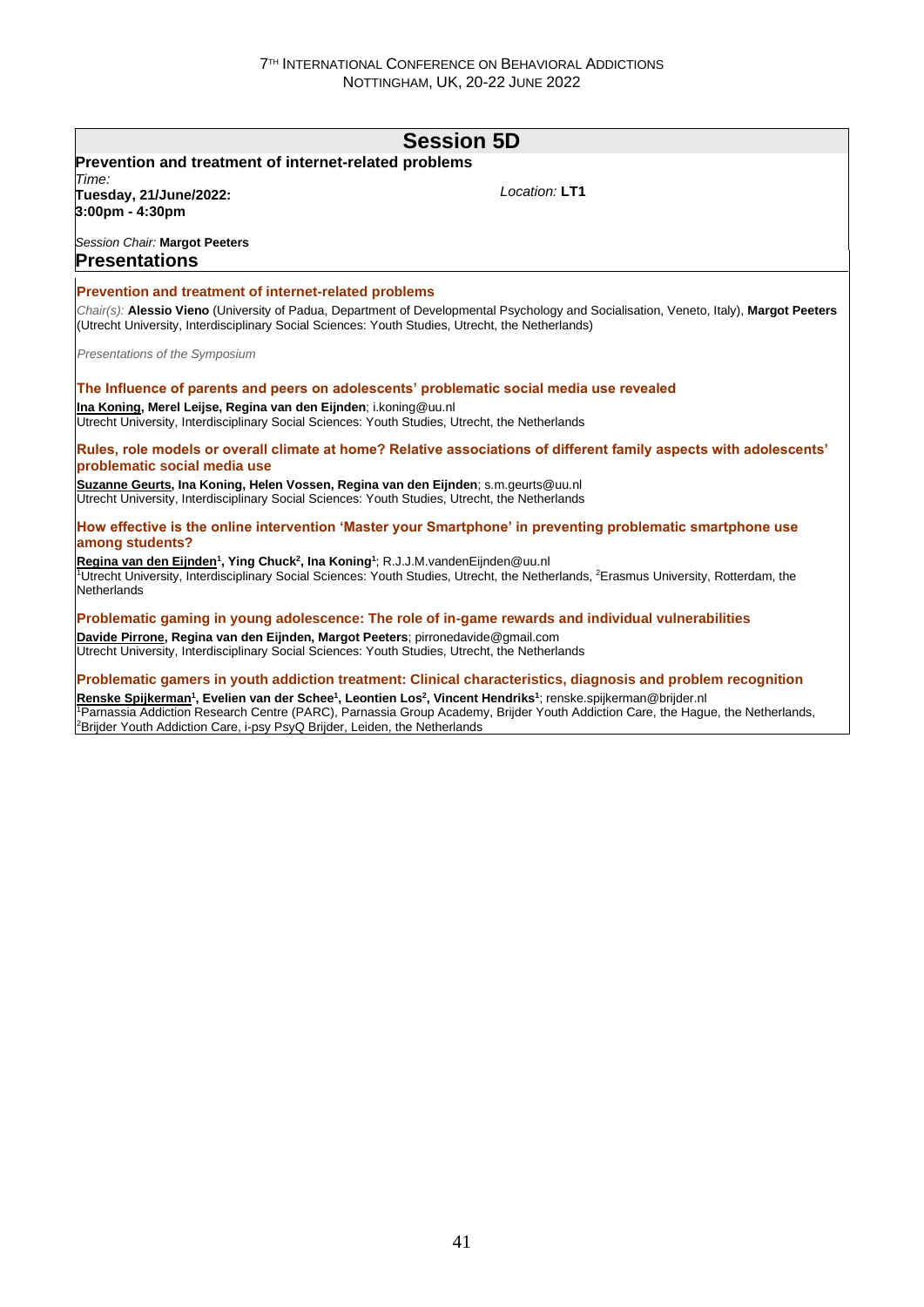## Session 5D

**Prevention and treatment of internet-related problems**

*Time:*
**Tuesday, 21/June/2022:**
**3:00pm - 4:30pm**

*Location:* **LT1**

*Session Chair:* **Margot Peeters**

## Presentations

### Prevention and treatment of internet-related problems

*Chair(s):* **Alessio Vieno** (University of Padua, Department of Developmental Psychology and Socialisation, Veneto, Italy), **Margot Peeters** (Utrecht University, Interdisciplinary Social Sciences: Youth Studies, Utrecht, the Netherlands)

*Presentations of the Symposium*

### The Influence of parents and peers on adolescents' problematic social media use revealed

**Ina Koning, Merel Leijse, Regina van den Eijnden**; i.koning@uu.nl
Utrecht University, Interdisciplinary Social Sciences: Youth Studies, Utrecht, the Netherlands

### Rules, role models or overall climate at home? Relative associations of different family aspects with adolescents' problematic social media use

**Suzanne Geurts, Ina Koning, Helen Vossen, Regina van den Eijnden**; s.m.geurts@uu.nl
Utrecht University, Interdisciplinary Social Sciences: Youth Studies, Utrecht, the Netherlands

### How effective is the online intervention 'Master your Smartphone' in preventing problematic smartphone use among students?

**Regina van den Eijnden[1], Ying Chuck[2], Ina Koning[1]**; R.J.J.M.vandenEijnden@uu.nl
[1]Utrecht University, Interdisciplinary Social Sciences: Youth Studies, Utrecht, the Netherlands, [2]Erasmus University, Rotterdam, the Netherlands

### Problematic gaming in young adolescence: The role of in-game rewards and individual vulnerabilities

**Davide Pirrone, Regina van den Eijnden, Margot Peeters**; pirronedavide@gmail.com
Utrecht University, Interdisciplinary Social Sciences: Youth Studies, Utrecht, the Netherlands

### Problematic gamers in youth addiction treatment: Clinical characteristics, diagnosis and problem recognition

**Renske Spijkerman[1], Evelien van der Schee[1], Leontien Los[2], Vincent Hendriks[1]**; renske.spijkerman@brijder.nl
[1]Parnassia Addiction Research Centre (PARC), Parnassia Group Academy, Brijder Youth Addiction Care, the Hague, the Netherlands, [2]Brijder Youth Addiction Care, i-psy PsyQ Brijder, Leiden, the Netherlands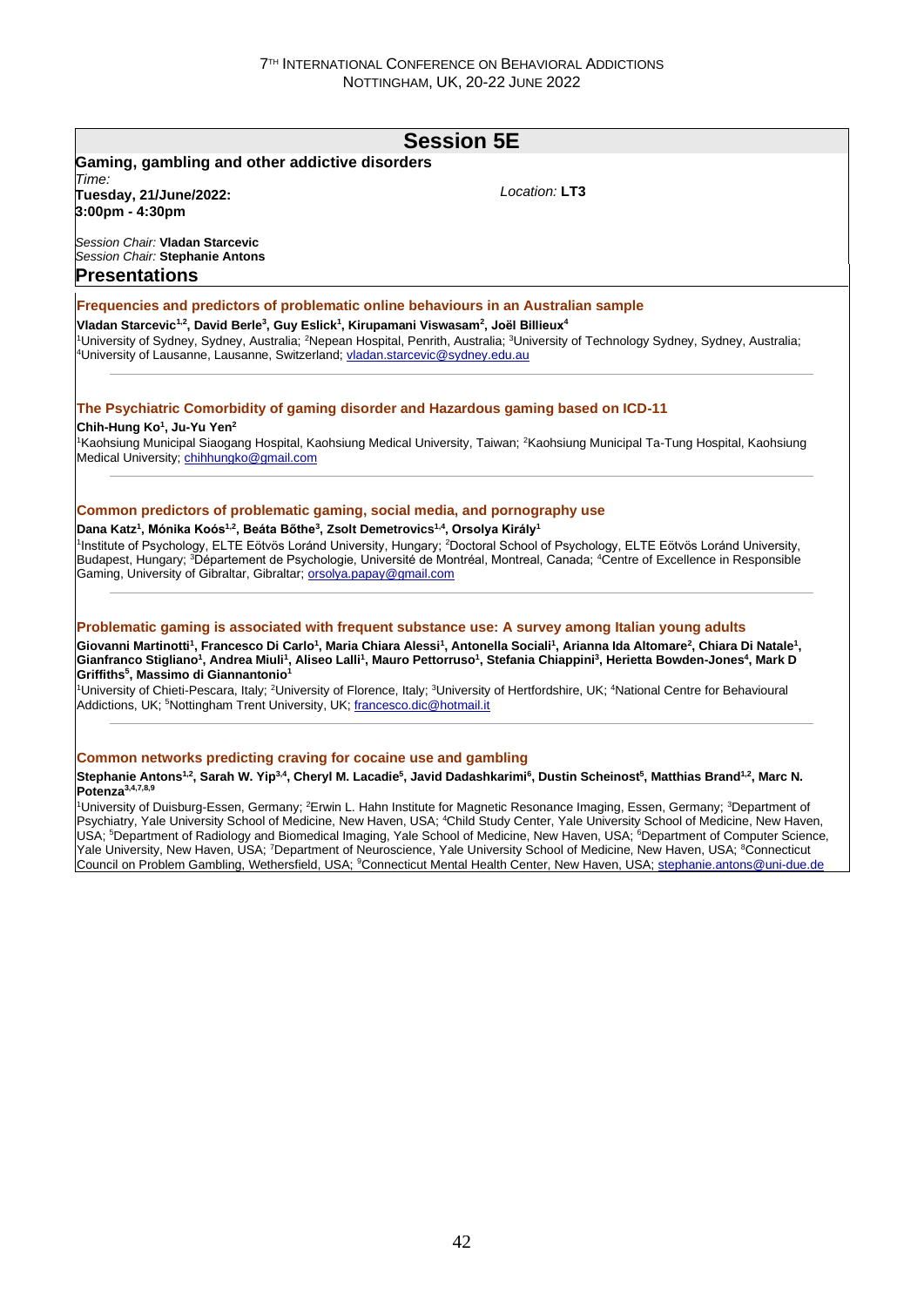## Session 5E

**Gaming, gambling and other addictive disorders**

*Time:*
**Tuesday, 21/June/2022:**
**3:00pm - 4:30pm**

*Location:* **LT3**

*Session Chair:* **Vladan Starcevic**
*Session Chair:* **Stephanie Antons**

### Presentations

#### Frequencies and predictors of problematic online behaviours in an Australian sample

**Vladan Starcevic[1,2], David Berle[3], Guy Eslick[1], Kirupamani Viswasam[2], Joël Billieux[4]**

[1]University of Sydney, Sydney, Australia; [2]Nepean Hospital, Penrith, Australia; [3]University of Technology Sydney, Sydney, Australia; [4]University of Lausanne, Lausanne, Switzerland; vladan.starcevic@sydney.edu.au

---

#### The Psychiatric Comorbidity of gaming disorder and Hazardous gaming based on ICD-11

**Chih-Hung Ko[1], Ju-Yu Yen[2]**

[1]Kaohsiung Municipal Siaogang Hospital, Kaohsiung Medical University, Taiwan; [2]Kaohsiung Municipal Ta-Tung Hospital, Kaohsiung Medical University; chihhungko@gmail.com

---

#### Common predictors of problematic gaming, social media, and pornography use

**Dana Katz[1], Mónika Koós[1,2], Beáta Bőthe[3], Zsolt Demetrovics[1,4], Orsolya Király[1]**

[1]Institute of Psychology, ELTE Eötvös Loránd University, Hungary; [2]Doctoral School of Psychology, ELTE Eötvös Loránd University, Budapest, Hungary; [3]Département de Psychologie, Université de Montréal, Montreal, Canada; [4]Centre of Excellence in Responsible Gaming, University of Gibraltar, Gibraltar; orsolya.papay@gmail.com

---

#### Problematic gaming is associated with frequent substance use: A survey among Italian young adults

**Giovanni Martinotti[1], Francesco Di Carlo[1], Maria Chiara Alessi[1], Antonella Sociali[1], Arianna Ida Altomare[2], Chiara Di Natale[1], Gianfranco Stigliano[1], Andrea Miuli[1], Aliseo Lalli[1], Mauro Pettorruso[1], Stefania Chiappini[3], Herietta Bowden-Jones[4], Mark D Griffiths[5], Massimo di Giannantonio[1]**

[1]University of Chieti-Pescara, Italy; [2]University of Florence, Italy; [3]University of Hertfordshire, UK; [4]National Centre for Behavioural Addictions, UK; [5]Nottingham Trent University, UK; francesco.dic@hotmail.it

---

#### Common networks predicting craving for cocaine use and gambling

**Stephanie Antons[1,2], Sarah W. Yip[3,4], Cheryl M. Lacadie[5], Javid Dadashkarimi[6], Dustin Scheinost[5], Matthias Brand[1,2], Marc N. Potenza[3,4,7,8,9]**

[1]University of Duisburg-Essen, Germany; [2]Erwin L. Hahn Institute for Magnetic Resonance Imaging, Essen, Germany; [3]Department of Psychiatry, Yale University School of Medicine, New Haven, USA; [4]Child Study Center, Yale University School of Medicine, New Haven, USA; [5]Department of Radiology and Biomedical Imaging, Yale School of Medicine, New Haven, USA; [6]Department of Computer Science, Yale University, New Haven, USA; [7]Department of Neuroscience, Yale University School of Medicine, New Haven, USA; [8]Connecticut Council on Problem Gambling, Wethersfield, USA; [9]Connecticut Mental Health Center, New Haven, USA; stephanie.antons@uni-due.de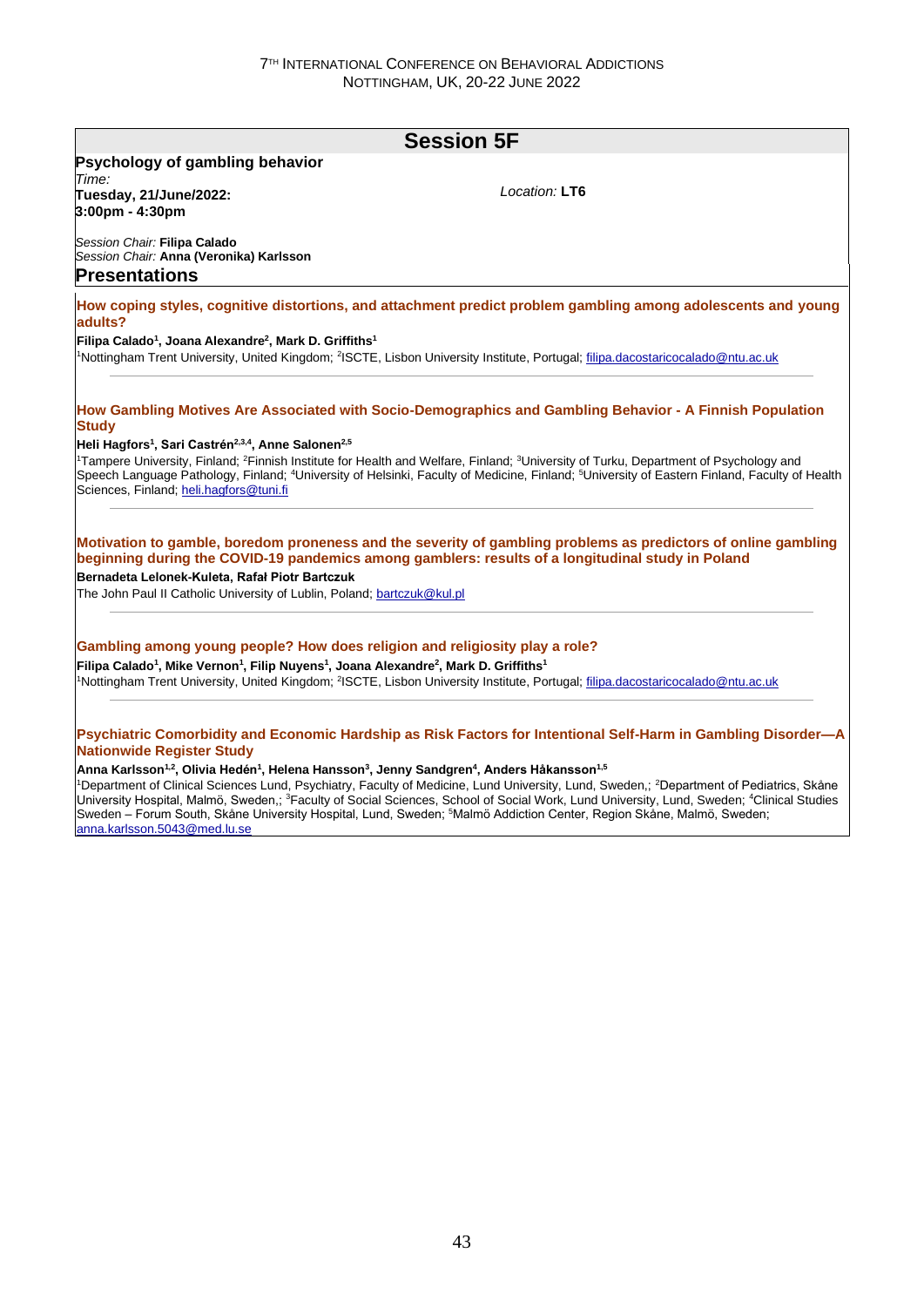## Session 5F

**Psychology of gambling behavior**

*Time:*
**Tuesday, 21/June/2022:**
**3:00pm - 4:30pm**

*Location:* **LT6**

*Session Chair:* **Filipa Calado**
*Session Chair:* **Anna (Veronika) Karlsson**

### Presentations

**How coping styles, cognitive distortions, and attachment predict problem gambling among adolescents and young adults?**

**Filipa Calado[1], Joana Alexandre[2], Mark D. Griffiths[1]**

[1]Nottingham Trent University, United Kingdom; [2]ISCTE, Lisbon University Institute, Portugal; filipa.dacostaricocalado@ntu.ac.uk

---

**How Gambling Motives Are Associated with Socio-Demographics and Gambling Behavior - A Finnish Population Study**

**Heli Hagfors[1], Sari Castrén[2,3,4], Anne Salonen[2,5]**

[1]Tampere University, Finland; [2]Finnish Institute for Health and Welfare, Finland; [3]University of Turku, Department of Psychology and Speech Language Pathology, Finland; [4]University of Helsinki, Faculty of Medicine, Finland; [5]University of Eastern Finland, Faculty of Health Sciences, Finland; heli.hagfors@tuni.fi

---

**Motivation to gamble, boredom proneness and the severity of gambling problems as predictors of online gambling beginning during the COVID-19 pandemics among gamblers: results of a longitudinal study in Poland**

**Bernadeta Lelonek-Kuleta, Rafał Piotr Bartczuk**

The John Paul II Catholic University of Lublin, Poland; bartczuk@kul.pl

---

**Gambling among young people? How does religion and religiosity play a role?**

**Filipa Calado[1], Mike Vernon[1], Filip Nuyens[1], Joana Alexandre[2], Mark D. Griffiths[1]**

[1]Nottingham Trent University, United Kingdom; [2]ISCTE, Lisbon University Institute, Portugal; filipa.dacostaricocalado@ntu.ac.uk

---

**Psychiatric Comorbidity and Economic Hardship as Risk Factors for Intentional Self-Harm in Gambling Disorder—A Nationwide Register Study**

**Anna Karlsson[1,2], Olivia Hedén[1], Helena Hansson[3], Jenny Sandgren[4], Anders Håkansson[1,5]**

[1]Department of Clinical Sciences Lund, Psychiatry, Faculty of Medicine, Lund University, Lund, Sweden,; [2]Department of Pediatrics, Skåne University Hospital, Malmö, Sweden,; [3]Faculty of Social Sciences, School of Social Work, Lund University, Lund, Sweden; [4]Clinical Studies Sweden – Forum South, Skåne University Hospital, Lund, Sweden; [5]Malmö Addiction Center, Region Skåne, Malmö, Sweden; anna.karlsson.5043@med.lu.se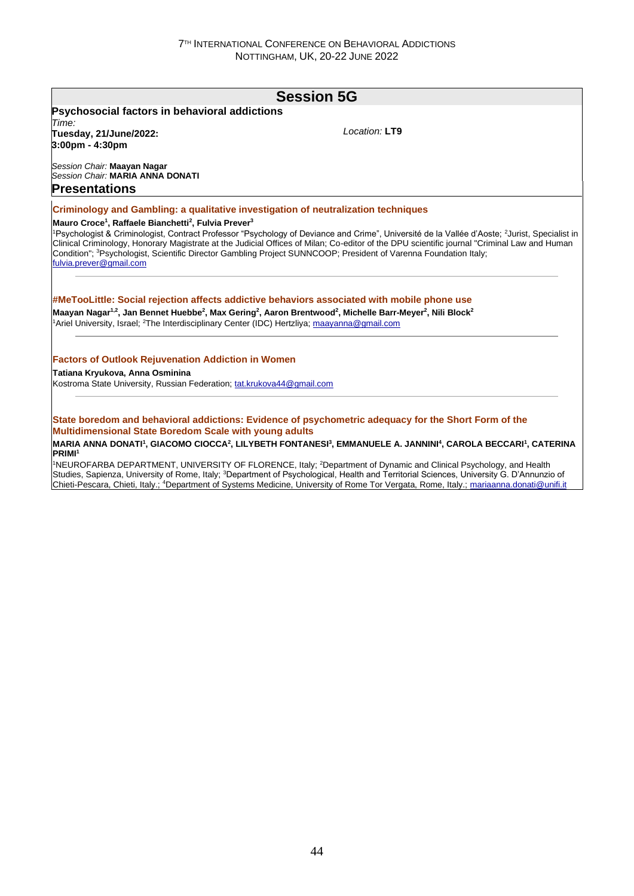## Session 5G

**Psychosocial factors in behavioral addictions**

*Time:*
**Tuesday, 21/June/2022:**
**3:00pm - 4:30pm**

*Location:* **LT9**

*Session Chair:* **Maayan Nagar**
*Session Chair:* **MARIA ANNA DONATI**

### Presentations

#### Criminology and Gambling: a qualitative investigation of neutralization techniques

**Mauro Croce[1], Raffaele Bianchetti[2], Fulvia Prever[3]**

[1]Psychologist & Criminologist, Contract Professor "Psychology of Deviance and Crime", Université de la Vallée d'Aoste; [2]Jurist, Specialist in Clinical Criminology, Honorary Magistrate at the Judicial Offices of Milan; Co-editor of the DPU scientific journal "Criminal Law and Human Condition"; [3]Psychologist, Scientific Director Gambling Project SUNNCOOP; President of Varenna Foundation Italy; fulvia.prever@gmail.com

---

#### #MeTooLittle: Social rejection affects addictive behaviors associated with mobile phone use

**Maayan Nagar[1,2], Jan Bennet Huebbe[2], Max Gering[2], Aaron Brentwood[2], Michelle Barr-Meyer[2], Nili Block[2]**

[1]Ariel University, Israel; [2]The Interdisciplinary Center (IDC) Hertzliya; maayanna@gmail.com

---

#### Factors of Outlook Rejuvenation Addiction in Women

**Tatiana Kryukova, Anna Osminina**

Kostroma State University, Russian Federation; tat.krukova44@gmail.com

---

#### State boredom and behavioral addictions: Evidence of psychometric adequacy for the Short Form of the Multidimensional State Boredom Scale with young adults

**MARIA ANNA DONATI[1], GIACOMO CIOCCA[2], LILYBETH FONTANESI[3], EMMANUELE A. JANNINI[4], CAROLA BECCARI[1], CATERINA PRIMI[1]**

[1]NEUROFARBA DEPARTMENT, UNIVERSITY OF FLORENCE, Italy; [2]Department of Dynamic and Clinical Psychology, and Health Studies, Sapienza, University of Rome, Italy; [3]Department of Psychological, Health and Territorial Sciences, University G. D'Annunzio of Chieti-Pescara, Chieti, Italy.; [4]Department of Systems Medicine, University of Rome Tor Vergata, Rome, Italy.; mariaanna.donati@unifi.it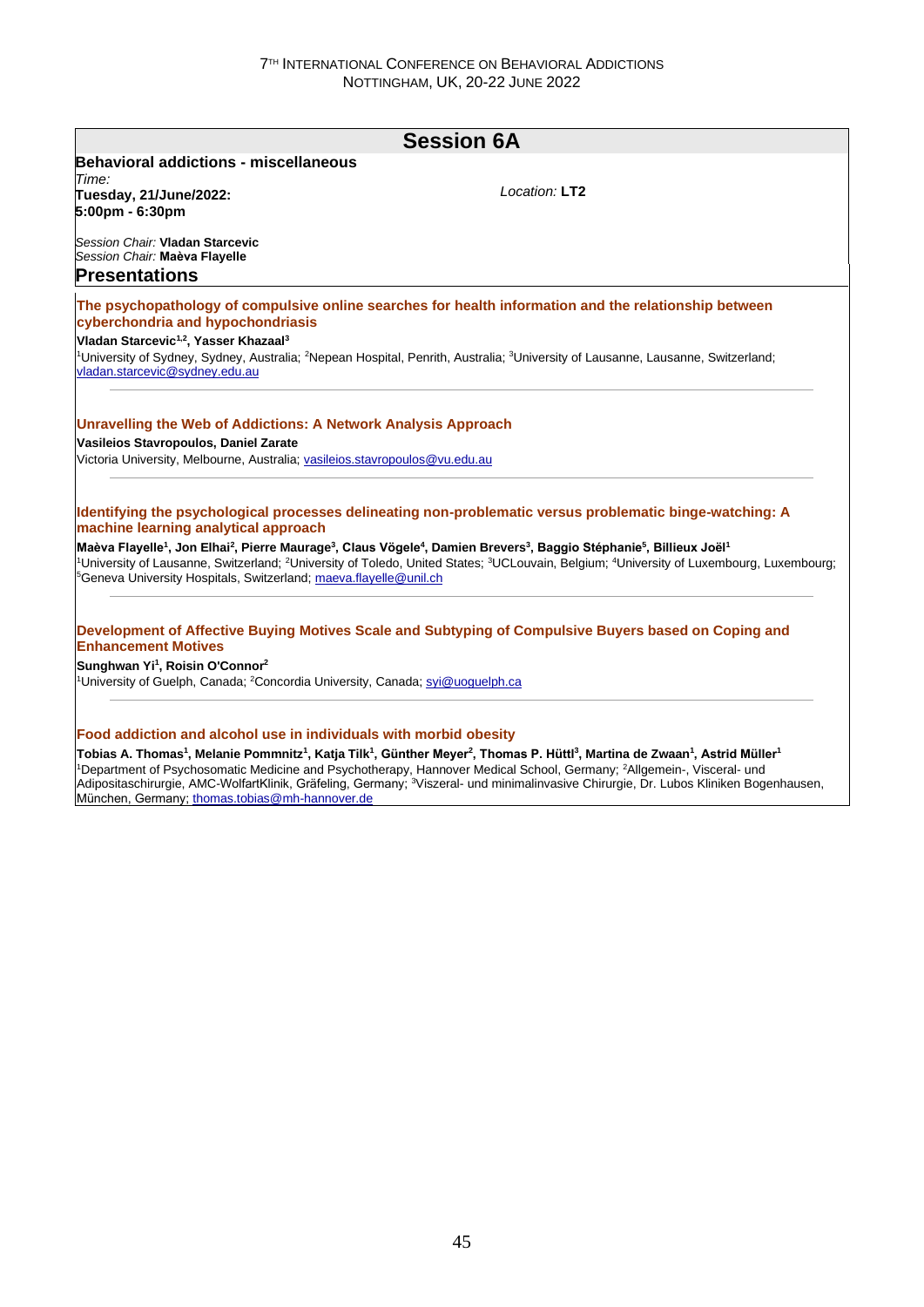# Session 6A

**Behavioral addictions - miscellaneous**

*Time:*
**Tuesday, 21/June/2022:**
**5:00pm - 6:30pm**

*Location:* **LT2**

*Session Chair:* **Vladan Starcevic**
*Session Chair:* **Maèva Flayelle**

## Presentations

### The psychopathology of compulsive online searches for health information and the relationship between cyberchondria and hypochondriasis

**Vladan Starcevic[1,2], Yasser Khazaal[3]**

[1]University of Sydney, Sydney, Australia; [2]Nepean Hospital, Penrith, Australia; [3]University of Lausanne, Lausanne, Switzerland; vladan.starcevic@sydney.edu.au

---

### Unravelling the Web of Addictions: A Network Analysis Approach

**Vasileios Stavropoulos, Daniel Zarate**

Victoria University, Melbourne, Australia; vasileios.stavropoulos@vu.edu.au

---

### Identifying the psychological processes delineating non-problematic versus problematic binge-watching: A machine learning analytical approach

**Maèva Flayelle[1], Jon Elhai[2], Pierre Maurage[3], Claus Vögele[4], Damien Brevers[3], Baggio Stéphanie[5], Billieux Joël[1]**

[1]University of Lausanne, Switzerland; [2]University of Toledo, United States; [3]UCLouvain, Belgium; [4]University of Luxembourg, Luxembourg; [5]Geneva University Hospitals, Switzerland; maeva.flayelle@unil.ch

---

### Development of Affective Buying Motives Scale and Subtyping of Compulsive Buyers based on Coping and Enhancement Motives

**Sunghwan Yi[1], Roisin O'Connor[2]**

[1]University of Guelph, Canada; [2]Concordia University, Canada; syi@uoguelph.ca

---

### Food addiction and alcohol use in individuals with morbid obesity

**Tobias A. Thomas[1], Melanie Pommnitz[1], Katja Tilk[1], Günther Meyer[2], Thomas P. Hüttl[3], Martina de Zwaan[1], Astrid Müller[1]**

[1]Department of Psychosomatic Medicine and Psychotherapy, Hannover Medical School, Germany; [2]Allgemein-, Visceral- und Adipositaschirurgie, AMC-WolfartKlinik, Gräfeling, Germany; [3]Viszeral- und minimalinvasive Chirurgie, Dr. Lubos Kliniken Bogenhausen, München, Germany; thomas.tobias@mh-hannover.de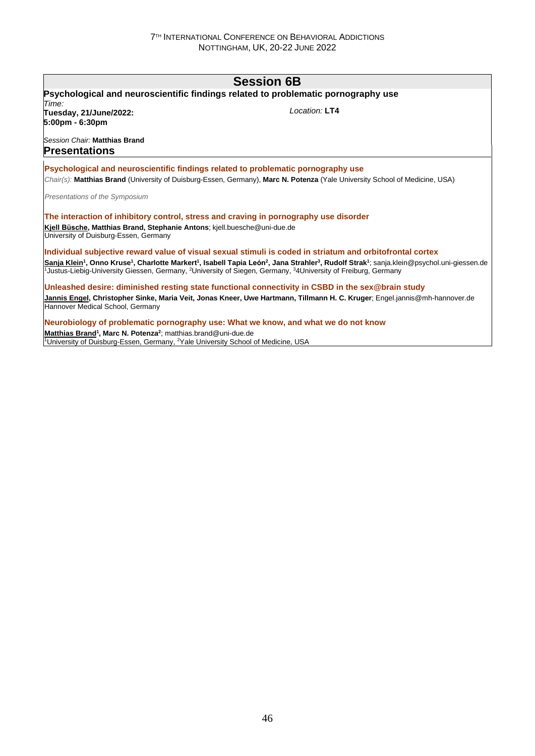## Session 6B

**Psychological and neuroscientific findings related to problematic pornography use**

*Time:*
**Tuesday, 21/June/2022:**
**5:00pm - 6:30pm**

*Location:* **LT4**

*Session Chair:* **Matthias Brand**

### Presentations

**Psychological and neuroscientific findings related to problematic pornography use**

*Chair(s):* **Matthias Brand** (University of Duisburg-Essen, Germany), **Marc N. Potenza** (Yale University School of Medicine, USA)

*Presentations of the Symposium*

**The interaction of inhibitory control, stress and craving in pornography use disorder**

**Kjell Büsche, Matthias Brand, Stephanie Antons**; kjell.buesche@uni-due.de
University of Duisburg-Essen, Germany

**Individual subjective reward value of visual sexual stimuli is coded in striatum and orbitofrontal cortex**

**Sanja Klein[1], Onno Kruse[1], Charlotte Markert[1], Isabell Tapia León[2], Jana Strahler[3], Rudolf Strak[1]**; sanja.klein@psychol.uni-giessen.de
[1]Justus-Liebig-University Giessen, Germany, [2]University of Siegen, Germany, [3]4University of Freiburg, Germany

**Unleashed desire: diminished resting state functional connectivity in CSBD in the sex@brain study**

**Jannis Engel, Christopher Sinke, Maria Veit, Jonas Kneer, Uwe Hartmann, Tillmann H. C. Kruger**; Engel.jannis@mh-hannover.de
Hannover Medical School, Germany

**Neurobiology of problematic pornography use: What we know, and what we do not know**

**Matthias Brand[1], Marc N. Potenza[2]**; matthias.brand@uni-due.de
[1]University of Duisburg-Essen, Germany, [2]Yale University School of Medicine, USA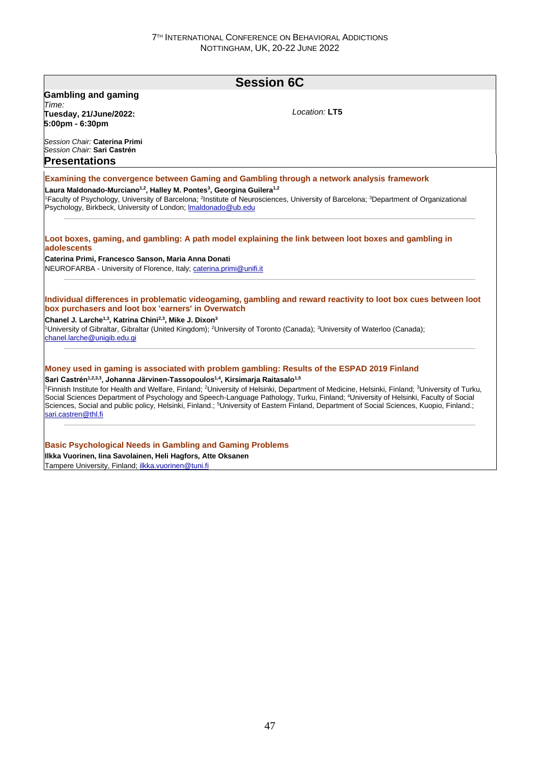## Session 6C

**Gambling and gaming**

*Time:*
**Tuesday, 21/June/2022:**
**5:00pm - 6:30pm**

*Location:* **LT5**

*Session Chair:* **Caterina Primi**
*Session Chair:* **Sari Castrén**

### Presentations

**Examining the convergence between Gaming and Gambling through a network analysis framework**

**Laura Maldonado-Murciano[1,2], Halley M. Pontes[3], Georgina Guilera[1,2]**

[1]Faculty of Psychology, University of Barcelona; [2]Institute of Neurosciences, University of Barcelona; [3]Department of Organizational Psychology, Birkbeck, University of London; lmaldonado@ub.edu

---

**Loot boxes, gaming, and gambling: A path model explaining the link between loot boxes and gambling in adolescents**

**Caterina Primi, Francesco Sanson, Maria Anna Donati**

NEUROFARBA - University of Florence, Italy; caterina.primi@unifi.it

---

**Individual differences in problematic videogaming, gambling and reward reactivity to loot box cues between loot box purchasers and loot box 'earners' in Overwatch**

**Chanel J. Larche[1,3], Katrina Chini[2,3], Mike J. Dixon[3]**

[1]University of Gibraltar, Gibraltar (United Kingdom); [2]University of Toronto (Canada); [3]University of Waterloo (Canada); chanel.larche@unigib.edu.gi

---

**Money used in gaming is associated with problem gambling: Results of the ESPAD 2019 Finland**

**Sari Castrén[1,2,3,3], Johanna Järvinen-Tassopoulos[1,4], Kirsimarja Raitasalo[1,5]**

[1]Finnish Institute for Health and Welfare, Finland; [2]University of Helsinki, Department of Medicine, Helsinki, Finland; [3]University of Turku, Social Sciences Department of Psychology and Speech-Language Pathology, Turku, Finland; [4]University of Helsinki, Faculty of Social Sciences, Social and public policy, Helsinki, Finland.; [5]University of Eastern Finland, Department of Social Sciences, Kuopio, Finland.; sari.castren@thl.fi

---

**Basic Psychological Needs in Gambling and Gaming Problems**

**Ilkka Vuorinen, Iina Savolainen, Heli Hagfors, Atte Oksanen**

Tampere University, Finland; ilkka.vuorinen@tuni.fi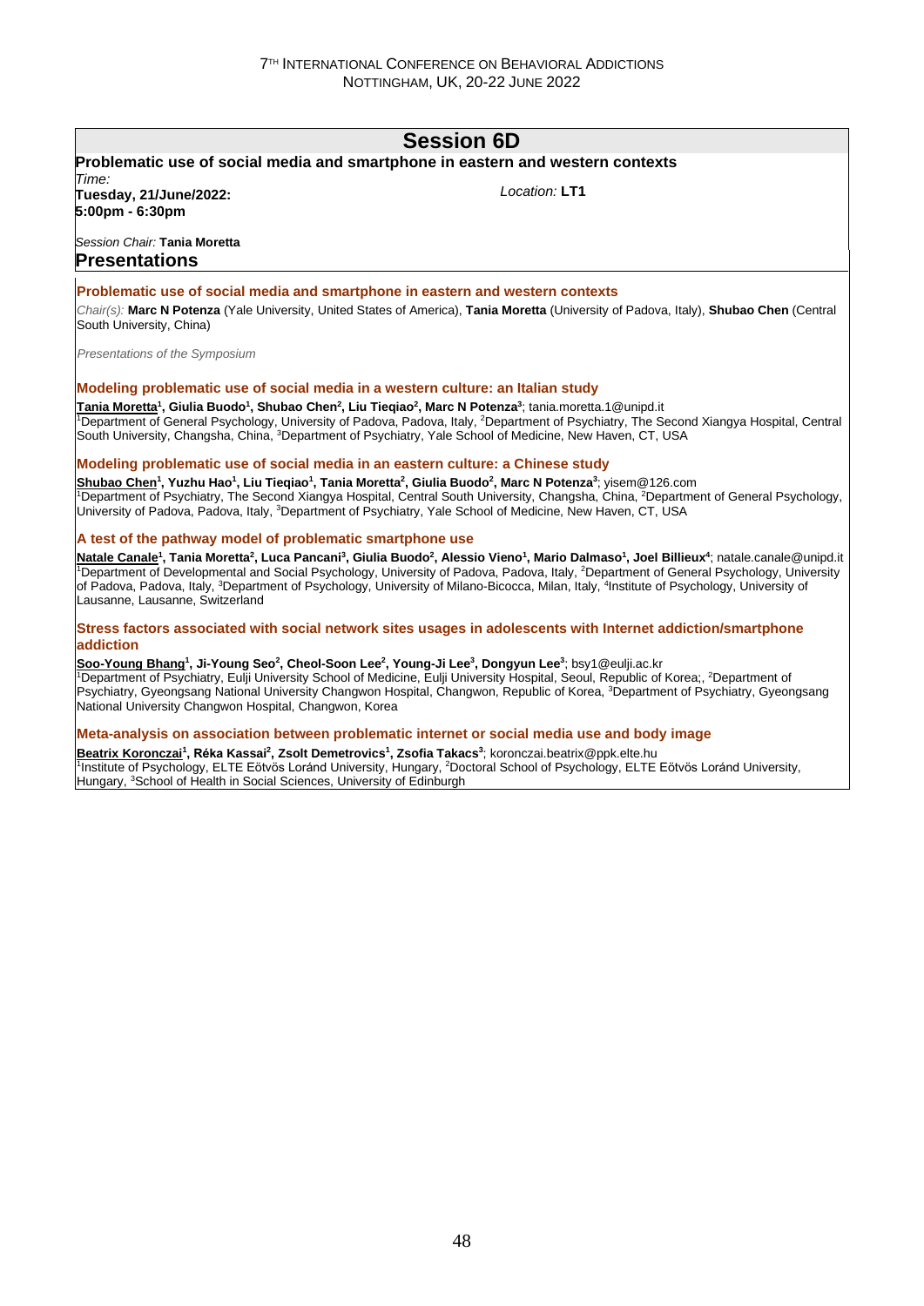# Session 6D

**Problematic use of social media and smartphone in eastern and western contexts**

*Time:*
**Tuesday, 21/June/2022:**
**5:00pm - 6:30pm**

*Location:* **LT1**

*Session Chair:* **Tania Moretta**

## Presentations

### Problematic use of social media and smartphone in eastern and western contexts

*Chair(s):* **Marc N Potenza** (Yale University, United States of America), **Tania Moretta** (University of Padova, Italy), **Shubao Chen** (Central South University, China)

*Presentations of the Symposium*

### Modeling problematic use of social media in a western culture: an Italian study

**Tania Moretta[1], Giulia Buodo[1], Shubao Chen[2], Liu Tieqiao[2], Marc N Potenza[3]**; tania.moretta.1@unipd.it
[1]Department of General Psychology, University of Padova, Padova, Italy, [2]Department of Psychiatry, The Second Xiangya Hospital, Central South University, Changsha, China, [3]Department of Psychiatry, Yale School of Medicine, New Haven, CT, USA

### Modeling problematic use of social media in an eastern culture: a Chinese study

**Shubao Chen[1], Yuzhu Hao[1], Liu Tieqiao[1], Tania Moretta[2], Giulia Buodo[2], Marc N Potenza[3]**; yisem@126.com
[1]Department of Psychiatry, The Second Xiangya Hospital, Central South University, Changsha, China, [2]Department of General Psychology, University of Padova, Padova, Italy, [3]Department of Psychiatry, Yale School of Medicine, New Haven, CT, USA

### A test of the pathway model of problematic smartphone use

**Natale Canale[1], Tania Moretta[2], Luca Pancani[3], Giulia Buodo[2], Alessio Vieno[1], Mario Dalmaso[1], Joel Billieux[4]**; natale.canale@unipd.it
[1]Department of Developmental and Social Psychology, University of Padova, Padova, Italy, [2]Department of General Psychology, University of Padova, Padova, Italy, [3]Department of Psychology, University of Milano-Bicocca, Milan, Italy, [4]Institute of Psychology, University of Lausanne, Lausanne, Switzerland

### Stress factors associated with social network sites usages in adolescents with Internet addiction/smartphone addiction

**Soo-Young Bhang[1], Ji-Young Seo[2], Cheol-Soon Lee[2], Young-Ji Lee[3], Dongyun Lee[3]**; bsy1@eulji.ac.kr
[1]Department of Psychiatry, Eulji University School of Medicine, Eulji University Hospital, Seoul, Republic of Korea;, [2]Department of Psychiatry, Gyeongsang National University Changwon Hospital, Changwon, Republic of Korea, [3]Department of Psychiatry, Gyeongsang National University Changwon Hospital, Changwon, Korea

### Meta-analysis on association between problematic internet or social media use and body image

**Beatrix Koronczai[1], Réka Kassai[2], Zsolt Demetrovics[1], Zsofia Takacs[3]**; koronczai.beatrix@ppk.elte.hu
[1]Institute of Psychology, ELTE Eötvös Loránd University, Hungary, [2]Doctoral School of Psychology, ELTE Eötvös Loránd University, Hungary, [3]School of Health in Social Sciences, University of Edinburgh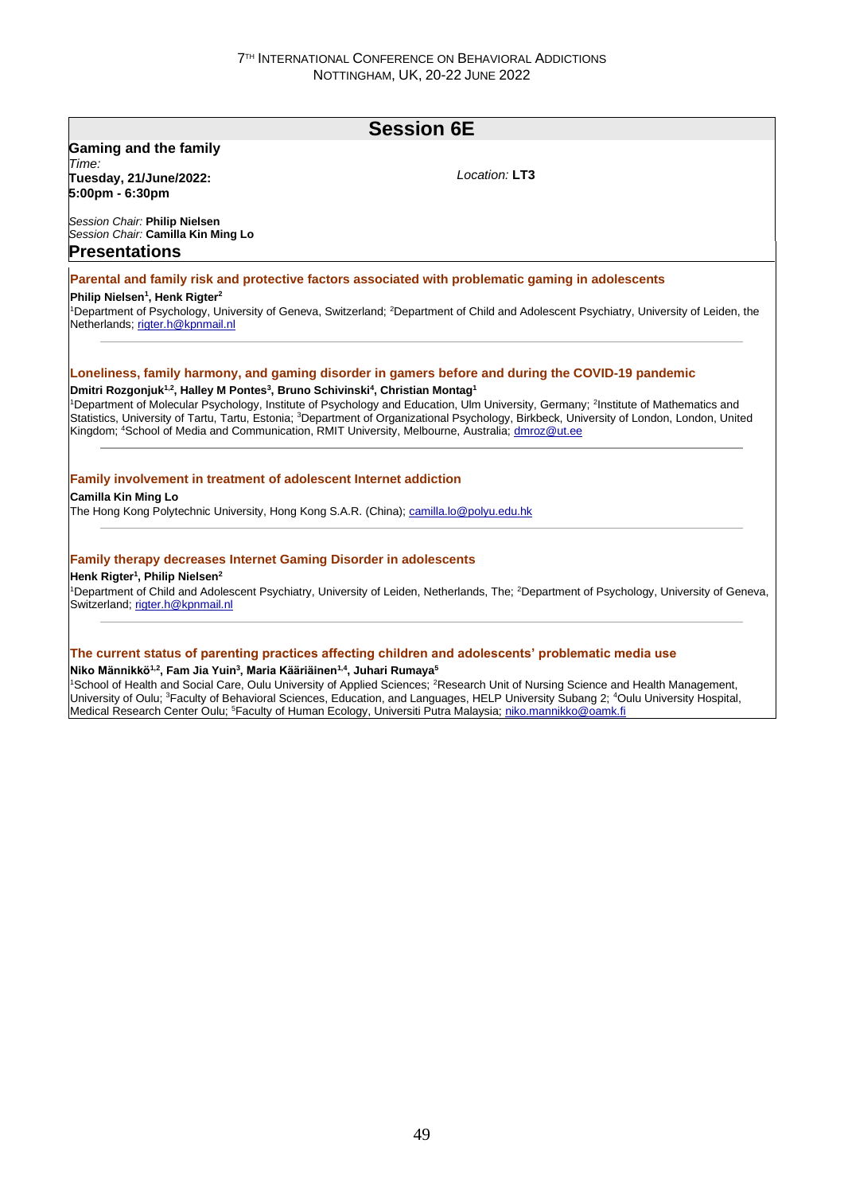## Session 6E

**Gaming and the family**

*Time:*
**Tuesday, 21/June/2022:**
**5:00pm - 6:30pm**

*Location:* **LT3**

*Session Chair:* **Philip Nielsen**
*Session Chair:* **Camilla Kin Ming Lo**

### Presentations

#### Parental and family risk and protective factors associated with problematic gaming in adolescents

**Philip Nielsen[1], Henk Rigter[2]**

[1]Department of Psychology, University of Geneva, Switzerland; [2]Department of Child and Adolescent Psychiatry, University of Leiden, the Netherlands; rigter.h@kpnmail.nl

---

#### Loneliness, family harmony, and gaming disorder in gamers before and during the COVID-19 pandemic

**Dmitri Rozgonjuk[1,2], Halley M Pontes[3], Bruno Schivinski[4], Christian Montag[1]**

[1]Department of Molecular Psychology, Institute of Psychology and Education, Ulm University, Germany; [2]Institute of Mathematics and Statistics, University of Tartu, Tartu, Estonia; [3]Department of Organizational Psychology, Birkbeck, University of London, London, United Kingdom; [4]School of Media and Communication, RMIT University, Melbourne, Australia; dmroz@ut.ee

---

#### Family involvement in treatment of adolescent Internet addiction

**Camilla Kin Ming Lo**

The Hong Kong Polytechnic University, Hong Kong S.A.R. (China); camilla.lo@polyu.edu.hk

---

#### Family therapy decreases Internet Gaming Disorder in adolescents

**Henk Rigter[1], Philip Nielsen[2]**

[1]Department of Child and Adolescent Psychiatry, University of Leiden, Netherlands, The; [2]Department of Psychology, University of Geneva, Switzerland; rigter.h@kpnmail.nl

---

#### The current status of parenting practices affecting children and adolescents' problematic media use

**Niko Männikkö[1,2], Fam Jia Yuin[3], Maria Kääriäinen[1,4], Juhari Rumaya[5]**

[1]School of Health and Social Care, Oulu University of Applied Sciences; [2]Research Unit of Nursing Science and Health Management, University of Oulu; [3]Faculty of Behavioral Sciences, Education, and Languages, HELP University Subang 2; [4]Oulu University Hospital, Medical Research Center Oulu; [5]Faculty of Human Ecology, Universiti Putra Malaysia; niko.mannikko@oamk.fi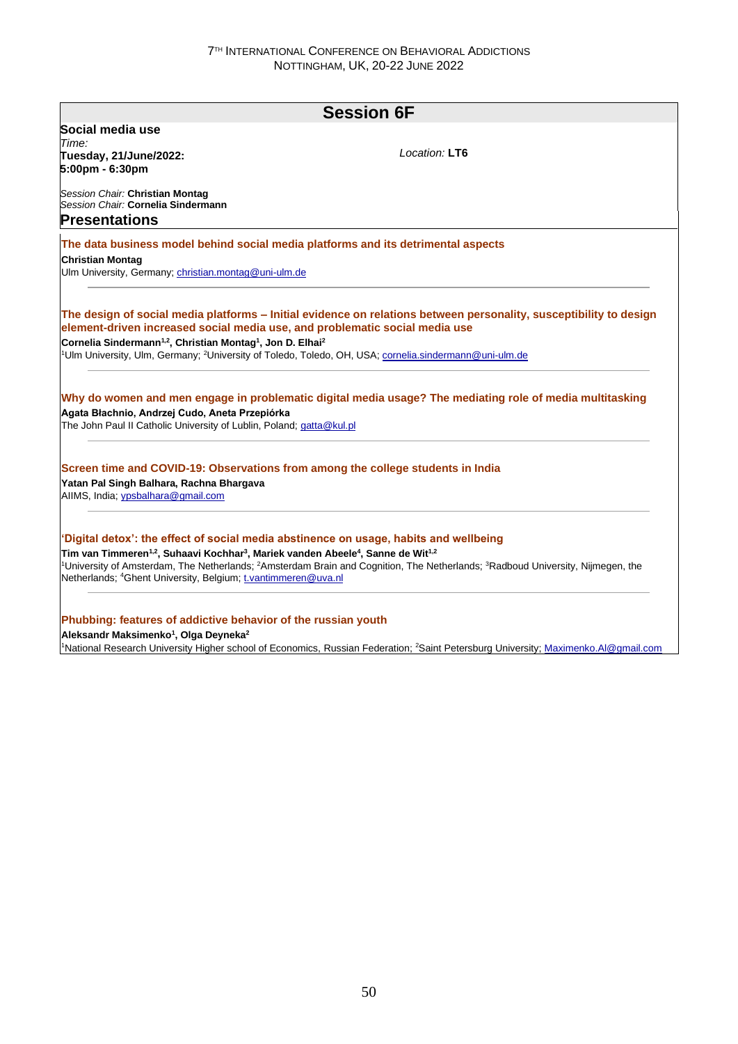## Session 6F

**Social media use**

*Time:*
**Tuesday, 21/June/2022:**
**5:00pm - 6:30pm**

*Location:* **LT6**

*Session Chair:* **Christian Montag**
*Session Chair:* **Cornelia Sindermann**

### Presentations

**The data business model behind social media platforms and its detrimental aspects**

**Christian Montag**
Ulm University, Germany; christian.montag@uni-ulm.de

---

**The design of social media platforms – Initial evidence on relations between personality, susceptibility to design element-driven increased social media use, and problematic social media use**

**Cornelia Sindermann[1,2], Christian Montag[1], Jon D. Elhai[2]**
[1]Ulm University, Ulm, Germany; [2]University of Toledo, Toledo, OH, USA; cornelia.sindermann@uni-ulm.de

---

**Why do women and men engage in problematic digital media usage? The mediating role of media multitasking**

**Agata Błachnio, Andrzej Cudo, Aneta Przepiórka**
The John Paul II Catholic University of Lublin, Poland; gatta@kul.pl

---

**Screen time and COVID-19: Observations from among the college students in India**

**Yatan Pal Singh Balhara, Rachna Bhargava**
AIIMS, India; ypsbalhara@gmail.com

---

**'Digital detox': the effect of social media abstinence on usage, habits and wellbeing**

**Tim van Timmeren[1,2], Suhaavi Kochhar[3], Mariek vanden Abeele[4], Sanne de Wit[1,2]**
[1]University of Amsterdam, The Netherlands; [2]Amsterdam Brain and Cognition, The Netherlands; [3]Radboud University, Nijmegen, the Netherlands; [4]Ghent University, Belgium; t.vantimmeren@uva.nl

---

**Phubbing: features of addictive behavior of the russian youth**

**Aleksandr Maksimenko[1], Olga Deyneka[2]**
[1]National Research University Higher school of Economics, Russian Federation; [2]Saint Petersburg University; Maximenko.Al@gmail.com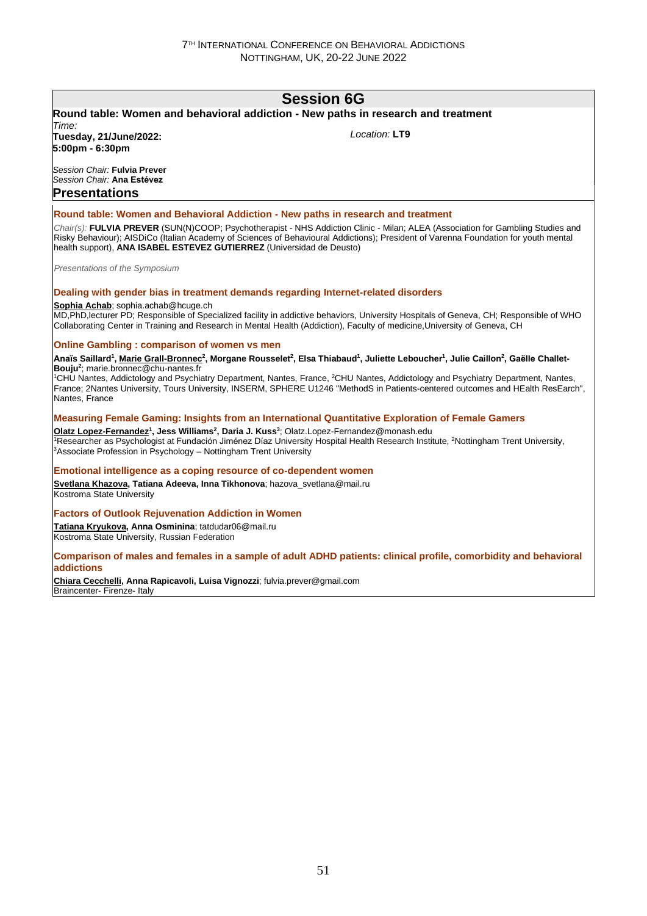## Session 6G

**Round table: Women and behavioral addiction - New paths in research and treatment**

*Time:*
**Tuesday, 21/June/2022:**
**5:00pm - 6:30pm**

*Location:* **LT9**

*Session Chair:* **Fulvia Prever**
*Session Chair:* **Ana Estévez**

### Presentations

**Round table: Women and Behavioral Addiction - New paths in research and treatment**

*Chair(s):* **FULVIA PREVER** (SUN(N)COOP; Psychotherapist - NHS Addiction Clinic - Milan; ALEA (Association for Gambling Studies and Risky Behaviour); AISDiCo (Italian Academy of Sciences of Behavioural Addictions); President of Varenna Foundation for youth mental health support), **ANA ISABEL ESTEVEZ GUTIERREZ** (Universidad de Deusto)

*Presentations of the Symposium*

**Dealing with gender bias in treatment demands regarding Internet-related disorders**

**Sophia Achab**; sophia.achab@hcuge.ch
MD,PhD,lecturer PD; Responsible of Specialized facility in addictive behaviors, University Hospitals of Geneva, CH; Responsible of WHO Collaborating Center in Training and Research in Mental Health (Addiction), Faculty of medicine,University of Geneva, CH

**Online Gambling : comparison of women vs men**

**Anaïs Saillard[1], Marie Grall-Bronnec[2], Morgane Rousselet[2], Elsa Thiabaud[1], Juliette Leboucher[1], Julie Caillon[2], Gaëlle Challet-Bouju[2]**; marie.bronnec@chu-nantes.fr
[1]CHU Nantes, Addictology and Psychiatry Department, Nantes, France, [2]CHU Nantes, Addictology and Psychiatry Department, Nantes, France; 2Nantes University, Tours University, INSERM, SPHERE U1246 "MethodS in Patients-centered outcomes and HEalth ResEarch", Nantes, France

**Measuring Female Gaming: Insights from an International Quantitative Exploration of Female Gamers**

**Olatz Lopez-Fernandez[1], Jess Williams[2], Daria J. Kuss[3]**; Olatz.Lopez-Fernandez@monash.edu
[1]Researcher as Psychologist at Fundación Jiménez Díaz University Hospital Health Research Institute, [2]Nottingham Trent University, [3]Associate Profession in Psychology – Nottingham Trent University

**Emotional intelligence as a coping resource of co-dependent women**

**Svetlana Khazova, Tatiana Adeeva, Inna Tikhonova**; hazova_svetlana@mail.ru
Kostroma State University

**Factors of Outlook Rejuvenation Addiction in Women**

**Tatiana Kryukova, Anna Osminina**; tatdudar06@mail.ru
Kostroma State University, Russian Federation

**Comparison of males and females in a sample of adult ADHD patients: clinical profile, comorbidity and behavioral addictions**

**Chiara Cecchelli, Anna Rapicavoli, Luisa Vignozzi**; fulvia.prever@gmail.com
Braincenter- Firenze- Italy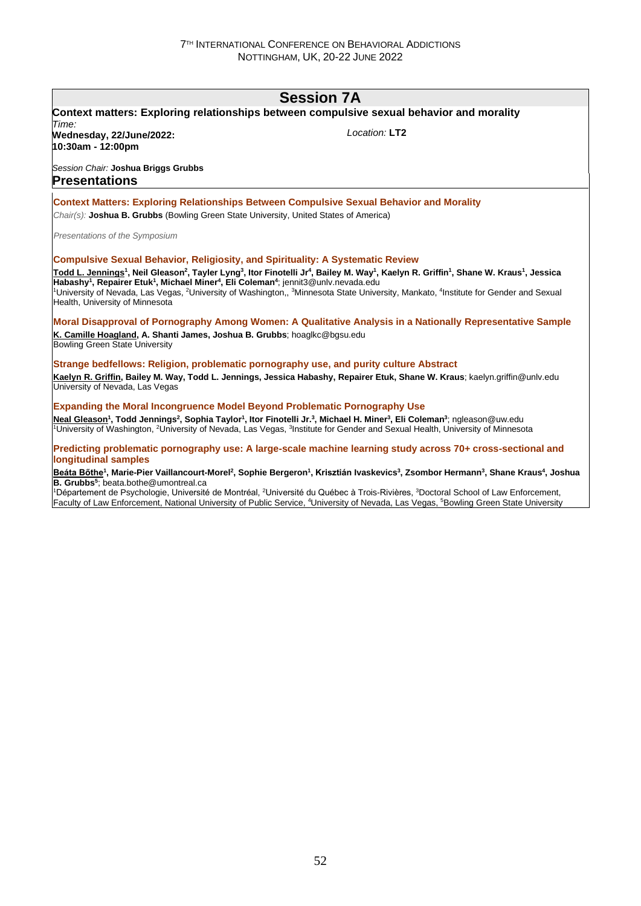## Session 7A

**Context matters: Exploring relationships between compulsive sexual behavior and morality**

*Time:*
**Wednesday, 22/June/2022:**
**10:30am - 12:00pm**

*Location:* **LT2**

*Session Chair:* **Joshua Briggs Grubbs**

### Presentations

**Context Matters: Exploring Relationships Between Compulsive Sexual Behavior and Morality**

*Chair(s):* **Joshua B. Grubbs** (Bowling Green State University, United States of America)

*Presentations of the Symposium*

**Compulsive Sexual Behavior, Religiosity, and Spirituality: A Systematic Review**

**Todd L. Jennings[1], Neil Gleason[2], Tayler Lyng[3], Itor Finotelli Jr[4], Bailey M. Way[1], Kaelyn R. Griffin[1], Shane W. Kraus[1], Jessica Habashy[1], Repairer Etuk[1], Michael Miner[4], Eli Coleman[4]**; jennit3@unlv.nevada.edu
[1]University of Nevada, Las Vegas, [2]University of Washington,, [3]Minnesota State University, Mankato, [4]Institute for Gender and Sexual Health, University of Minnesota

**Moral Disapproval of Pornography Among Women: A Qualitative Analysis in a Nationally Representative Sample**

**K. Camille Hoagland, A. Shanti James, Joshua B. Grubbs**; hoaglkc@bgsu.edu
Bowling Green State University

**Strange bedfellows: Religion, problematic pornography use, and purity culture Abstract**

**Kaelyn R. Griffin, Bailey M. Way, Todd L. Jennings, Jessica Habashy, Repairer Etuk, Shane W. Kraus**; kaelyn.griffin@unlv.edu
University of Nevada, Las Vegas

**Expanding the Moral Incongruence Model Beyond Problematic Pornography Use**

**Neal Gleason[1], Todd Jennings[2], Sophia Taylor[1], Itor Finotelli Jr.[3], Michael H. Miner[3], Eli Coleman[3]**; ngleason@uw.edu
[1]University of Washington, [2]University of Nevada, Las Vegas, [3]Institute for Gender and Sexual Health, University of Minnesota

**Predicting problematic pornography use: A large-scale machine learning study across 70+ cross-sectional and longitudinal samples**

**Beáta Bőthe[1], Marie-Pier Vaillancourt-Morel[2], Sophie Bergeron[1], Krisztián Ivaskevics[3], Zsombor Hermann[3], Shane Kraus[4], Joshua B. Grubbs[5]**; beata.bothe@umontreal.ca
[1]Département de Psychologie, Université de Montréal, [2]Université du Québec à Trois-Rivières, [3]Doctoral School of Law Enforcement, Faculty of Law Enforcement, National University of Public Service, [4]University of Nevada, Las Vegas, [5]Bowling Green State University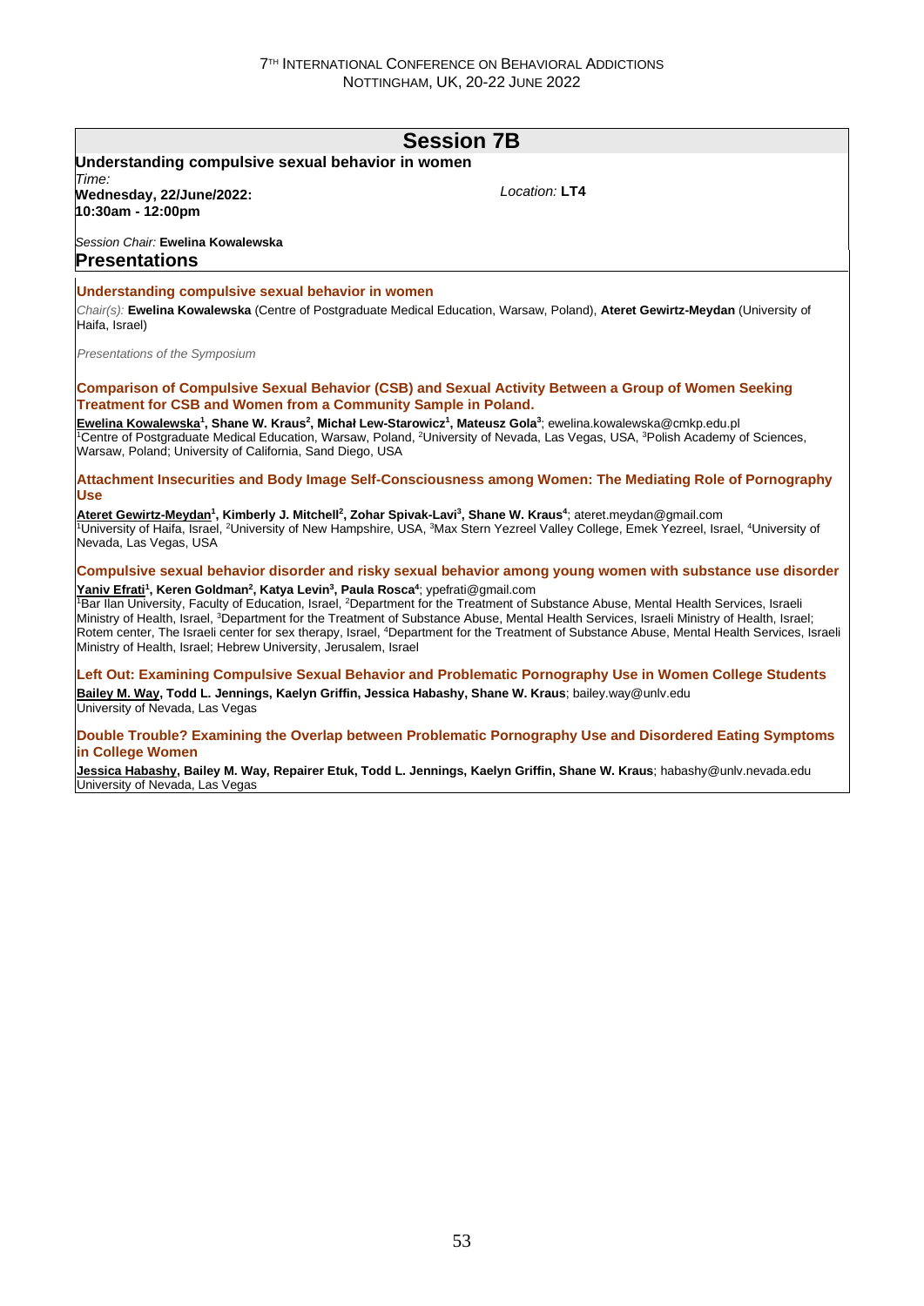## Session 7B

**Understanding compulsive sexual behavior in women**

*Time:*
**Wednesday, 22/June/2022: 10:30am - 12:00pm**

*Location:* **LT4**

*Session Chair:* **Ewelina Kowalewska**

### Presentations

**Understanding compulsive sexual behavior in women**

*Chair(s):* **Ewelina Kowalewska** (Centre of Postgraduate Medical Education, Warsaw, Poland), **Ateret Gewirtz-Meydan** (University of Haifa, Israel)

*Presentations of the Symposium*

**Comparison of Compulsive Sexual Behavior (CSB) and Sexual Activity Between a Group of Women Seeking Treatment for CSB and Women from a Community Sample in Poland.**

**Ewelina Kowalewska[1], Shane W. Kraus[2], Michał Lew-Starowicz[1], Mateusz Gola[3]**; ewelina.kowalewska@cmkp.edu.pl
[1]Centre of Postgraduate Medical Education, Warsaw, Poland, [2]University of Nevada, Las Vegas, USA, [3]Polish Academy of Sciences, Warsaw, Poland; University of California, Sand Diego, USA

**Attachment Insecurities and Body Image Self-Consciousness among Women: The Mediating Role of Pornography Use**

**Ateret Gewirtz-Meydan[1], Kimberly J. Mitchell[2], Zohar Spivak-Lavi[3], Shane W. Kraus[4]**; ateret.meydan@gmail.com
[1]University of Haifa, Israel, [2]University of New Hampshire, USA, [3]Max Stern Yezreel Valley College, Emek Yezreel, Israel, [4]University of Nevada, Las Vegas, USA

**Compulsive sexual behavior disorder and risky sexual behavior among young women with substance use disorder**

**Yaniv Efrati[1], Keren Goldman[2], Katya Levin[3], Paula Rosca[4]**; ypefrati@gmail.com
[1]Bar Ilan University, Faculty of Education, Israel, [2]Department for the Treatment of Substance Abuse, Mental Health Services, Israeli Ministry of Health, Israel, [3]Department for the Treatment of Substance Abuse, Mental Health Services, Israeli Ministry of Health, Israel; Rotem center, The Israeli center for sex therapy, Israel, [4]Department for the Treatment of Substance Abuse, Mental Health Services, Israeli Ministry of Health, Israel; Hebrew University, Jerusalem, Israel

**Left Out: Examining Compulsive Sexual Behavior and Problematic Pornography Use in Women College Students**

**Bailey M. Way, Todd L. Jennings, Kaelyn Griffin, Jessica Habashy, Shane W. Kraus**; bailey.way@unlv.edu
University of Nevada, Las Vegas

**Double Trouble? Examining the Overlap between Problematic Pornography Use and Disordered Eating Symptoms in College Women**

**Jessica Habashy, Bailey M. Way, Repairer Etuk, Todd L. Jennings, Kaelyn Griffin, Shane W. Kraus**; habashy@unlv.nevada.edu
University of Nevada, Las Vegas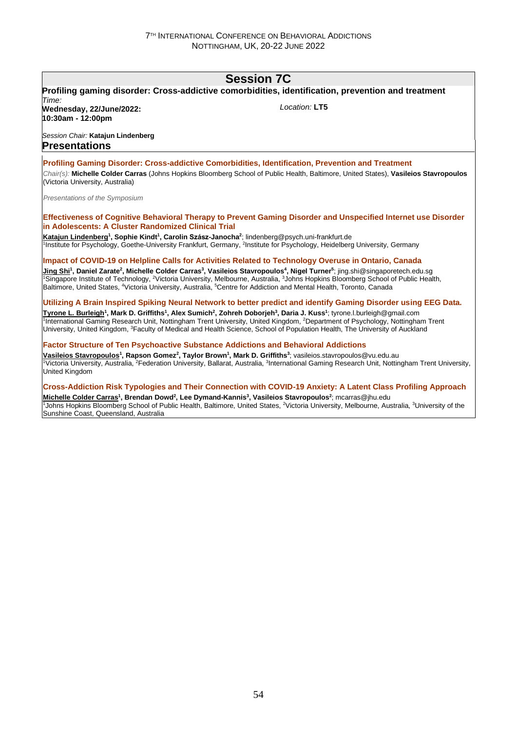# Session 7C

**Profiling gaming disorder: Cross-addictive comorbidities, identification, prevention and treatment**

*Time:*
**Wednesday, 22/June/2022:**
**10:30am - 12:00pm**

*Location:* **LT5**

*Session Chair:* **Katajun Lindenberg**

## Presentations

### Profiling Gaming Disorder: Cross-addictive Comorbidities, Identification, Prevention and Treatment

*Chair(s):* **Michelle Colder Carras** (Johns Hopkins Bloomberg School of Public Health, Baltimore, United States), **Vasileios Stavropoulos** (Victoria University, Australia)

*Presentations of the Symposium*

### Effectiveness of Cognitive Behavioral Therapy to Prevent Gaming Disorder and Unspecified Internet use Disorder in Adolescents: A Cluster Randomized Clinical Trial

**Katajun Lindenberg[1], Sophie Kindt[1], Carolin Szász-Janocha[2]**; lindenberg@psych.uni-frankfurt.de
[1]Institute for Psychology, Goethe-University Frankfurt, Germany, [2]Institute for Psychology, Heidelberg University, Germany

### Impact of COVID-19 on Helpline Calls for Activities Related to Technology Overuse in Ontario, Canada

**Jing Shi[1], Daniel Zarate[2], Michelle Colder Carras[3], Vasileios Stavropoulos[4], Nigel Turner[5]**; jing.shi@singaporetech.edu.sg
[1]Singapore Institute of Technology, [2]Victoria University, Melbourne, Australia, [3]Johns Hopkins Bloomberg School of Public Health, Baltimore, United States, [4]Victoria University, Australia, [5]Centre for Addiction and Mental Health, Toronto, Canada

### Utilizing A Brain Inspired Spiking Neural Network to better predict and identify Gaming Disorder using EEG Data.

**Tyrone L. Burleigh[1], Mark D. Griffiths[1], Alex Sumich[2], Zohreh Doborjeh[3], Daria J. Kuss[1]**; tyrone.l.burleigh@gmail.com
[1]International Gaming Research Unit, Nottingham Trent University, United Kingdom, [2]Department of Psychology, Nottingham Trent University, United Kingdom, [3]Faculty of Medical and Health Science, School of Population Health, The University of Auckland

### Factor Structure of Ten Psychoactive Substance Addictions and Behavioral Addictions

**Vasileios Stavropoulos[1], Rapson Gomez[2], Taylor Brown[1], Mark D. Griffiths[3]**; vasileios.stavropoulos@vu.edu.au
[1]Victoria University, Australia, [2]Federation University, Ballarat, Australia, [3]International Gaming Research Unit, Nottingham Trent University, United Kingdom

### Cross-Addiction Risk Typologies and Their Connection with COVID-19 Anxiety: A Latent Class Profiling Approach

**Michelle Colder Carras[1], Brendan Dowd[2], Lee Dymand-Kannis[3], Vasileios Stavropoulos[2]**; mcarras@jhu.edu
[1]Johns Hopkins Bloomberg School of Public Health, Baltimore, United States, [2]Victoria University, Melbourne, Australia, [3]University of the Sunshine Coast, Queensland, Australia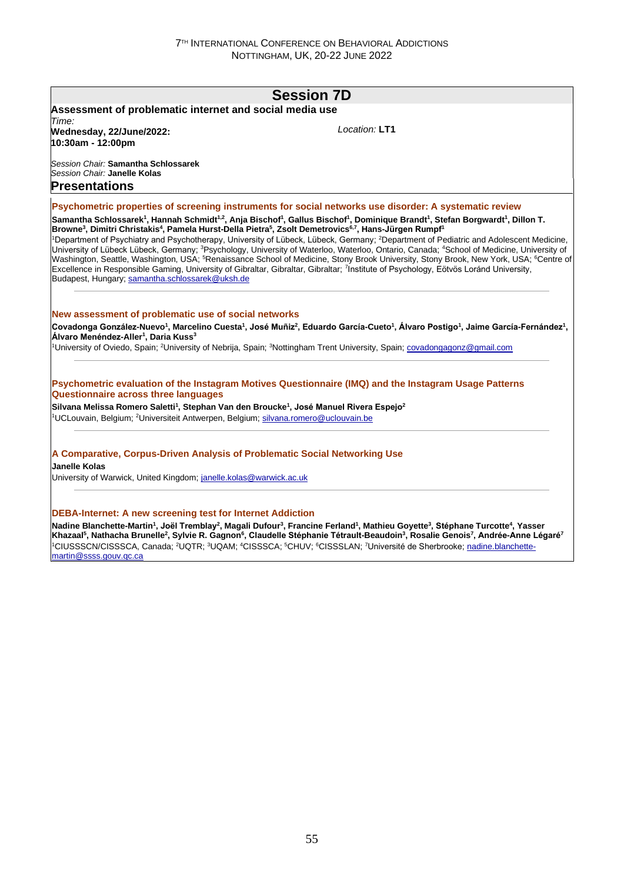# Session 7D

**Assessment of problematic internet and social media use**

*Time:*
**Wednesday, 22/June/2022:**
**10:30am - 12:00pm**

*Location:* **LT1**

*Session Chair:* **Samantha Schlossarek**
*Session Chair:* **Janelle Kolas**

## Presentations

### Psychometric properties of screening instruments for social networks use disorder: A systematic review

**Samantha Schlossarek[1], Hannah Schmidt[1,2], Anja Bischof[1], Gallus Bischof[1], Dominique Brandt[1], Stefan Borgwardt[1], Dillon T. Browne[3], Dimitri Christakis[4], Pamela Hurst-Della Pietra[5], Zsolt Demetrovics[6,7], Hans-Jürgen Rumpf[1]**

[1]Department of Psychiatry and Psychotherapy, University of Lübeck, Lübeck, Germany; [2]Department of Pediatric and Adolescent Medicine, University of Lübeck Lübeck, Germany; [3]Psychology, University of Waterloo, Waterloo, Ontario, Canada; [4]School of Medicine, University of Washington, Seattle, Washington, USA; [5]Renaissance School of Medicine, Stony Brook University, Stony Brook, New York, USA; [6]Centre of Excellence in Responsible Gaming, University of Gibraltar, Gibraltar, Gibraltar; [7]Institute of Psychology, Eötvös Loránd University, Budapest, Hungary; samantha.schlossarek@uksh.de

---

### New assessment of problematic use of social networks

**Covadonga González-Nuevo[1], Marcelino Cuesta[1], José Muñiz[2], Eduardo García-Cueto[1], Álvaro Postigo[1], Jaime García-Fernández[1], Álvaro Menéndez-Aller[1], Daria Kuss[3]**

[1]University of Oviedo, Spain; [2]University of Nebrija, Spain; [3]Nottingham Trent University, Spain; covadongagonz@gmail.com

---

### Psychometric evaluation of the Instagram Motives Questionnaire (IMQ) and the Instagram Usage Patterns Questionnaire across three languages

**Silvana Melissa Romero Saletti[1], Stephan Van den Broucke[1], José Manuel Rivera Espejo[2]**

[1]UCLouvain, Belgium; [2]Universiteit Antwerpen, Belgium; silvana.romero@uclouvain.be

---

### A Comparative, Corpus-Driven Analysis of Problematic Social Networking Use

**Janelle Kolas**

University of Warwick, United Kingdom; janelle.kolas@warwick.ac.uk

---

### DEBA-Internet: A new screening test for Internet Addiction

**Nadine Blanchette-Martin[1], Joël Tremblay[2], Magali Dufour[3], Francine Ferland[1], Mathieu Goyette[3], Stéphane Turcotte[4], Yasser Khazaal[5], Nathacha Brunelle[2], Sylvie R. Gagnon[6], Claudelle Stéphanie Tétrault-Beaudoin[3], Rosalie Genois[7], Andrée-Anne Légaré[7]**

[1]CIUSSSCN/CISSSCA, Canada; [2]UQTR; [3]UQAM; [4]CISSSCA; [5]CHUV; [6]CISSSLAN; [7]Université de Sherbrooke; nadine.blanchette-martin@ssss.gouv.qc.ca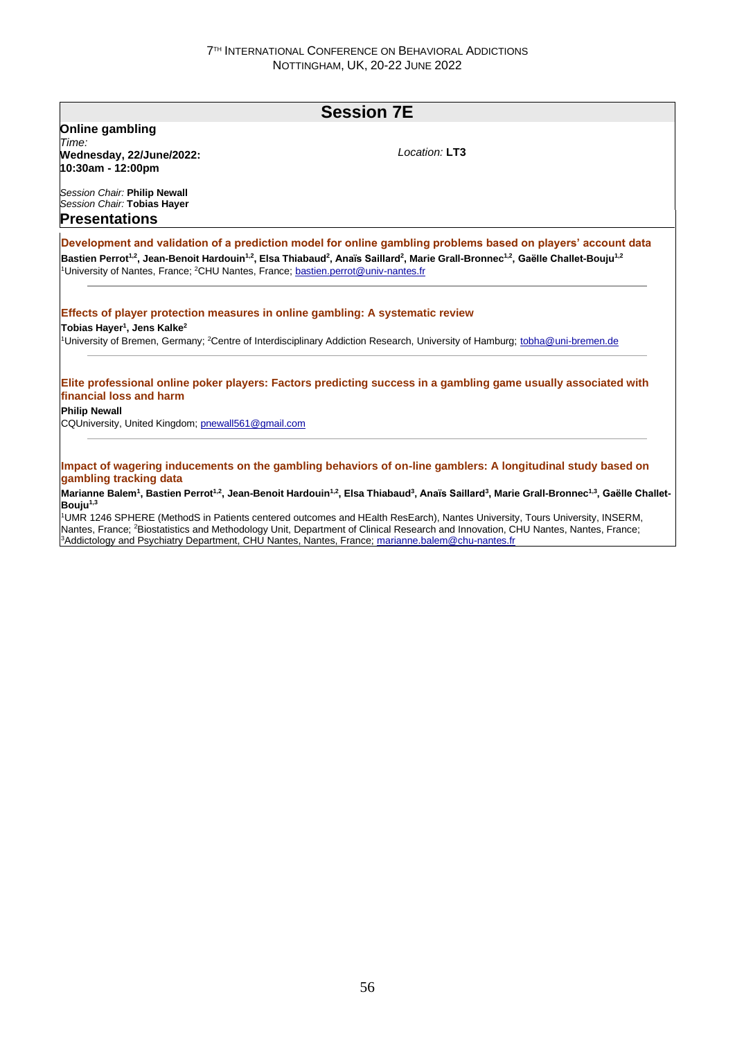## Session 7E

**Online gambling**

*Time:*
**Wednesday, 22/June/2022:**
**10:30am - 12:00pm**

*Location:* **LT3**

*Session Chair:* **Philip Newall**
*Session Chair:* **Tobias Hayer**

### Presentations

**Development and validation of a prediction model for online gambling problems based on players' account data**

**Bastien Perrot[1,2], Jean-Benoit Hardouin[1,2], Elsa Thiabaud[2], Anaïs Saillard[2], Marie Grall-Bronnec[1,2], Gaëlle Challet-Bouju[1,2]**

[1]University of Nantes, France; [2]CHU Nantes, France; bastien.perrot@univ-nantes.fr

---

**Effects of player protection measures in online gambling: A systematic review**

**Tobias Hayer[1], Jens Kalke[2]**

[1]University of Bremen, Germany; [2]Centre of Interdisciplinary Addiction Research, University of Hamburg; tobha@uni-bremen.de

---

**Elite professional online poker players: Factors predicting success in a gambling game usually associated with financial loss and harm**

**Philip Newall**

CQUniversity, United Kingdom; pnewall561@gmail.com

---

**Impact of wagering inducements on the gambling behaviors of on-line gamblers: A longitudinal study based on gambling tracking data**

**Marianne Balem[1], Bastien Perrot[1,2], Jean-Benoit Hardouin[1,2], Elsa Thiabaud[3], Anaïs Saillard[3], Marie Grall-Bronnec[1,3], Gaëlle Challet-Bouju[1,3]**

[1]UMR 1246 SPHERE (MethodS in Patients centered outcomes and HEalth ResEarch), Nantes University, Tours University, INSERM, Nantes, France; [2]Biostatistics and Methodology Unit, Department of Clinical Research and Innovation, CHU Nantes, Nantes, France; [3]Addictology and Psychiatry Department, CHU Nantes, Nantes, France; marianne.balem@chu-nantes.fr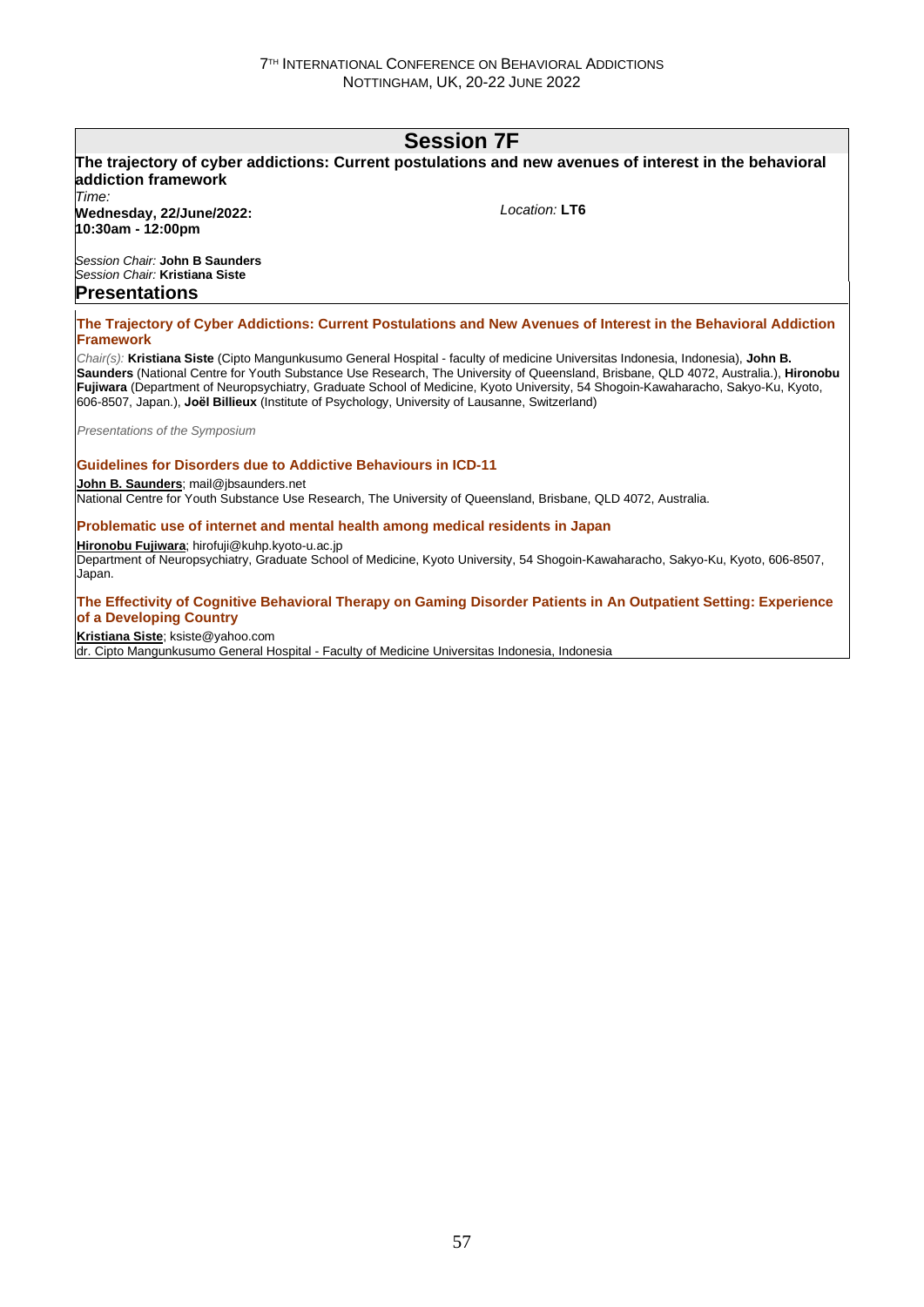## Session 7F

**The trajectory of cyber addictions: Current postulations and new avenues of interest in the behavioral addiction framework**

*Time:*
**Wednesday, 22/June/2022:**
**10:30am - 12:00pm**

*Location:* **LT6**

*Session Chair:* **John B Saunders**
*Session Chair:* **Kristiana Siste**

### Presentations

#### The Trajectory of Cyber Addictions: Current Postulations and New Avenues of Interest in the Behavioral Addiction Framework

*Chair(s):* **Kristiana Siste** (Cipto Mangunkusumo General Hospital - faculty of medicine Universitas Indonesia, Indonesia), **John B. Saunders** (National Centre for Youth Substance Use Research, The University of Queensland, Brisbane, QLD 4072, Australia.), **Hironobu Fujiwara** (Department of Neuropsychiatry, Graduate School of Medicine, Kyoto University, 54 Shogoin-Kawaharacho, Sakyo-Ku, Kyoto, 606-8507, Japan.), **Joël Billieux** (Institute of Psychology, University of Lausanne, Switzerland)

*Presentations of the Symposium*

#### Guidelines for Disorders due to Addictive Behaviours in ICD-11

**John B. Saunders**; mail@jbsaunders.net
National Centre for Youth Substance Use Research, The University of Queensland, Brisbane, QLD 4072, Australia.

#### Problematic use of internet and mental health among medical residents in Japan

**Hironobu Fujiwara**; hirofuji@kuhp.kyoto-u.ac.jp
Department of Neuropsychiatry, Graduate School of Medicine, Kyoto University, 54 Shogoin-Kawaharacho, Sakyo-Ku, Kyoto, 606-8507, Japan.

#### The Effectivity of Cognitive Behavioral Therapy on Gaming Disorder Patients in An Outpatient Setting: Experience of a Developing Country

**Kristiana Siste**; ksiste@yahoo.com
dr. Cipto Mangunkusumo General Hospital - Faculty of Medicine Universitas Indonesia, Indonesia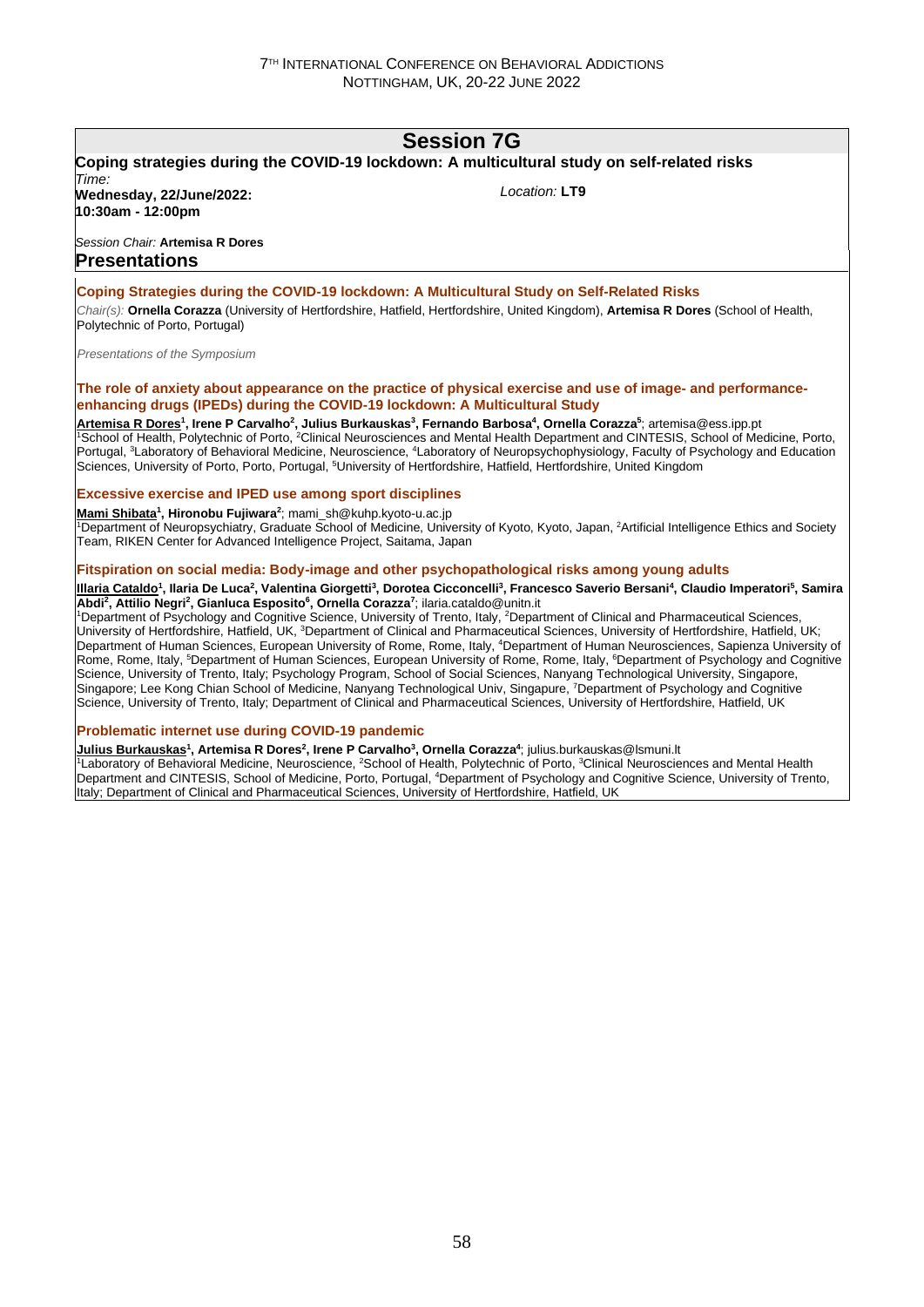# Session 7G

**Coping strategies during the COVID-19 lockdown: A multicultural study on self-related risks**

*Time:*
**Wednesday, 22/June/2022:**
**10:30am - 12:00pm**

*Location:* **LT9**

*Session Chair:* **Artemisa R Dores**

## Presentations

### Coping Strategies during the COVID-19 lockdown: A Multicultural Study on Self-Related Risks

*Chair(s):* **Ornella Corazza** (University of Hertfordshire, Hatfield, Hertfordshire, United Kingdom), **Artemisa R Dores** (School of Health, Polytechnic of Porto, Portugal)

*Presentations of the Symposium*

### The role of anxiety about appearance on the practice of physical exercise and use of image- and performance-enhancing drugs (IPEDs) during the COVID-19 lockdown: A Multicultural Study

**Artemisa R Dores[1], Irene P Carvalho[2], Julius Burkauskas[3], Fernando Barbosa[4], Ornella Corazza[5]**; artemisa@ess.ipp.pt
[1]School of Health, Polytechnic of Porto, [2]Clinical Neurosciences and Mental Health Department and CINTESIS, School of Medicine, Porto, Portugal, [3]Laboratory of Behavioral Medicine, Neuroscience, [4]Laboratory of Neuropsychophysiology, Faculty of Psychology and Education Sciences, University of Porto, Porto, Portugal, [5]University of Hertfordshire, Hatfield, Hertfordshire, United Kingdom

### Excessive exercise and IPED use among sport disciplines

**Mami Shibata[1], Hironobu Fujiwara[2]**; mami_sh@kuhp.kyoto-u.ac.jp
[1]Department of Neuropsychiatry, Graduate School of Medicine, University of Kyoto, Kyoto, Japan, [2]Artificial Intelligence Ethics and Society Team, RIKEN Center for Advanced Intelligence Project, Saitama, Japan

### Fitspiration on social media: Body-image and other psychopathological risks among young adults

**Illaria Cataldo[1], Ilaria De Luca[2], Valentina Giorgetti[3], Dorotea Cicconcelli[3], Francesco Saverio Bersani[4], Claudio Imperatori[5], Samira Abdi[2], Attilio Negri[2], Gianluca Esposito[6], Ornella Corazza[7]**; ilaria.cataldo@unitn.it
[1]Department of Psychology and Cognitive Science, University of Trento, Italy, [2]Department of Clinical and Pharmaceutical Sciences, University of Hertfordshire, Hatfield, UK, [3]Department of Clinical and Pharmaceutical Sciences, University of Hertfordshire, Hatfield, UK; Department of Human Sciences, European University of Rome, Rome, Italy, [4]Department of Human Neurosciences, Sapienza University of Rome, Rome, Italy, [5]Department of Human Sciences, European University of Rome, Rome, Italy, [6]Department of Psychology and Cognitive Science, University of Trento, Italy; Psychology Program, School of Social Sciences, Nanyang Technological University, Singapore, Singapore; Lee Kong Chian School of Medicine, Nanyang Technological Univ, Singapure, [7]Department of Psychology and Cognitive Science, University of Trento, Italy; Department of Clinical and Pharmaceutical Sciences, University of Hertfordshire, Hatfield, UK

### Problematic internet use during COVID-19 pandemic

**Julius Burkauskas[1], Artemisa R Dores[2], Irene P Carvalho[3], Ornella Corazza[4]**; julius.burkauskas@lsmuni.lt
[1]Laboratory of Behavioral Medicine, Neuroscience, [2]School of Health, Polytechnic of Porto, [3]Clinical Neurosciences and Mental Health Department and CINTESIS, School of Medicine, Porto, Portugal, [4]Department of Psychology and Cognitive Science, University of Trento, Italy; Department of Clinical and Pharmaceutical Sciences, University of Hertfordshire, Hatfield, UK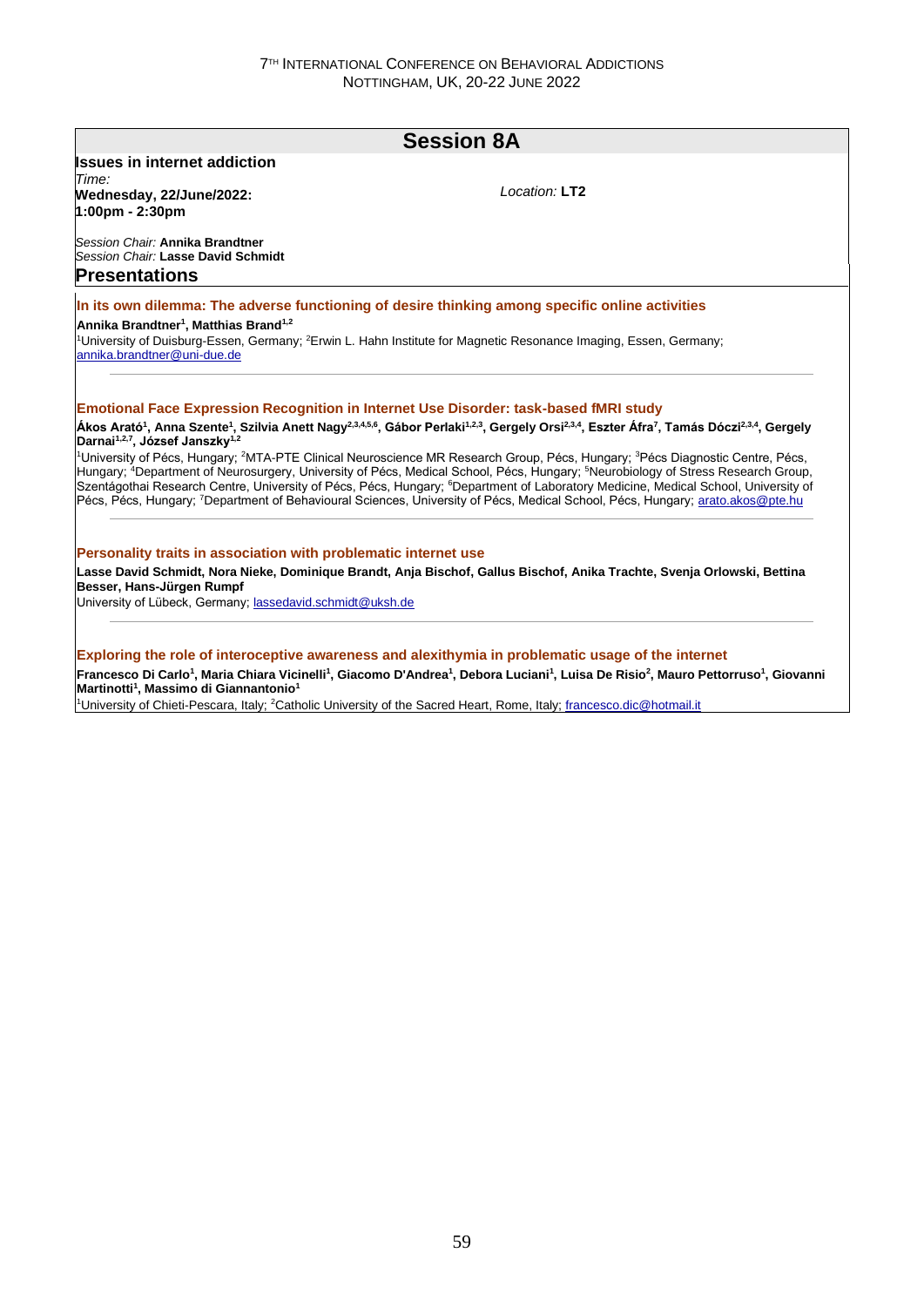# Session 8A

**Issues in internet addiction**

*Time:*
**Wednesday, 22/June/2022:**
**1:00pm - 2:30pm**

*Location:* **LT2**

*Session Chair:* **Annika Brandtner**
*Session Chair:* **Lasse David Schmidt**

## Presentations

### In its own dilemma: The adverse functioning of desire thinking among specific online activities

**Annika Brandtner[1], Matthias Brand[1,2]**

[1]University of Duisburg-Essen, Germany; [2]Erwin L. Hahn Institute for Magnetic Resonance Imaging, Essen, Germany; annika.brandtner@uni-due.de

---

### Emotional Face Expression Recognition in Internet Use Disorder: task-based fMRI study

**Ákos Arató[1], Anna Szente[1], Szilvia Anett Nagy[2,3,4,5,6], Gábor Perlaki[1,2,3], Gergely Orsi[2,3,4], Eszter Áfra[7], Tamás Dóczi[2,3,4], Gergely Darnai[1,2,7], József Janszky[1,2]**

[1]University of Pécs, Hungary; [2]MTA-PTE Clinical Neuroscience MR Research Group, Pécs, Hungary; [3]Pécs Diagnostic Centre, Pécs, Hungary; [4]Department of Neurosurgery, University of Pécs, Medical School, Pécs, Hungary; [5]Neurobiology of Stress Research Group, Szentágothai Research Centre, University of Pécs, Pécs, Hungary; [6]Department of Laboratory Medicine, Medical School, University of Pécs, Pécs, Hungary; [7]Department of Behavioural Sciences, University of Pécs, Medical School, Pécs, Hungary; arato.akos@pte.hu

---

### Personality traits in association with problematic internet use

**Lasse David Schmidt, Nora Nieke, Dominique Brandt, Anja Bischof, Gallus Bischof, Anika Trachte, Svenja Orlowski, Bettina Besser, Hans-Jürgen Rumpf**

University of Lübeck, Germany; lassedavid.schmidt@uksh.de

---

### Exploring the role of interoceptive awareness and alexithymia in problematic usage of the internet

**Francesco Di Carlo[1], Maria Chiara Vicinelli[1], Giacomo D'Andrea[1], Debora Luciani[1], Luisa De Risio[2], Mauro Pettorruso[1], Giovanni Martinotti[1], Massimo di Giannantonio[1]**

[1]University of Chieti-Pescara, Italy; [2]Catholic University of the Sacred Heart, Rome, Italy; francesco.dic@hotmail.it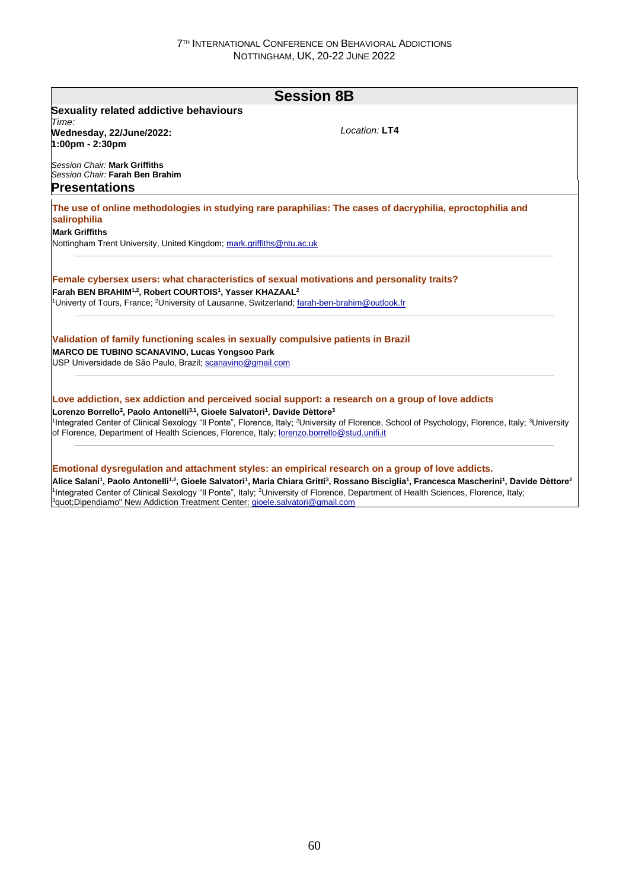## Session 8B

**Sexuality related addictive behaviours**

*Time:*
**Wednesday, 22/June/2022:**
**1:00pm - 2:30pm**

*Location:* **LT4**

*Session Chair:* **Mark Griffiths**
*Session Chair:* **Farah Ben Brahim**

### Presentations

**The use of online methodologies in studying rare paraphilias: The cases of dacryphilia, eproctophilia and salirophilia**

**Mark Griffiths**

Nottingham Trent University, United Kingdom; mark.griffiths@ntu.ac.uk

---

**Female cybersex users: what characteristics of sexual motivations and personality traits?**

**Farah BEN BRAHIM[1,2], Robert COURTOIS[1], Yasser KHAZAAL[2]**

[1]Univerty of Tours, France; [2]University of Lausanne, Switzerland; farah-ben-brahim@outlook.fr

---

**Validation of family functioning scales in sexually compulsive patients in Brazil**

**MARCO DE TUBINO SCANAVINO, Lucas Yongsoo Park**

USP Universidade de São Paulo, Brazil; scanavino@gmail.com

---

**Love addiction, sex addiction and perceived social support: a research on a group of love addicts**

**Lorenzo Borrello[2], Paolo Antonelli[3,1], Gioele Salvatori[1], Davide Dèttore[3]**

[1]Integrated Center of Clinical Sexology "Il Ponte", Florence, Italy; [2]University of Florence, School of Psychology, Florence, Italy; [3]University of Florence, Department of Health Sciences, Florence, Italy; lorenzo.borrello@stud.unifi.it

---

**Emotional dysregulation and attachment styles: an empirical research on a group of love addicts.**

**Alice Salani[1], Paolo Antonelli[1,2], Gioele Salvatori[1], Maria Chiara Gritti[3], Rossano Bisciglia[1], Francesca Mascherini[1], Davide Dèttore[2]**

[1]Integrated Center of Clinical Sexology "Il Ponte", Italy; [2]University of Florence, Department of Health Sciences, Florence, Italy; [3]quot;Dipendiamo" New Addiction Treatment Center; gioele.salvatori@gmail.com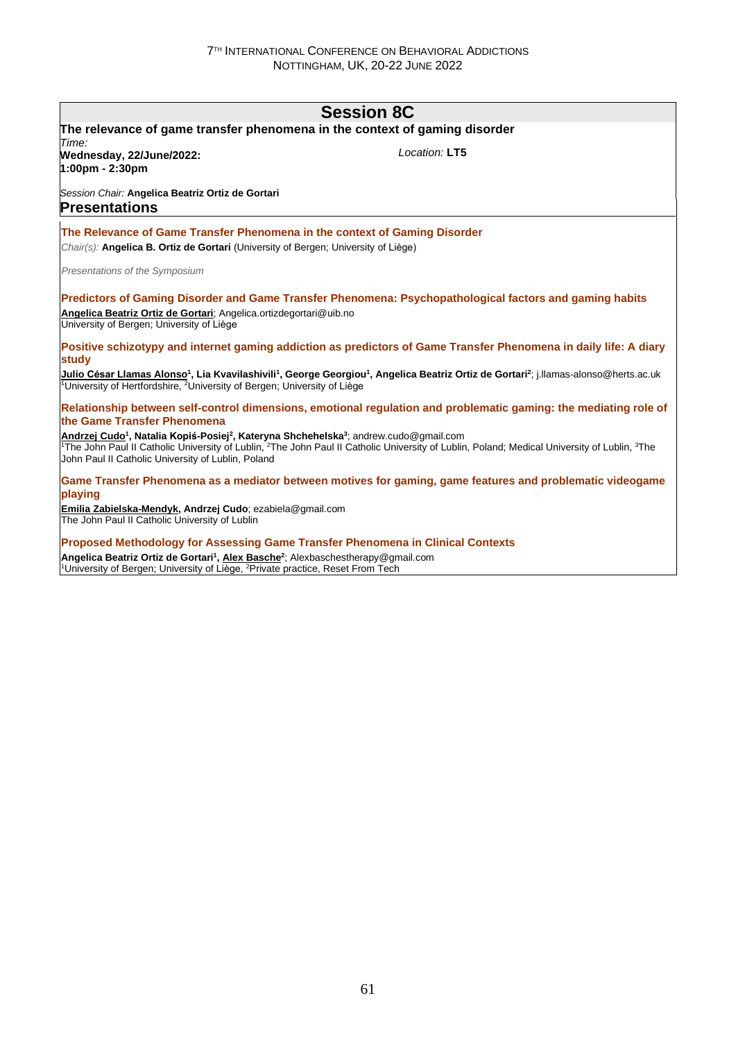# Session 8C

**The relevance of game transfer phenomena in the context of gaming disorder**

*Time:*
**Wednesday, 22/June/2022:**
**1:00pm - 2:30pm**

*Location:* **LT5**

*Session Chair:* **Angelica Beatriz Ortiz de Gortari**

## Presentations

### The Relevance of Game Transfer Phenomena in the context of Gaming Disorder

*Chair(s):* **Angelica B. Ortiz de Gortari** (University of Bergen; University of Liège)

*Presentations of the Symposium*

### Predictors of Gaming Disorder and Game Transfer Phenomena: Psychopathological factors and gaming habits

**Angelica Beatriz Ortiz de Gortari**; Angelica.ortizdegortari@uib.no
University of Bergen; University of Liège

### Positive schizotypy and internet gaming addiction as predictors of Game Transfer Phenomena in daily life: A diary study

**Julio César Llamas Alonso[1], Lia Kvavilashivili[1], George Georgiou[1], Angelica Beatriz Ortiz de Gortari[2]**; j.llamas-alonso@herts.ac.uk
[1]University of Hertfordshire, [2]University of Bergen; University of Liège

### Relationship between self-control dimensions, emotional regulation and problematic gaming: the mediating role of the Game Transfer Phenomena

**Andrzej Cudo[1], Natalia Kopiś-Posiej[2], Kateryna Shchehelska[3]**; andrew.cudo@gmail.com
[1]The John Paul II Catholic University of Lublin, [2]The John Paul II Catholic University of Lublin, Poland; Medical University of Lublin, [3]The John Paul II Catholic University of Lublin, Poland

### Game Transfer Phenomena as a mediator between motives for gaming, game features and problematic videogame playing

**Emilia Zabielska-Mendyk, Andrzej Cudo**; ezabiela@gmail.com
The John Paul II Catholic University of Lublin

### Proposed Methodology for Assessing Game Transfer Phenomena in Clinical Contexts

**Angelica Beatriz Ortiz de Gortari[1], Alex Basche[2]**; Alexbaschestherapy@gmail.com
[1]University of Bergen; University of Liège, [2]Private practice, Reset From Tech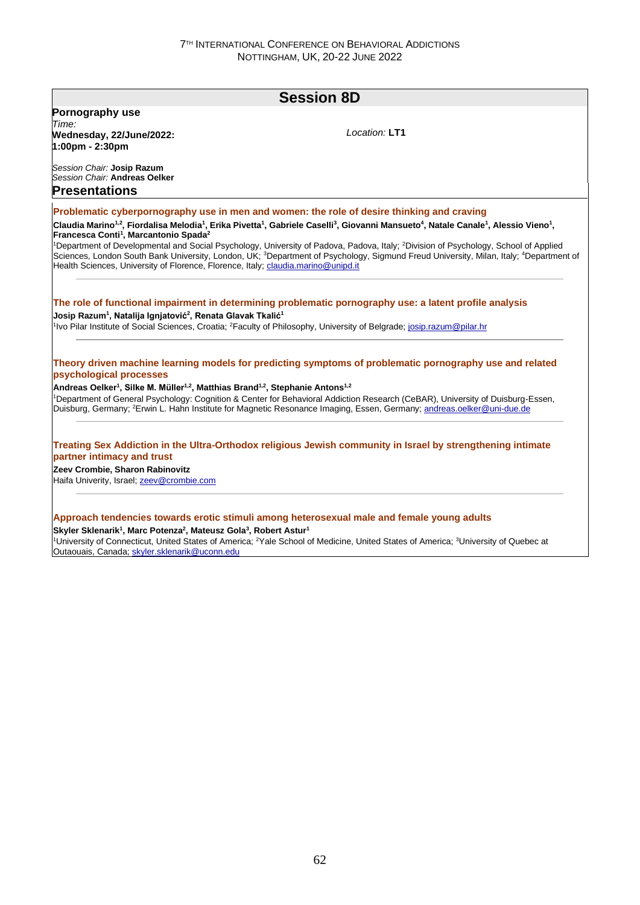## Session 8D

**Pornography use**

*Time:*
**Wednesday, 22/June/2022: 1:00pm - 2:30pm**

*Location:* **LT1**

*Session Chair:* **Josip Razum**
*Session Chair:* **Andreas Oelker**

### Presentations

#### Problematic cyberpornography use in men and women: the role of desire thinking and craving

**Claudia Marino[1,2], Fiordalisa Melodia[1], Erika Pivetta[1], Gabriele Caselli[3], Giovanni Mansueto[4], Natale Canale[1], Alessio Vieno[1], Francesca Conti[1], Marcantonio Spada[2]**

[1]Department of Developmental and Social Psychology, University of Padova, Padova, Italy; [2]Division of Psychology, School of Applied Sciences, London South Bank University, London, UK; [3]Department of Psychology, Sigmund Freud University, Milan, Italy; [4]Department of Health Sciences, University of Florence, Florence, Italy; claudia.marino@unipd.it

---

#### The role of functional impairment in determining problematic pornography use: a latent profile analysis

**Josip Razum[1], Natalija Ignjatović[2], Renata Glavak Tkalić[1]**

[1]Ivo Pilar Institute of Social Sciences, Croatia; [2]Faculty of Philosophy, University of Belgrade; josip.razum@pilar.hr

---

#### Theory driven machine learning models for predicting symptoms of problematic pornography use and related psychological processes

**Andreas Oelker[1], Silke M. Müller[1,2], Matthias Brand[1,2], Stephanie Antons[1,2]**

[1]Department of General Psychology: Cognition & Center for Behavioral Addiction Research (CeBAR), University of Duisburg-Essen, Duisburg, Germany; [2]Erwin L. Hahn Institute for Magnetic Resonance Imaging, Essen, Germany; andreas.oelker@uni-due.de

---

#### Treating Sex Addiction in the Ultra-Orthodox religious Jewish community in Israel by strengthening intimate partner intimacy and trust

**Zeev Crombie, Sharon Rabinovitz**

Haifa Univerity, Israel; zeev@crombie.com

---

#### Approach tendencies towards erotic stimuli among heterosexual male and female young adults

**Skyler Sklenarik[1], Marc Potenza[2], Mateusz Gola[3], Robert Astur[1]**

[1]University of Connecticut, United States of America; [2]Yale School of Medicine, United States of America; [3]University of Quebec at Outaouais, Canada; skyler.sklenarik@uconn.edu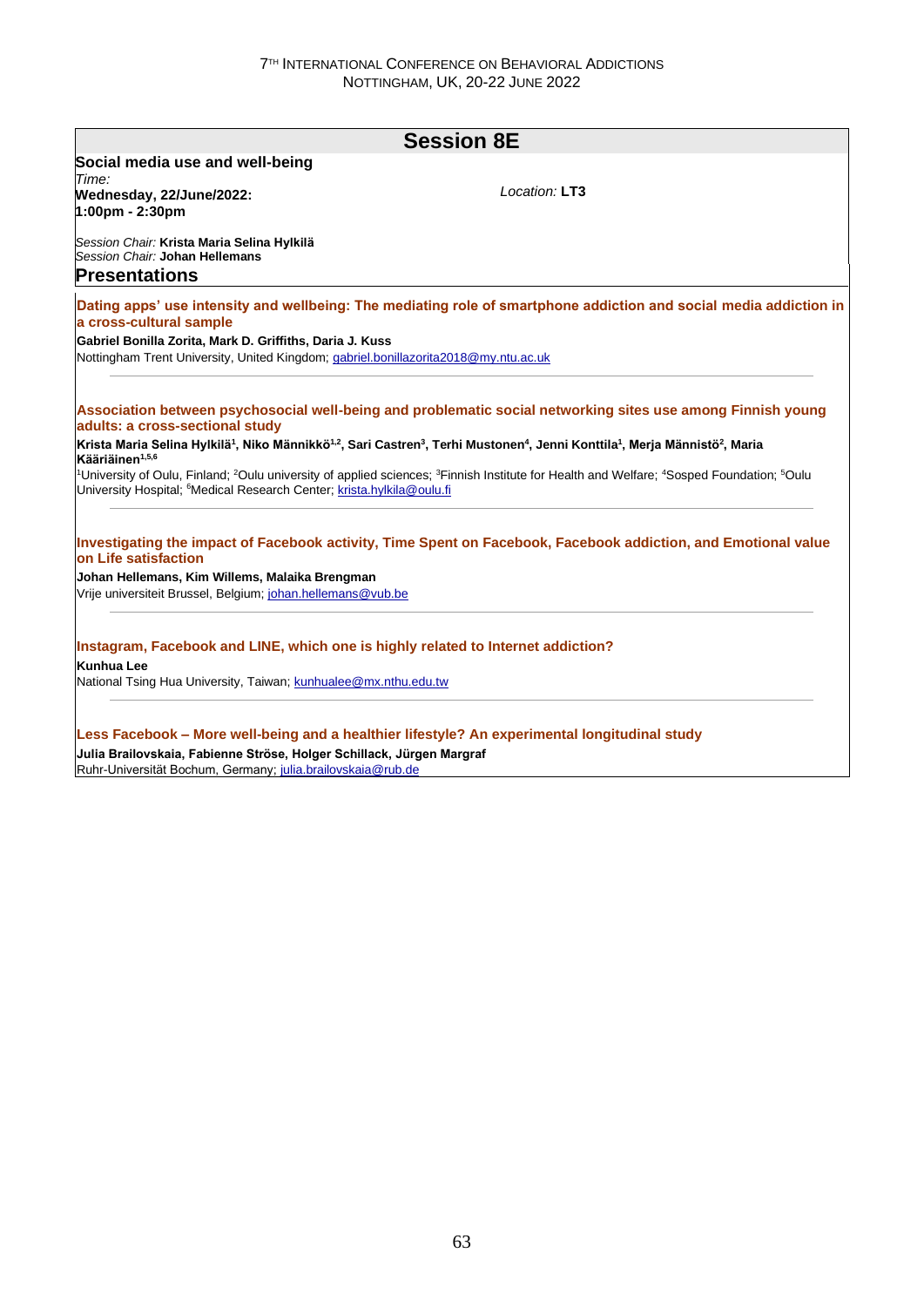## Session 8E

**Social media use and well-being**

*Time:*
**Wednesday, 22/June/2022:**
**1:00pm - 2:30pm**

*Location:* **LT3**

*Session Chair:* **Krista Maria Selina Hylkilä**
*Session Chair:* **Johan Hellemans**

### Presentations

**Dating apps' use intensity and wellbeing: The mediating role of smartphone addiction and social media addiction in a cross-cultural sample**

**Gabriel Bonilla Zorita, Mark D. Griffiths, Daria J. Kuss**

Nottingham Trent University, United Kingdom; gabriel.bonillazorita2018@my.ntu.ac.uk

---

**Association between psychosocial well-being and problematic social networking sites use among Finnish young adults: a cross-sectional study**

**Krista Maria Selina Hylkilä[1], Niko Männikkö[1,2], Sari Castren[3], Terhi Mustonen[4], Jenni Konttila[1], Merja Männistö[2], Maria Kääriäinen[1,5,6]**

[1]University of Oulu, Finland; [2]Oulu university of applied sciences; [3]Finnish Institute for Health and Welfare; [4]Sosped Foundation; [5]Oulu University Hospital; [6]Medical Research Center; krista.hylkila@oulu.fi

---

**Investigating the impact of Facebook activity, Time Spent on Facebook, Facebook addiction, and Emotional value on Life satisfaction**

**Johan Hellemans, Kim Willems, Malaika Brengman**

Vrije universiteit Brussel, Belgium; johan.hellemans@vub.be

---

**Instagram, Facebook and LINE, which one is highly related to Internet addiction?**

**Kunhua Lee**

National Tsing Hua University, Taiwan; kunhualee@mx.nthu.edu.tw

---

**Less Facebook – More well-being and a healthier lifestyle? An experimental longitudinal study**

**Julia Brailovskaia, Fabienne Ströse, Holger Schillack, Jürgen Margraf**

Ruhr-Universität Bochum, Germany; julia.brailovskaia@rub.de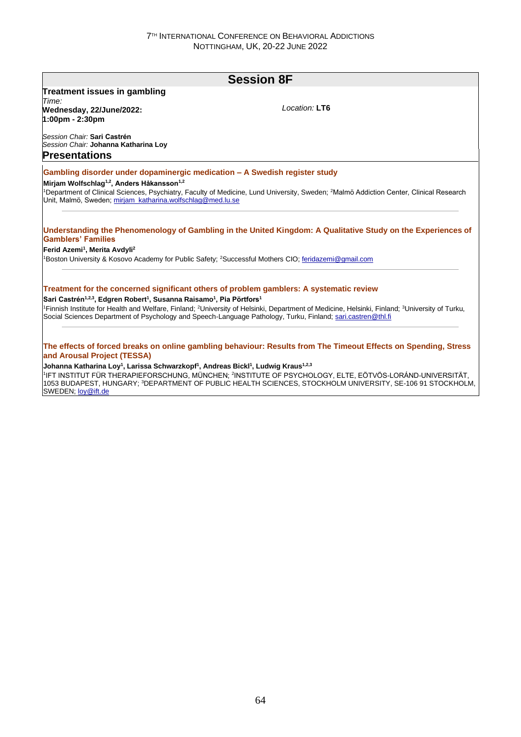## Session 8F

**Treatment issues in gambling**

*Time:*
**Wednesday, 22/June/2022:**
**1:00pm - 2:30pm**

*Location:* **LT6**

*Session Chair:* **Sari Castrén**
*Session Chair:* **Johanna Katharina Loy**

### Presentations

**Gambling disorder under dopaminergic medication – A Swedish register study**

**Mirjam Wolfschlag[1,2], Anders Håkansson[1,2]**

[1]Department of Clinical Sciences, Psychiatry, Faculty of Medicine, Lund University, Sweden; [2]Malmö Addiction Center, Clinical Research Unit, Malmö, Sweden; mirjam_katharina.wolfschlag@med.lu.se

---

**Understanding the Phenomenology of Gambling in the United Kingdom: A Qualitative Study on the Experiences of Gamblers' Families**

**Ferid Azemi[1], Merita Avdyli[2]**

[1]Boston University & Kosovo Academy for Public Safety; [2]Successful Mothers CIO; feridazemi@gmail.com

---

**Treatment for the concerned significant others of problem gamblers: A systematic review**

**Sari Castrén[1,2,3], Edgren Robert[1], Susanna Raisamo[1], Pia Pörtfors[1]**

[1]Finnish Institute for Health and Welfare, Finland; [2]University of Helsinki, Department of Medicine, Helsinki, Finland; [3]University of Turku, Social Sciences Department of Psychology and Speech-Language Pathology, Turku, Finland; sari.castren@thl.fi

---

**The effects of forced breaks on online gambling behaviour: Results from The Timeout Effects on Spending, Stress and Arousal Project (TESSA)**

**Johanna Katharina Loy[1], Larissa Schwarzkopf[1], Andreas Bickl[1], Ludwig Kraus[1,2,3]**

[1]IFT INSTITUT FÜR THERAPIEFORSCHUNG, MÜNCHEN; [2]INSTITUTE OF PSYCHOLOGY, ELTE, EÖTVÖS-LORÁND-UNIVERSITÄT, 1053 BUDAPEST, HUNGARY; [3]DEPARTMENT OF PUBLIC HEALTH SCIENCES, STOCKHOLM UNIVERSITY, SE-106 91 STOCKHOLM, SWEDEN; loy@ift.de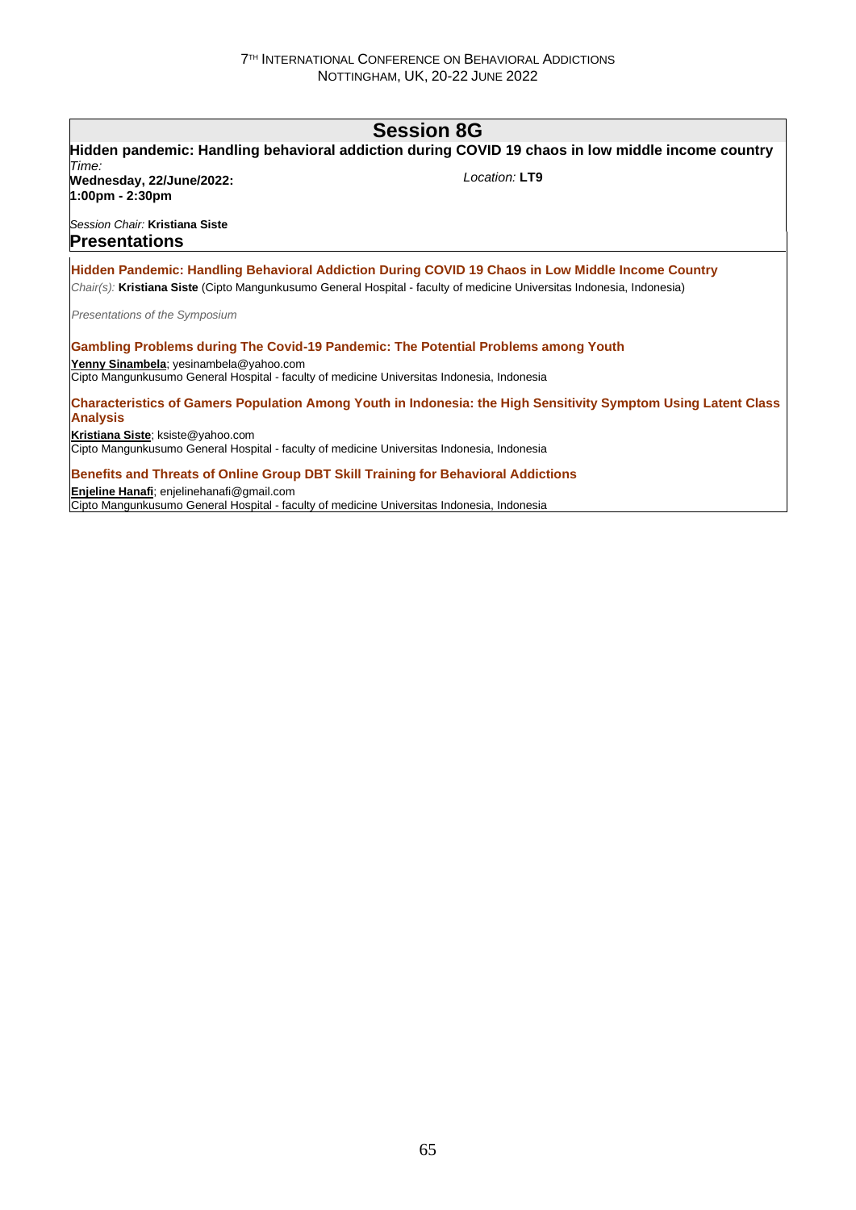## Session 8G

**Hidden pandemic: Handling behavioral addiction during COVID 19 chaos in low middle income country**

*Time:*
**Wednesday, 22/June/2022:**
**1:00pm - 2:30pm**

*Location:* **LT9**

*Session Chair:* **Kristiana Siste**

### Presentations

**Hidden Pandemic: Handling Behavioral Addiction During COVID 19 Chaos in Low Middle Income Country**

*Chair(s):* **Kristiana Siste** (Cipto Mangunkusumo General Hospital - faculty of medicine Universitas Indonesia, Indonesia)

*Presentations of the Symposium*

**Gambling Problems during The Covid-19 Pandemic: The Potential Problems among Youth**

**Yenny Sinambela**; yesinambela@yahoo.com
Cipto Mangunkusumo General Hospital - faculty of medicine Universitas Indonesia, Indonesia

**Characteristics of Gamers Population Among Youth in Indonesia: the High Sensitivity Symptom Using Latent Class Analysis**

**Kristiana Siste**; ksiste@yahoo.com
Cipto Mangunkusumo General Hospital - faculty of medicine Universitas Indonesia, Indonesia

**Benefits and Threats of Online Group DBT Skill Training for Behavioral Addictions**

**Enjeline Hanafi**; enjelinehanafi@gmail.com
Cipto Mangunkusumo General Hospital - faculty of medicine Universitas Indonesia, Indonesia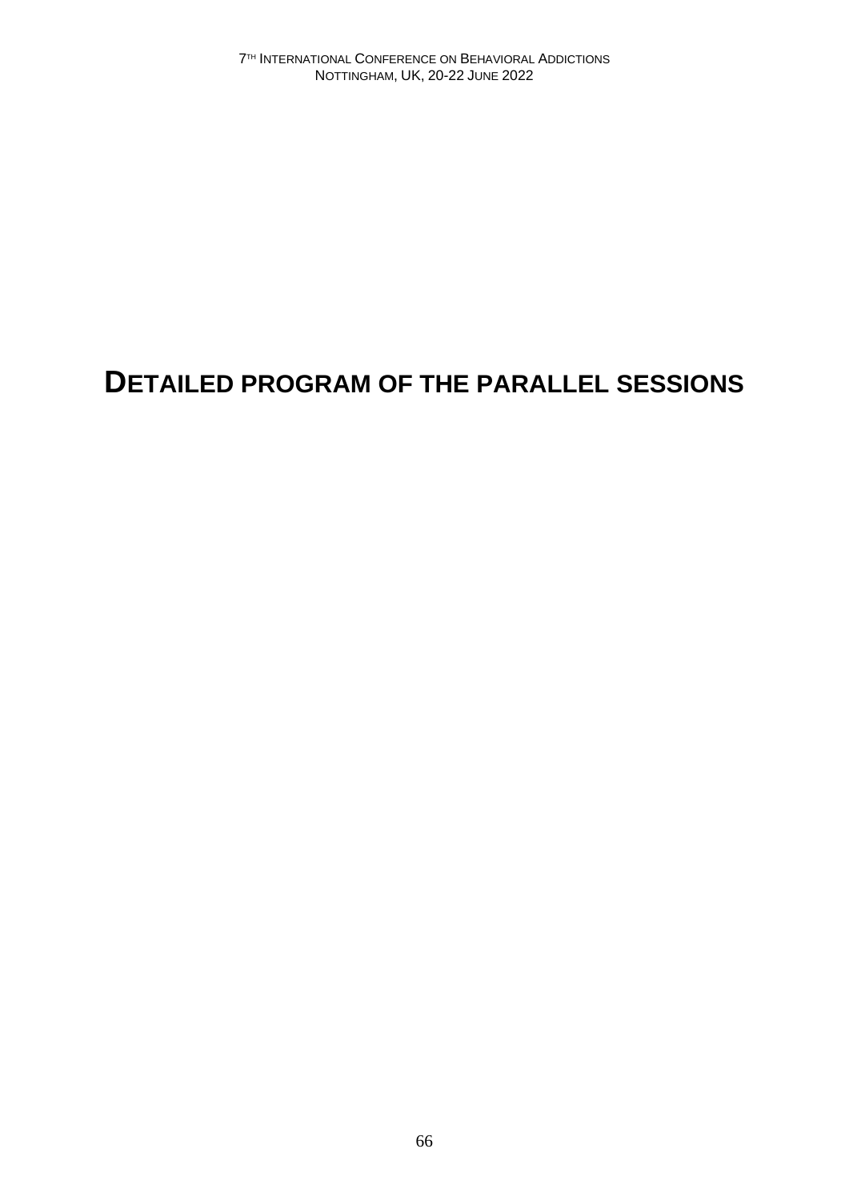# DETAILED PROGRAM OF THE PARALLEL SESSIONS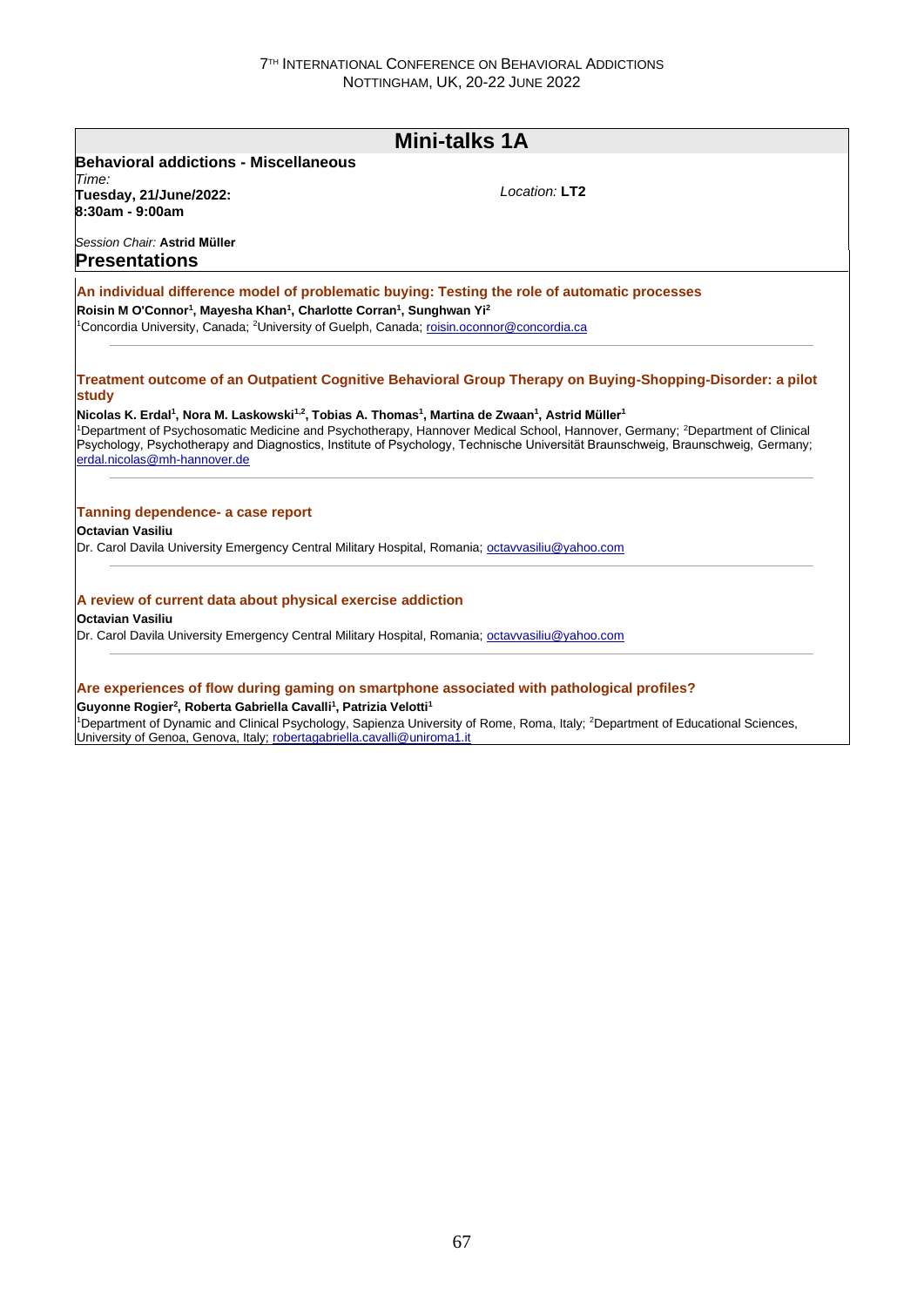## Mini-talks 1A

**Behavioral addictions - Miscellaneous**

*Time:*
**Tuesday, 21/June/2022:**
**8:30am - 9:00am**

*Location:* **LT2**

*Session Chair:* **Astrid Müller**

### Presentations

**An individual difference model of problematic buying: Testing the role of automatic processes**

**Roisin M O'Connor[1], Mayesha Khan[1], Charlotte Corran[1], Sunghwan Yi[2]**

[1]Concordia University, Canada; [2]University of Guelph, Canada; roisin.oconnor@concordia.ca

---

**Treatment outcome of an Outpatient Cognitive Behavioral Group Therapy on Buying-Shopping-Disorder: a pilot study**

**Nicolas K. Erdal[1], Nora M. Laskowski[1,2], Tobias A. Thomas[1], Martina de Zwaan[1], Astrid Müller[1]**

[1]Department of Psychosomatic Medicine and Psychotherapy, Hannover Medical School, Hannover, Germany; [2]Department of Clinical Psychology, Psychotherapy and Diagnostics, Institute of Psychology, Technische Universität Braunschweig, Braunschweig, Germany; erdal.nicolas@mh-hannover.de

---

**Tanning dependence- a case report**

**Octavian Vasiliu**

Dr. Carol Davila University Emergency Central Military Hospital, Romania; octavvasiliu@yahoo.com

---

**A review of current data about physical exercise addiction**

**Octavian Vasiliu**

Dr. Carol Davila University Emergency Central Military Hospital, Romania; octavvasiliu@yahoo.com

---

**Are experiences of flow during gaming on smartphone associated with pathological profiles?**

**Guyonne Rogier[2], Roberta Gabriella Cavalli[1], Patrizia Velotti[1]**

[1]Department of Dynamic and Clinical Psychology, Sapienza University of Rome, Roma, Italy; [2]Department of Educational Sciences, University of Genoa, Genova, Italy; robertagabriella.cavalli@uniroma1.it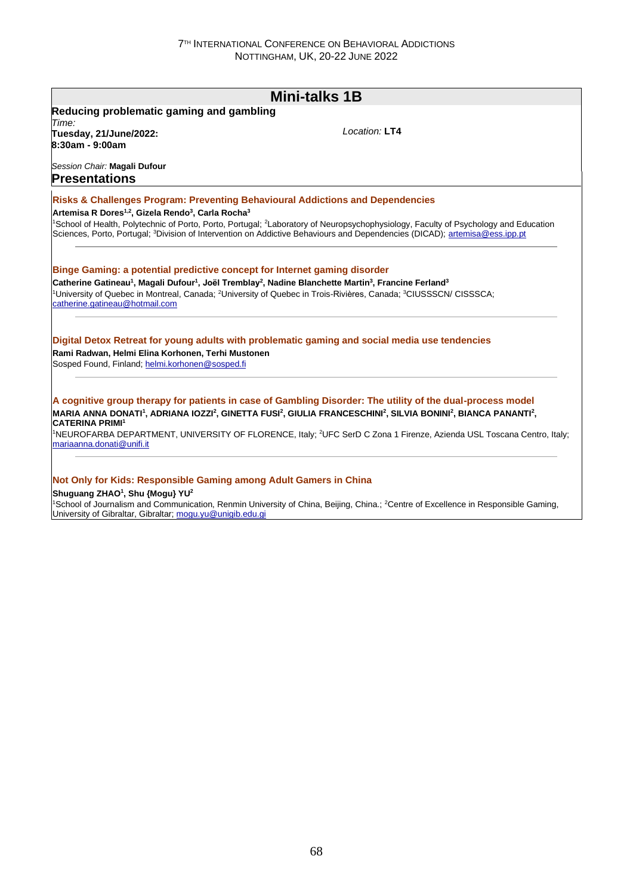## Mini-talks 1B

**Reducing problematic gaming and gambling**

*Time:*
**Tuesday, 21/June/2022:**
**8:30am - 9:00am**

*Location:* **LT4**

*Session Chair:* **Magali Dufour**

### Presentations

#### Risks & Challenges Program: Preventing Behavioural Addictions and Dependencies

**Artemisa R Dores[1,2], Gizela Rendo[3], Carla Rocha[3]**

[1]School of Health, Polytechnic of Porto, Porto, Portugal; [2]Laboratory of Neuropsychophysiology, Faculty of Psychology and Education Sciences, Porto, Portugal; [3]Division of Intervention on Addictive Behaviours and Dependencies (DICAD); artemisa@ess.ipp.pt

---

#### Binge Gaming: a potential predictive concept for Internet gaming disorder

**Catherine Gatineau[1], Magali Dufour[1], Joël Tremblay[2], Nadine Blanchette Martin[3], Francine Ferland[3]**

[1]University of Quebec in Montreal, Canada; [2]University of Quebec in Trois-Rivières, Canada; [3]CIUSSSCN/ CISSSCA; catherine.gatineau@hotmail.com

---

#### Digital Detox Retreat for young adults with problematic gaming and social media use tendencies

**Rami Radwan, Helmi Elina Korhonen, Terhi Mustonen**

Sosped Found, Finland; helmi.korhonen@sosped.fi

---

#### A cognitive group therapy for patients in case of Gambling Disorder: The utility of the dual-process model

**MARIA ANNA DONATI[1], ADRIANA IOZZI[2], GINETTA FUSI[2], GIULIA FRANCESCHINI[2], SILVIA BONINI[2], BIANCA PANANTI[2], CATERINA PRIMI[1]**

[1]NEUROFARBA DEPARTMENT, UNIVERSITY OF FLORENCE, Italy; [2]UFC SerD C Zona 1 Firenze, Azienda USL Toscana Centro, Italy; mariaanna.donati@unifi.it

---

#### Not Only for Kids: Responsible Gaming among Adult Gamers in China

**Shuguang ZHAO[1], Shu {Mogu} YU[2]**

[1]School of Journalism and Communication, Renmin University of China, Beijing, China.; [2]Centre of Excellence in Responsible Gaming, University of Gibraltar, Gibraltar; mogu.yu@unigib.edu.gi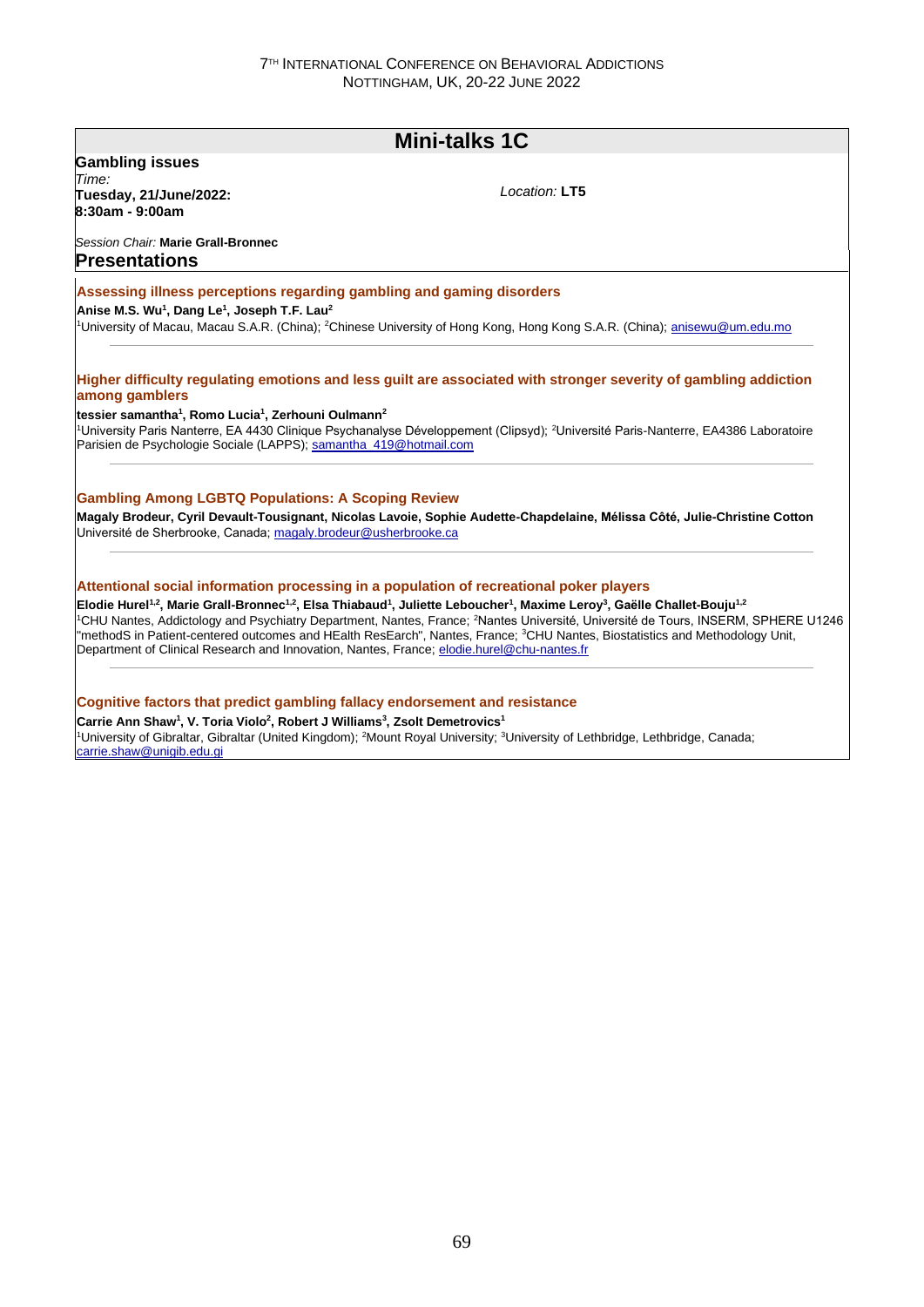# Mini-talks 1C

**Gambling issues**

*Time:*
**Tuesday, 21/June/2022:**
**8:30am - 9:00am**

*Location:* **LT5**

*Session Chair:* **Marie Grall-Bronnec**

## Presentations

### Assessing illness perceptions regarding gambling and gaming disorders

**Anise M.S. Wu[1], Dang Le[1], Joseph T.F. Lau[2]**

[1]University of Macau, Macau S.A.R. (China); [2]Chinese University of Hong Kong, Hong Kong S.A.R. (China); anisewu@um.edu.mo

---

### Higher difficulty regulating emotions and less guilt are associated with stronger severity of gambling addiction among gamblers

**tessier samantha[1], Romo Lucia[1], Zerhouni Oulmann[2]**

[1]University Paris Nanterre, EA 4430 Clinique Psychanalyse Développement (Clipsyd); [2]Université Paris-Nanterre, EA4386 Laboratoire Parisien de Psychologie Sociale (LAPPS); samantha_419@hotmail.com

---

### Gambling Among LGBTQ Populations: A Scoping Review

**Magaly Brodeur, Cyril Devault-Tousignant, Nicolas Lavoie, Sophie Audette-Chapdelaine, Mélissa Côté, Julie-Christine Cotton**

Université de Sherbrooke, Canada; magaly.brodeur@usherbrooke.ca

---

### Attentional social information processing in a population of recreational poker players

**Elodie Hurel[1,2], Marie Grall-Bronnec[1,2], Elsa Thiabaud[1], Juliette Leboucher[1], Maxime Leroy[3], Gaëlle Challet-Bouju[1,2]**

[1]CHU Nantes, Addictology and Psychiatry Department, Nantes, France; [2]Nantes Université, Université de Tours, INSERM, SPHERE U1246 "methodS in Patient-centered outcomes and HEalth ResEarch", Nantes, France; [3]CHU Nantes, Biostatistics and Methodology Unit, Department of Clinical Research and Innovation, Nantes, France; elodie.hurel@chu-nantes.fr

---

### Cognitive factors that predict gambling fallacy endorsement and resistance

**Carrie Ann Shaw[1], V. Toria Violo[2], Robert J Williams[3], Zsolt Demetrovics[1]**

[1]University of Gibraltar, Gibraltar (United Kingdom); [2]Mount Royal University; [3]University of Lethbridge, Lethbridge, Canada; carrie.shaw@unigib.edu.gi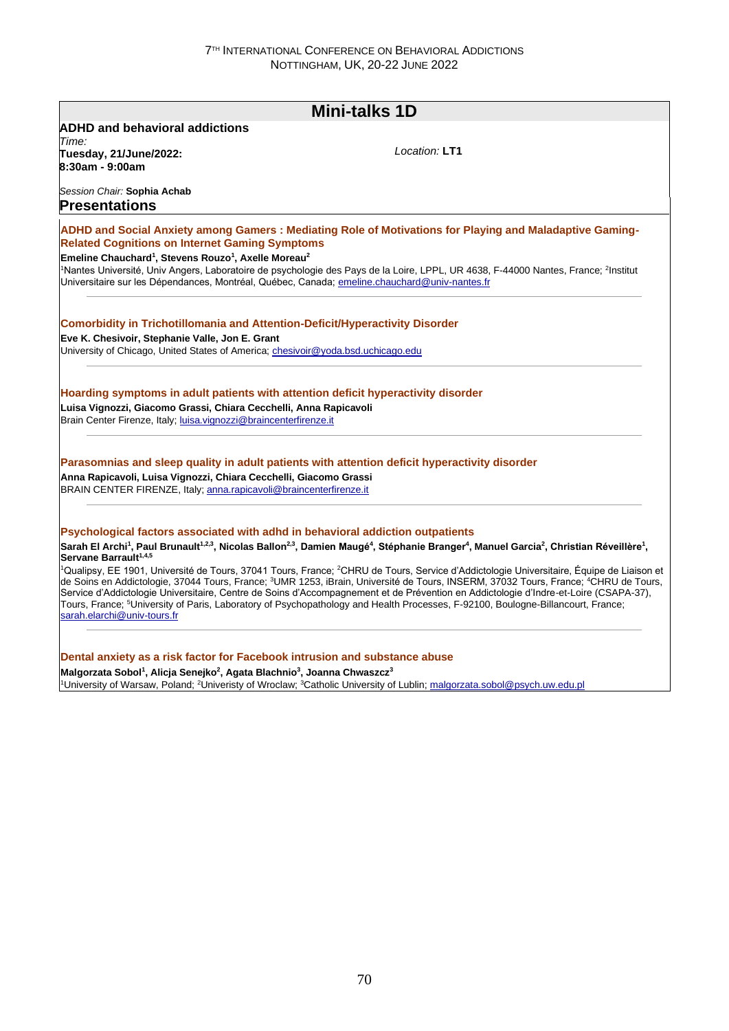## Mini-talks 1D

**ADHD and behavioral addictions**

*Time:*
**Tuesday, 21/June/2022:**
**8:30am - 9:00am**

*Location:* **LT1**

*Session Chair:* **Sophia Achab**

### Presentations

**ADHD and Social Anxiety among Gamers : Mediating Role of Motivations for Playing and Maladaptive Gaming-Related Cognitions on Internet Gaming Symptoms**

**Emeline Chauchard[1], Stevens Rouzo[1], Axelle Moreau[2]**

[1]Nantes Université, Univ Angers, Laboratoire de psychologie des Pays de la Loire, LPPL, UR 4638, F-44000 Nantes, France; [2]Institut Universitaire sur les Dépendances, Montréal, Québec, Canada; emeline.chauchard@univ-nantes.fr

---

**Comorbidity in Trichotillomania and Attention-Deficit/Hyperactivity Disorder**

**Eve K. Chesivoir, Stephanie Valle, Jon E. Grant**

University of Chicago, United States of America; chesivoir@yoda.bsd.uchicago.edu

---

**Hoarding symptoms in adult patients with attention deficit hyperactivity disorder**

**Luisa Vignozzi, Giacomo Grassi, Chiara Cecchelli, Anna Rapicavoli**

Brain Center Firenze, Italy; luisa.vignozzi@braincenterfirenze.it

---

**Parasomnias and sleep quality in adult patients with attention deficit hyperactivity disorder**

**Anna Rapicavoli, Luisa Vignozzi, Chiara Cecchelli, Giacomo Grassi**

BRAIN CENTER FIRENZE, Italy; anna.rapicavoli@braincenterfirenze.it

---

**Psychological factors associated with adhd in behavioral addiction outpatients**

**Sarah El Archi[1], Paul Brunault[1,2,3], Nicolas Ballon[2,3], Damien Maugé[4], Stéphanie Branger[4], Manuel Garcia[2], Christian Réveillère[1], Servane Barrault[1,4,5]**

[1]Qualipsy, EE 1901, Université de Tours, 37041 Tours, France; [2]CHRU de Tours, Service d'Addictologie Universitaire, Équipe de Liaison et de Soins en Addictologie, 37044 Tours, France; [3]UMR 1253, iBrain, Université de Tours, INSERM, 37032 Tours, France; [4]CHRU de Tours, Service d'Addictologie Universitaire, Centre de Soins d'Accompagnement et de Prévention en Addictologie d'Indre-et-Loire (CSAPA-37), Tours, France; [5]University of Paris, Laboratory of Psychopathology and Health Processes, F-92100, Boulogne-Billancourt, France; sarah.elarchi@univ-tours.fr

---

**Dental anxiety as a risk factor for Facebook intrusion and substance abuse**

**Malgorzata Sobol[1], Alicja Senejko[2], Agata Blachnio[3], Joanna Chwaszcz[3]**

[1]University of Warsaw, Poland; [2]Univeristy of Wroclaw; [3]Catholic University of Lublin; malgorzata.sobol@psych.uw.edu.pl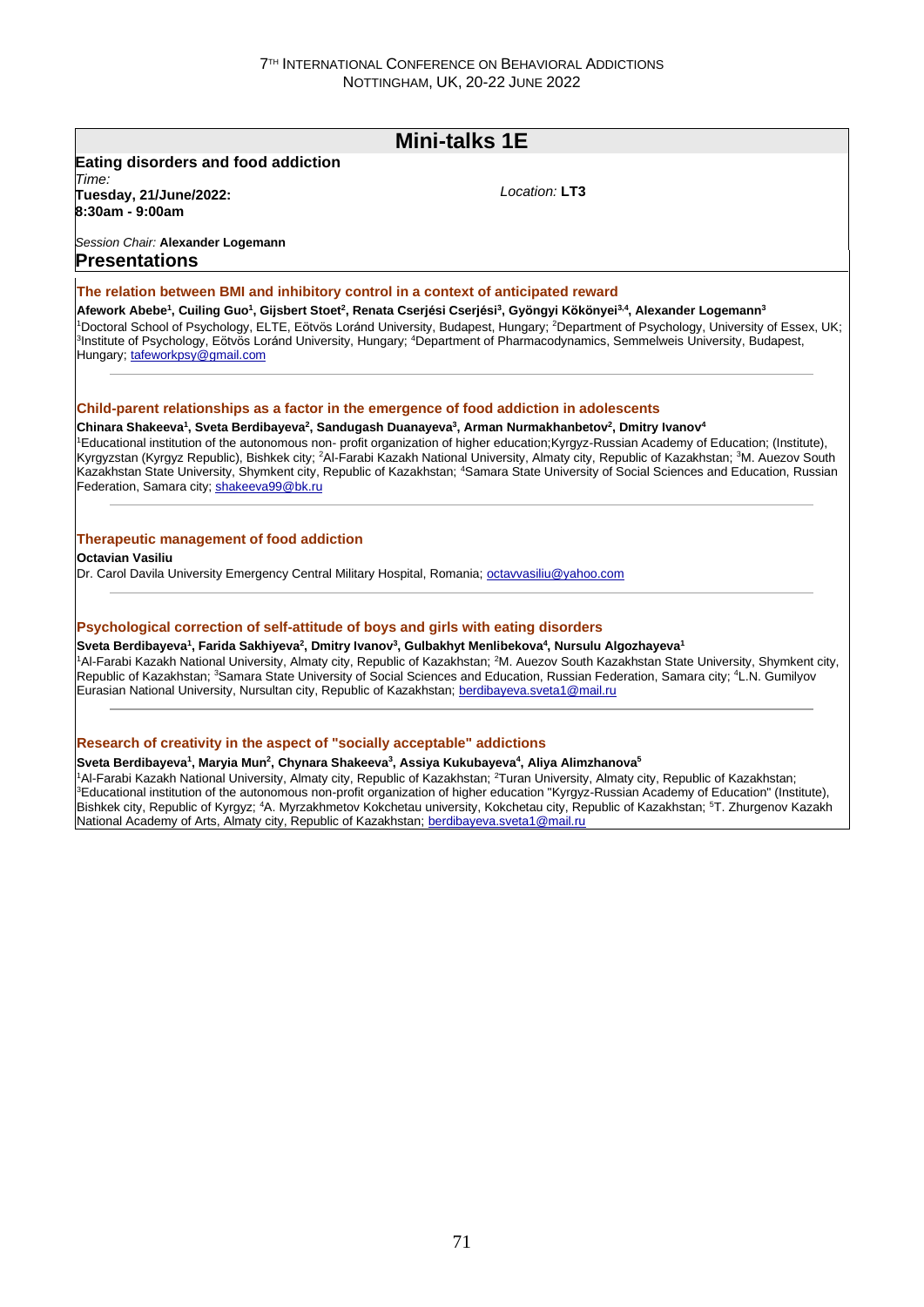## Mini-talks 1E

**Eating disorders and food addiction**

*Time:*
**Tuesday, 21/June/2022:**
**8:30am - 9:00am**

*Location:* **LT3**

*Session Chair:* **Alexander Logemann**

### Presentations

**The relation between BMI and inhibitory control in a context of anticipated reward**

**Afework Abebe[1], Cuiling Guo[1], Gijsbert Stoet[2], Renata Cserjési Cserjési[3], Gyöngyi Kökönyei[3,4], Alexander Logemann[3]**

[1]Doctoral School of Psychology, ELTE, Eötvös Loránd University, Budapest, Hungary; [2]Department of Psychology, University of Essex, UK; [3]Institute of Psychology, Eötvös Loránd University, Hungary; [4]Department of Pharmacodynamics, Semmelweis University, Budapest, Hungary; tafeworkpsy@gmail.com

---

**Child-parent relationships as a factor in the emergence of food addiction in adolescents**

**Chinara Shakeeva[1], Sveta Berdibayeva[2], Sandugash Duanayeva[3], Arman Nurmakhanbetov[2], Dmitry Ivanov[4]**

[1]Educational institution of the autonomous non- profit organization of higher education;Kyrgyz-Russian Academy of Education; (Institute), Kyrgyzstan (Kyrgyz Republic), Bishkek city; [2]Al-Farabi Kazakh National University, Almaty city, Republic of Kazakhstan; [3]M. Auezov South Kazakhstan State University, Shymkent city, Republic of Kazakhstan; [4]Samara State University of Social Sciences and Education, Russian Federation, Samara city; shakeeva99@bk.ru

---

**Therapeutic management of food addiction**

**Octavian Vasiliu**

Dr. Carol Davila University Emergency Central Military Hospital, Romania; octavvasiliu@yahoo.com

---

**Psychological correction of self-attitude of boys and girls with eating disorders**

**Sveta Berdibayeva[1], Farida Sakhiyeva[2], Dmitry Ivanov[3], Gulbakhyt Menlibekova[4], Nursulu Algozhayeva[1]**

[1]Al-Farabi Kazakh National University, Almaty city, Republic of Kazakhstan; [2]M. Auezov South Kazakhstan State University, Shymkent city, Republic of Kazakhstan; [3]Samara State University of Social Sciences and Education, Russian Federation, Samara city; [4]L.N. Gumilyov Eurasian National University, Nursultan city, Republic of Kazakhstan; berdibayeva.sveta1@mail.ru

---

**Research of creativity in the aspect of "socially acceptable" addictions**

**Sveta Berdibayeva[1], Maryia Mun[2], Chynara Shakeeva[3], Assiya Kukubayeva[4], Aliya Alimzhanova[5]**

[1]Al-Farabi Kazakh National University, Almaty city, Republic of Kazakhstan; [2]Turan University, Almaty city, Republic of Kazakhstan; [3]Educational institution of the autonomous non-profit organization of higher education "Kyrgyz-Russian Academy of Education" (Institute), Bishkek city, Republic of Kyrgyz; [4]A. Myrzakhmetov Kokchetau university, Kokchetau city, Republic of Kazakhstan; [5]T. Zhurgenov Kazakh National Academy of Arts, Almaty city, Republic of Kazakhstan; berdibayeva.sveta1@mail.ru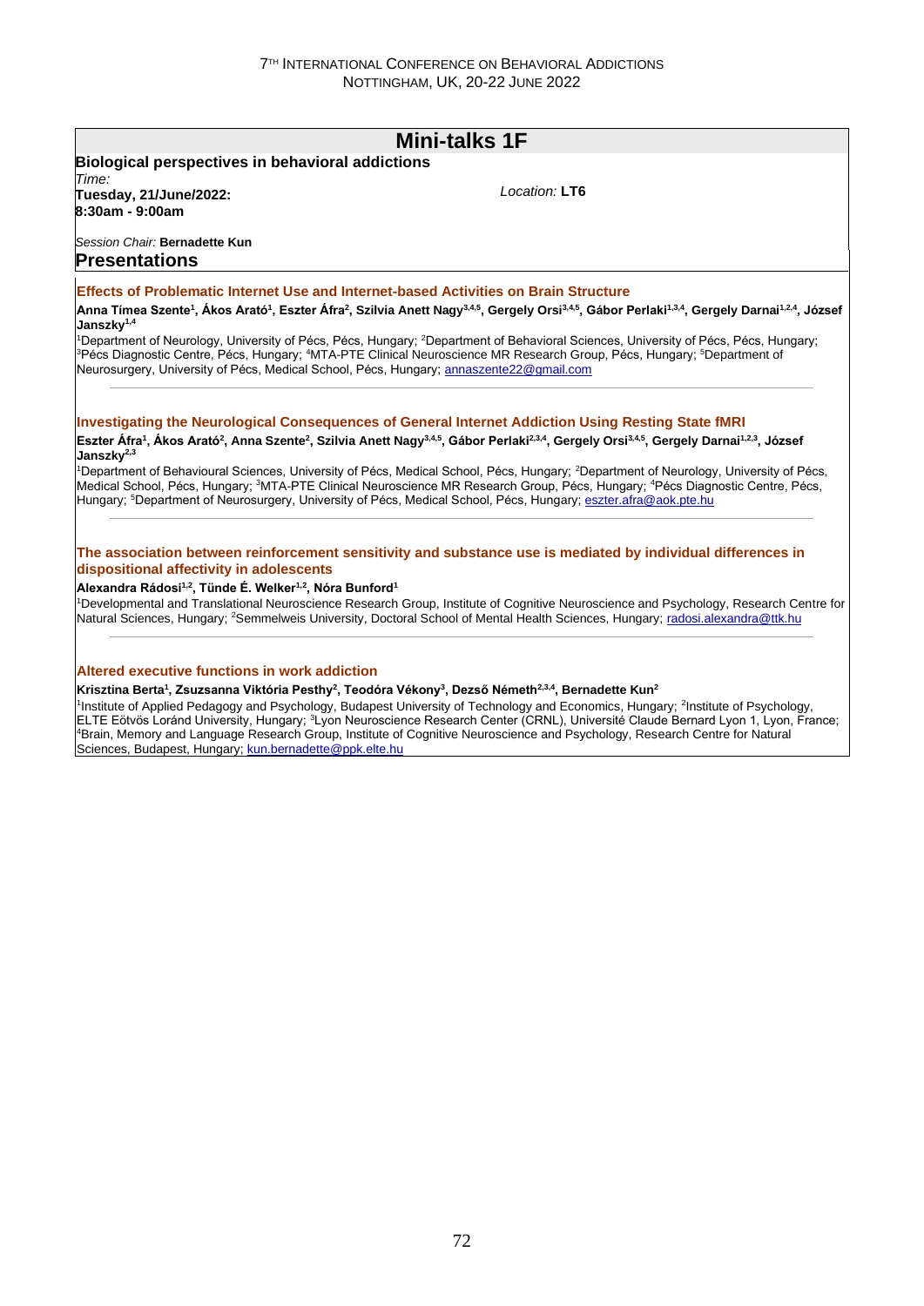# Mini-talks 1F

**Biological perspectives in behavioral addictions**

*Time:*
**Tuesday, 21/June/2022:**
**8:30am - 9:00am**

*Location:* **LT6**

*Session Chair:* **Bernadette Kun**

## Presentations

### Effects of Problematic Internet Use and Internet-based Activities on Brain Structure

**Anna Tímea Szente[1], Ákos Arató[1], Eszter Áfra[2], Szilvia Anett Nagy[3,4,5], Gergely Orsi[3,4,5], Gábor Perlaki[1,3,4], Gergely Darnai[1,2,4], József Janszky[1,4]**

[1]Department of Neurology, University of Pécs, Pécs, Hungary; [2]Department of Behavioral Sciences, University of Pécs, Pécs, Hungary; [3]Pécs Diagnostic Centre, Pécs, Hungary; [4]MTA-PTE Clinical Neuroscience MR Research Group, Pécs, Hungary; [5]Department of Neurosurgery, University of Pécs, Medical School, Pécs, Hungary; annaszente22@gmail.com

---

### Investigating the Neurological Consequences of General Internet Addiction Using Resting State fMRI

**Eszter Áfra[1], Ákos Arató[2], Anna Szente[2], Szilvia Anett Nagy[3,4,5], Gábor Perlaki[2,3,4], Gergely Orsi[3,4,5], Gergely Darnai[1,2,3], József Janszky[2,3]**

[1]Department of Behavioural Sciences, University of Pécs, Medical School, Pécs, Hungary; [2]Department of Neurology, University of Pécs, Medical School, Pécs, Hungary; [3]MTA-PTE Clinical Neuroscience MR Research Group, Pécs, Hungary; [4]Pécs Diagnostic Centre, Pécs, Hungary; [5]Department of Neurosurgery, University of Pécs, Medical School, Pécs, Hungary; eszter.afra@aok.pte.hu

---

### The association between reinforcement sensitivity and substance use is mediated by individual differences in dispositional affectivity in adolescents

**Alexandra Rádosi[1,2], Tünde É. Welker[1,2], Nóra Bunford[1]**

[1]Developmental and Translational Neuroscience Research Group, Institute of Cognitive Neuroscience and Psychology, Research Centre for Natural Sciences, Hungary; [2]Semmelweis University, Doctoral School of Mental Health Sciences, Hungary; radosi.alexandra@ttk.hu

---

### Altered executive functions in work addiction

**Krisztina Berta[1], Zsuzsanna Viktória Pesthy[2], Teodóra Vékony[3], Dezső Németh[2,3,4], Bernadette Kun[2]**

[1]Institute of Applied Pedagogy and Psychology, Budapest University of Technology and Economics, Hungary; [2]Institute of Psychology, ELTE Eötvös Loránd University, Hungary; [3]Lyon Neuroscience Research Center (CRNL), Université Claude Bernard Lyon 1, Lyon, France; [4]Brain, Memory and Language Research Group, Institute of Cognitive Neuroscience and Psychology, Research Centre for Natural Sciences, Budapest, Hungary; kun.bernadette@ppk.elte.hu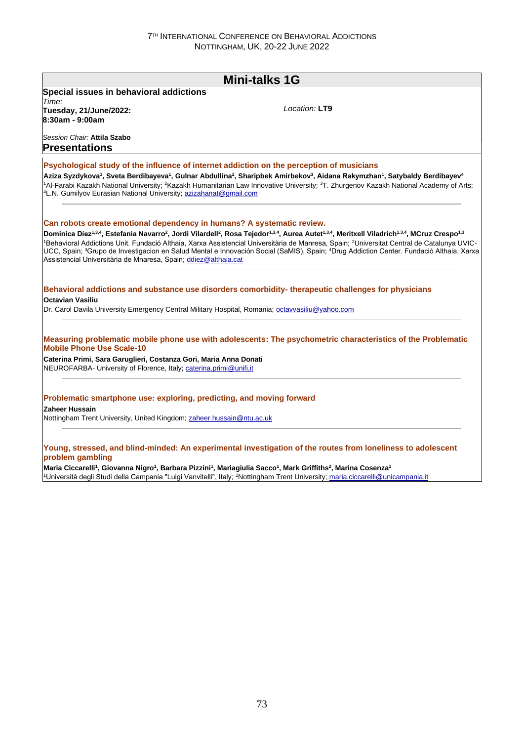# Mini-talks 1G

**Special issues in behavioral addictions**

*Time:*
**Tuesday, 21/June/2022:**
**8:30am - 9:00am**

*Location:* **LT9**

*Session Chair:* **Attila Szabo**

## Presentations

### Psychological study of the influence of internet addiction on the perception of musicians

**Aziza Syzdykova[1], Sveta Berdibayeva[1], Gulnar Abdullina[2], Sharipbek Amirbekov[3], Aidana Rakymzhan[1], Satybaldy Berdibayev[4]**

[1]Al-Farabi Kazakh National University; [2]Kazakh Humanitarian Law Innovative University; [3]T. Zhurgenov Kazakh National Academy of Arts; [4]L.N. Gumilyov Eurasian National University; azizahanat@gmail.com

---

### Can robots create emotional dependency in humans? A systematic review.

**Dominica Díez[1,3,4], Estefania Navarro[2], Jordi Vilardell[2], Rosa Tejedor[1,3,4], Aurea Autet[1,3,4], Meritxell Viladrich[1,3,4], MCruz Crespo[1,3]**

[1]Behavioral Addictions Unit. Fundació Althaia, Xarxa Assistencial Universitària de Manresa, Spain; [2]Universitat Central de Catalunya UVIC-UCC, Spain; [3]Grupo de Investigacion en Salud Mental e Innovación Social (SaMIS), Spain; [4]Drug Addiction Center. Fundació Althaia, Xarxa Assistencial Universitària de Mnaresa, Spain; ddiez@althaia.cat

---

### Behavioral addictions and substance use disorders comorbidity- therapeutic challenges for physicians

**Octavian Vasiliu**

Dr. Carol Davila University Emergency Central Military Hospital, Romania; octavvasiliu@yahoo.com

---

### Measuring problematic mobile phone use with adolescents: The psychometric characteristics of the Problematic Mobile Phone Use Scale-10

**Caterina Primi, Sara Garuglieri, Costanza Gori, Maria Anna Donati**

NEUROFARBA- University of Florence, Italy; caterina.primi@unifi.it

---

### Problematic smartphone use: exploring, predicting, and moving forward

**Zaheer Hussain**

Nottingham Trent University, United Kingdom; zaheer.hussain@ntu.ac.uk

---

### Young, stressed, and blind-minded: An experimental investigation of the routes from loneliness to adolescent problem gambling

**Maria Ciccarelli[1], Giovanna Nigro[1], Barbara Pizzini[1], Mariagiulia Sacco[1], Mark Griffiths[2], Marina Cosenza[1]**

[1]Università degli Studi della Campania "Luigi Vanvitelli", Italy; [2]Nottingham Trent University; maria.ciccarelli@unicampania.it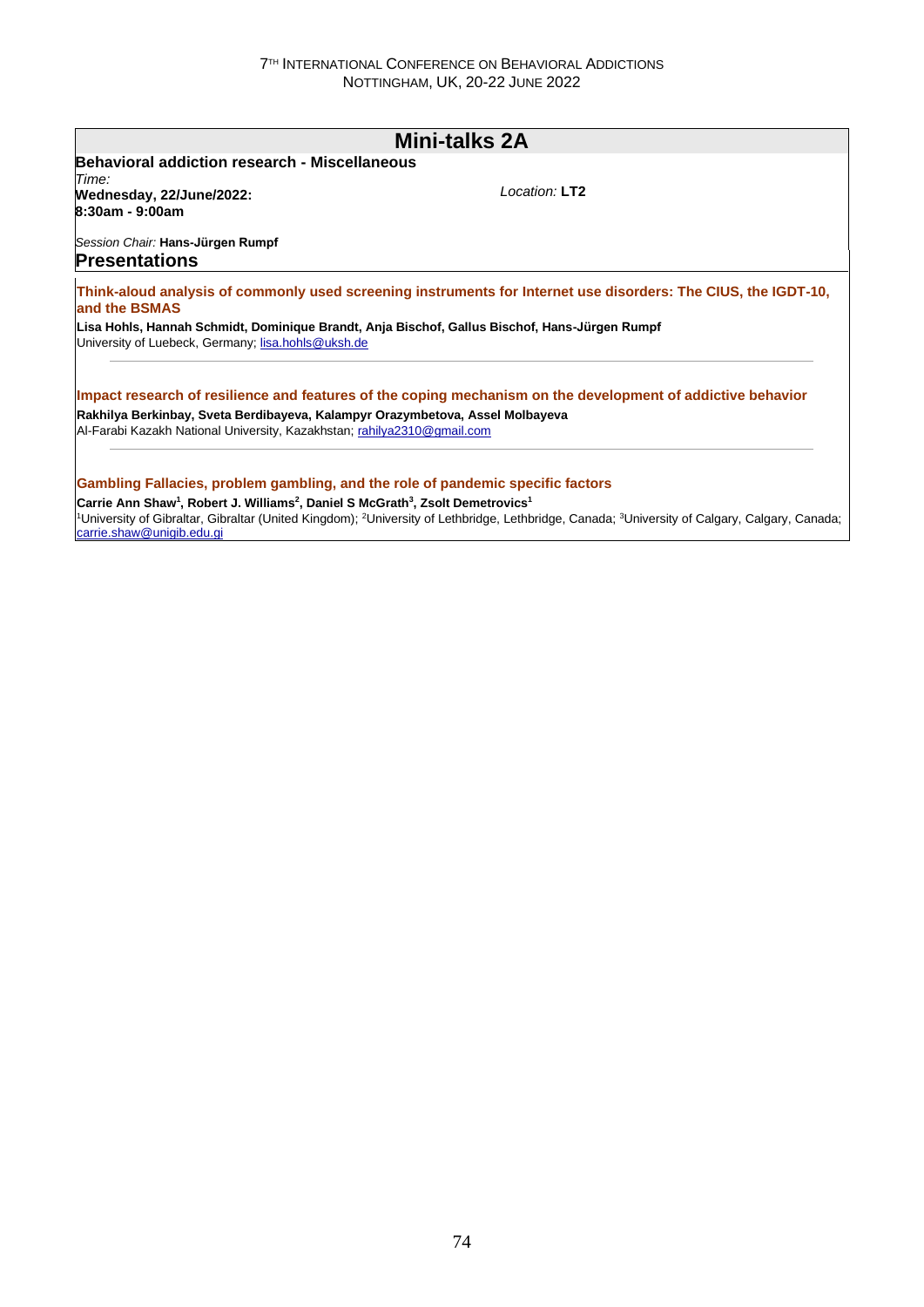# Mini-talks 2A

**Behavioral addiction research - Miscellaneous**

*Time:*
**Wednesday, 22/June/2022:**
**8:30am - 9:00am**

*Location:* **LT2**

*Session Chair:* **Hans-Jürgen Rumpf**

## Presentations

### Think-aloud analysis of commonly used screening instruments for Internet use disorders: The CIUS, the IGDT-10, and the BSMAS

**Lisa Hohls, Hannah Schmidt, Dominique Brandt, Anja Bischof, Gallus Bischof, Hans-Jürgen Rumpf**
University of Luebeck, Germany; lisa.hohls@uksh.de

---

### Impact research of resilience and features of the coping mechanism on the development of addictive behavior

**Rakhilya Berkinbay, Sveta Berdibayeva, Kalampyr Orazymbetova, Assel Molbayeva**
Al-Farabi Kazakh National University, Kazakhstan; rahilya2310@gmail.com

---

### Gambling Fallacies, problem gambling, and the role of pandemic specific factors

**Carrie Ann Shaw[1], Robert J. Williams[2], Daniel S McGrath[3], Zsolt Demetrovics[1]**
[1]University of Gibraltar, Gibraltar (United Kingdom); [2]University of Lethbridge, Lethbridge, Canada; [3]University of Calgary, Calgary, Canada; carrie.shaw@unigib.edu.gi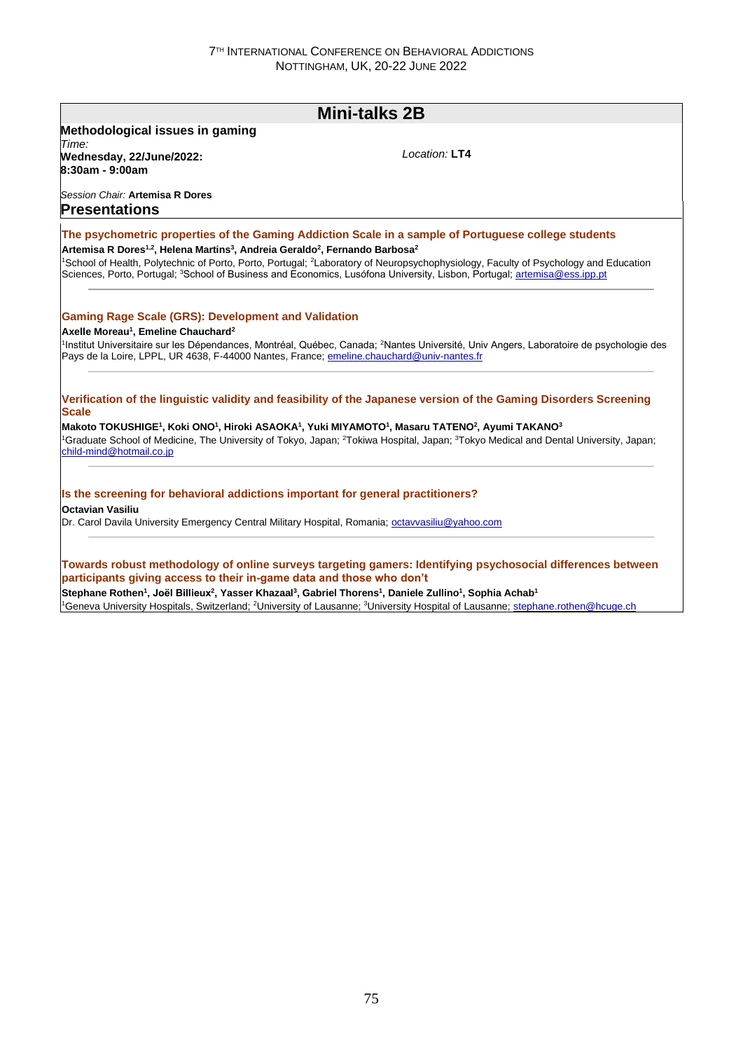## Mini-talks 2B

**Methodological issues in gaming**

*Time:*
**Wednesday, 22/June/2022:**
**8:30am - 9:00am**

*Location:* **LT4**

*Session Chair:* **Artemisa R Dores**

### Presentations

**The psychometric properties of the Gaming Addiction Scale in a sample of Portuguese college students**

**Artemisa R Dores[1,2], Helena Martins[3], Andreia Geraldo[2], Fernando Barbosa[2]**

[1]School of Health, Polytechnic of Porto, Porto, Portugal; [2]Laboratory of Neuropsychophysiology, Faculty of Psychology and Education Sciences, Porto, Portugal; [3]School of Business and Economics, Lusófona University, Lisbon, Portugal; artemisa@ess.ipp.pt

---

**Gaming Rage Scale (GRS): Development and Validation**

**Axelle Moreau[1], Emeline Chauchard[2]**

[1]Institut Universitaire sur les Dépendances, Montréal, Québec, Canada; [2]Nantes Université, Univ Angers, Laboratoire de psychologie des Pays de la Loire, LPPL, UR 4638, F-44000 Nantes, France; emeline.chauchard@univ-nantes.fr

---

**Verification of the linguistic validity and feasibility of the Japanese version of the Gaming Disorders Screening Scale**

**Makoto TOKUSHIGE[1], Koki ONO[1], Hiroki ASAOKA[1], Yuki MIYAMOTO[1], Masaru TATENO[2], Ayumi TAKANO[3]**

[1]Graduate School of Medicine, The University of Tokyo, Japan; [2]Tokiwa Hospital, Japan; [3]Tokyo Medical and Dental University, Japan; child-mind@hotmail.co.jp

---

**Is the screening for behavioral addictions important for general practitioners?**

**Octavian Vasiliu**

Dr. Carol Davila University Emergency Central Military Hospital, Romania; octavvasiliu@yahoo.com

---

**Towards robust methodology of online surveys targeting gamers: Identifying psychosocial differences between participants giving access to their in-game data and those who don't**

**Stephane Rothen[1], Joël Billieux[2], Yasser Khazaal[3], Gabriel Thorens[1], Daniele Zullino[1], Sophia Achab[1]**

[1]Geneva University Hospitals, Switzerland; [2]University of Lausanne; [3]University Hospital of Lausanne; stephane.rothen@hcuge.ch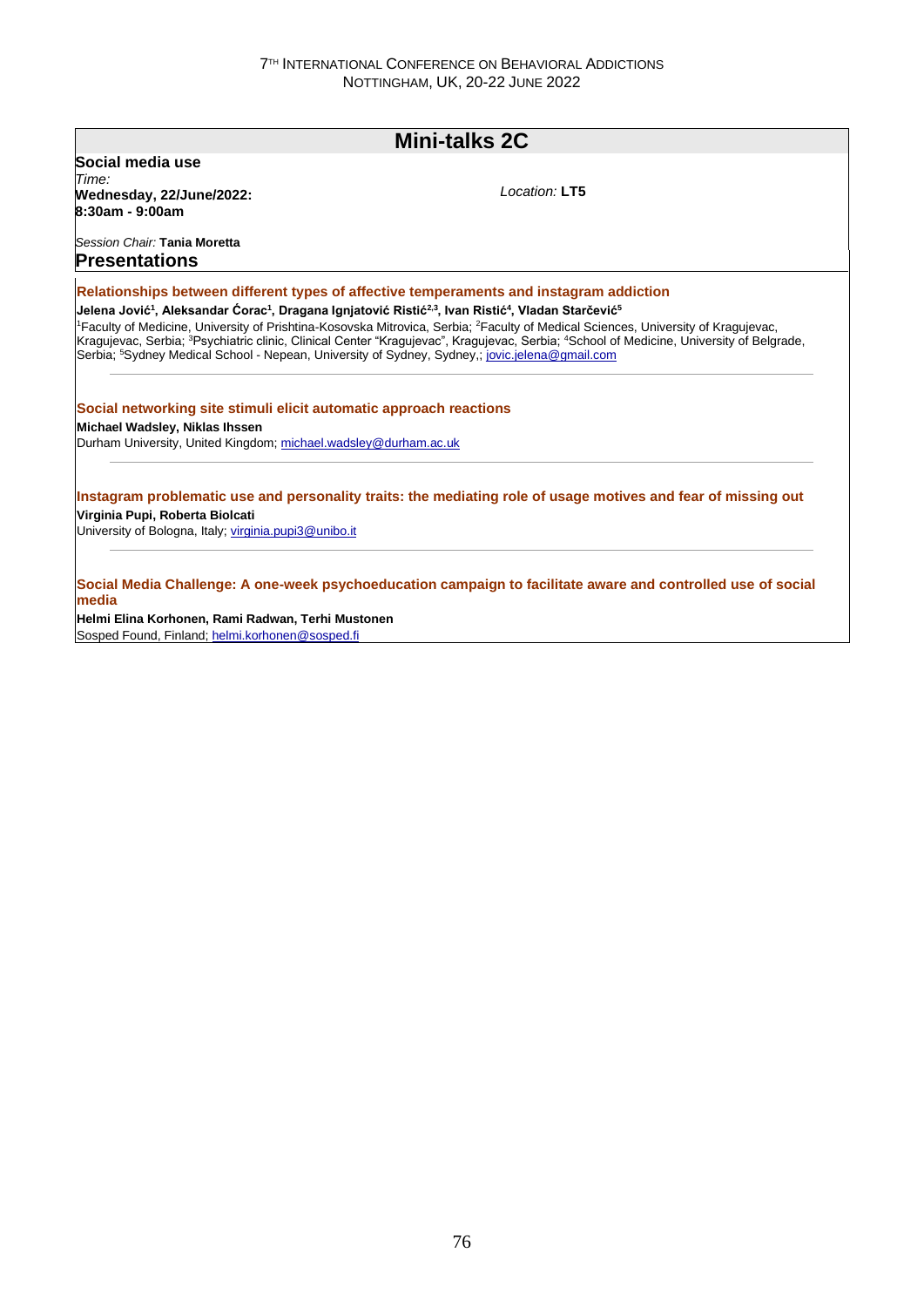# Mini-talks 2C

**Social media use**

*Time:*
**Wednesday, 22/June/2022:**
**8:30am - 9:00am**

*Location:* **LT5**

*Session Chair:* **Tania Moretta**

## Presentations

### Relationships between different types of affective temperaments and instagram addiction

**Jelena Jović[1], Aleksandar Ćorac[1], Dragana Ignjatović Ristić[2,3], Ivan Ristić[4], Vladan Starčević[5]**

[1]Faculty of Medicine, University of Prishtina-Kosovska Mitrovica, Serbia; [2]Faculty of Medical Sciences, University of Kragujevac, Kragujevac, Serbia; [3]Psychiatric clinic, Clinical Center "Kragujevac", Kragujevac, Serbia; [4]School of Medicine, University of Belgrade, Serbia; [5]Sydney Medical School - Nepean, University of Sydney, Sydney,; jovic.jelena@gmail.com

---

### Social networking site stimuli elicit automatic approach reactions

**Michael Wadsley, Niklas Ihssen**

Durham University, United Kingdom; michael.wadsley@durham.ac.uk

---

### Instagram problematic use and personality traits: the mediating role of usage motives and fear of missing out

**Virginia Pupi, Roberta Biolcati**

University of Bologna, Italy; virginia.pupi3@unibo.it

---

### Social Media Challenge: A one-week psychoeducation campaign to facilitate aware and controlled use of social media

**Helmi Elina Korhonen, Rami Radwan, Terhi Mustonen**

Sosped Found, Finland; helmi.korhonen@sosped.fi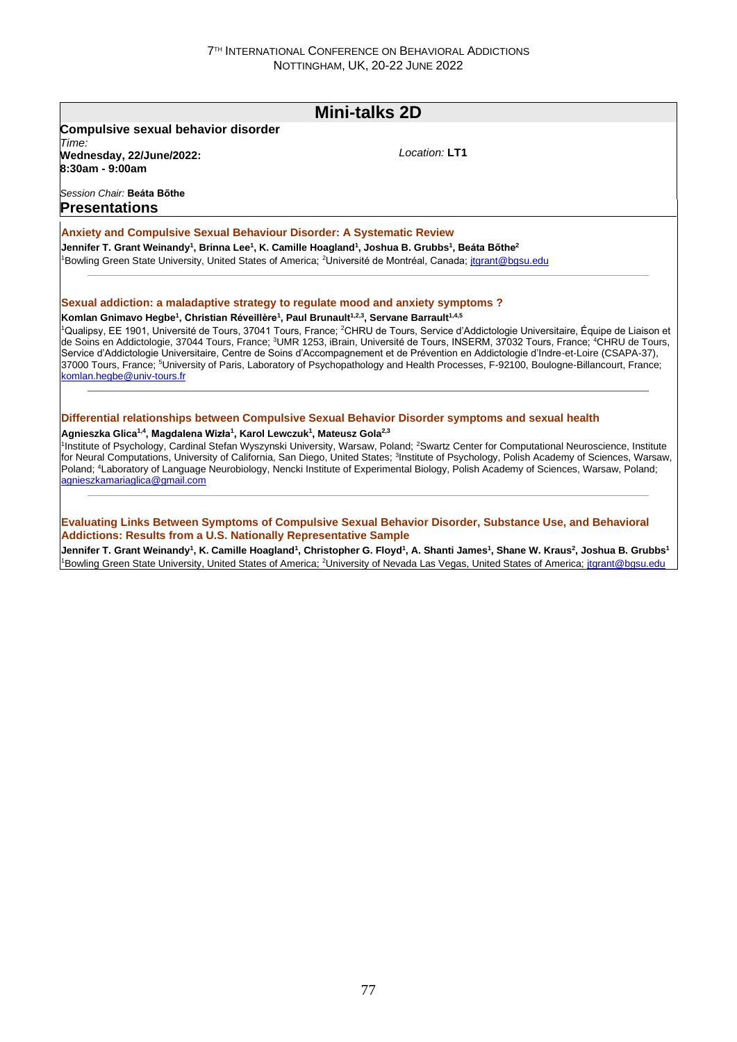## Mini-talks 2D

**Compulsive sexual behavior disorder**

*Time:*
**Wednesday, 22/June/2022:**
**8:30am - 9:00am**

*Location:* **LT1**

*Session Chair:* **Beáta Bőthe**

### Presentations

**Anxiety and Compulsive Sexual Behaviour Disorder: A Systematic Review**

**Jennifer T. Grant Weinandy[1], Brinna Lee[1], K. Camille Hoagland[1], Joshua B. Grubbs[1], Beáta Bőthe[2]**

[1]Bowling Green State University, United States of America; [2]Université de Montréal, Canada; jtgrant@bgsu.edu

---

**Sexual addiction: a maladaptive strategy to regulate mood and anxiety symptoms ?**

**Komlan Gnimavo Hegbe[1], Christian Réveillère[1], Paul Brunault[1,2,3], Servane Barrault[1,4,5]**

[1]Qualipsy, EE 1901, Université de Tours, 37041 Tours, France; [2]CHRU de Tours, Service d'Addictologie Universitaire, Équipe de Liaison et de Soins en Addictologie, 37044 Tours, France; [3]UMR 1253, iBrain, Université de Tours, INSERM, 37032 Tours, France; [4]CHRU de Tours, Service d'Addictologie Universitaire, Centre de Soins d'Accompagnement et de Prévention en Addictologie d'Indre-et-Loire (CSAPA-37), 37000 Tours, France; [5]University of Paris, Laboratory of Psychopathology and Health Processes, F-92100, Boulogne-Billancourt, France; komlan.hegbe@univ-tours.fr

---

**Differential relationships between Compulsive Sexual Behavior Disorder symptoms and sexual health**

**Agnieszka Glica[1,4], Magdalena Wizła[1], Karol Lewczuk[1], Mateusz Gola[2,3]**

[1]Institute of Psychology, Cardinal Stefan Wyszynski University, Warsaw, Poland; [2]Swartz Center for Computational Neuroscience, Institute for Neural Computations, University of California, San Diego, United States; [3]Institute of Psychology, Polish Academy of Sciences, Warsaw, Poland; [4]Laboratory of Language Neurobiology, Nencki Institute of Experimental Biology, Polish Academy of Sciences, Warsaw, Poland; agnieszkamariaglica@gmail.com

---

**Evaluating Links Between Symptoms of Compulsive Sexual Behavior Disorder, Substance Use, and Behavioral Addictions: Results from a U.S. Nationally Representative Sample**

**Jennifer T. Grant Weinandy[1], K. Camille Hoagland[1], Christopher G. Floyd[1], A. Shanti James[1], Shane W. Kraus[2], Joshua B. Grubbs[1]**

[1]Bowling Green State University, United States of America; [2]University of Nevada Las Vegas, United States of America; jtgrant@bgsu.edu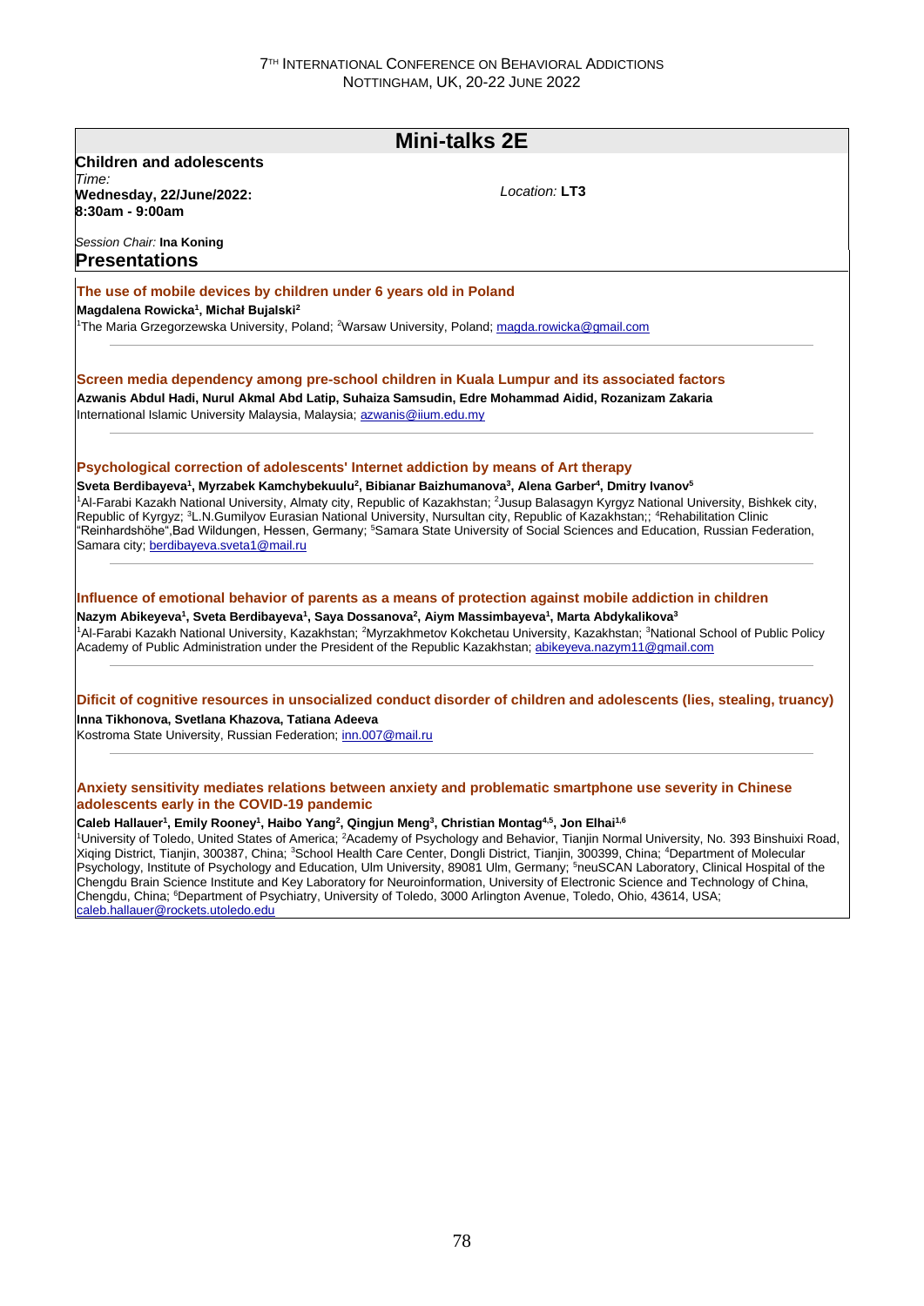## Mini-talks 2E

**Children and adolescents**

*Time:*
**Wednesday, 22/June/2022:**
**8:30am - 9:00am**

*Location:* **LT3**

*Session Chair:* **Ina Koning**

### Presentations

**The use of mobile devices by children under 6 years old in Poland**

**Magdalena Rowicka[1], Michał Bujalski[2]**

[1]The Maria Grzegorzewska University, Poland; [2]Warsaw University, Poland; magda.rowicka@gmail.com

---

**Screen media dependency among pre-school children in Kuala Lumpur and its associated factors**

**Azwanis Abdul Hadi, Nurul Akmal Abd Latip, Suhaiza Samsudin, Edre Mohammad Aidid, Rozanizam Zakaria**

International Islamic University Malaysia, Malaysia; azwanis@iium.edu.my

---

**Psychological correction of adolescents' Internet addiction by means of Art therapy**

**Sveta Berdibayeva[1], Myrzabek Kamchybekuulu[2], Bibianar Baizhumanova[3], Alena Garber[4], Dmitry Ivanov[5]**

[1]Al-Farabi Kazakh National University, Almaty city, Republic of Kazakhstan; [2]Jusup Balasagyn Kyrgyz National University, Bishkek city, Republic of Kyrgyz; [3]L.N.Gumilyov Eurasian National University, Nursultan city, Republic of Kazakhstan;; [4]Rehabilitation Clinic "Reinhardshöhe",Bad Wildungen, Hessen, Germany; [5]Samara State University of Social Sciences and Education, Russian Federation, Samara city; berdibayeva.sveta1@mail.ru

---

**Influence of emotional behavior of parents as a means of protection against mobile addiction in children**

**Nazym Abikeyeva[1], Sveta Berdibayeva[1], Saya Dossanova[2], Aiym Massimbayeva[1], Marta Abdykalikova[3]**

[1]Al-Farabi Kazakh National University, Kazakhstan; [2]Myrzakhmetov Kokchetau University, Kazakhstan; [3]National School of Public Policy Academy of Public Administration under the President of the Republic Kazakhstan; abikeyeva.nazym11@gmail.com

---

**Dificit of cognitive resources in unsocialized conduct disorder of children and adolescents (lies, stealing, truancy)**

**Inna Tikhonova, Svetlana Khazova, Tatiana Adeeva**

Kostroma State University, Russian Federation; inn.007@mail.ru

---

**Anxiety sensitivity mediates relations between anxiety and problematic smartphone use severity in Chinese adolescents early in the COVID-19 pandemic**

**Caleb Hallauer[1], Emily Rooney[1], Haibo Yang[2], Qingjun Meng[3], Christian Montag[4,5], Jon Elhai[1,6]**

[1]University of Toledo, United States of America; [2]Academy of Psychology and Behavior, Tianjin Normal University, No. 393 Binshuixi Road, Xiqing District, Tianjin, 300387, China; [3]School Health Care Center, Dongli District, Tianjin, 300399, China; [4]Department of Molecular Psychology, Institute of Psychology and Education, Ulm University, 89081 Ulm, Germany; [5]neuSCAN Laboratory, Clinical Hospital of the Chengdu Brain Science Institute and Key Laboratory for Neuroinformation, University of Electronic Science and Technology of China, Chengdu, China; [6]Department of Psychiatry, University of Toledo, 3000 Arlington Avenue, Toledo, Ohio, 43614, USA; caleb.hallauer@rockets.utoledo.edu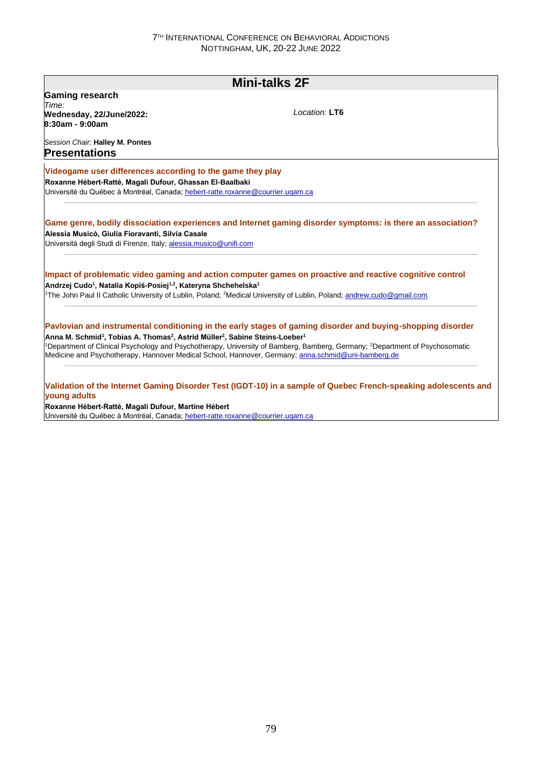## Mini-talks 2F

**Gaming research**

*Time:*
**Wednesday, 22/June/2022:**
**8:30am - 9:00am**

*Location:* **LT6**

*Session Chair:* **Halley M. Pontes**

### Presentations

#### Videogame user differences according to the game they play

**Roxanne Hébert-Ratté, Magali Dufour, Ghassan El-Baalbaki**

Université du Québec à Montréal, Canada; hebert-ratte.roxanne@courrier.uqam.ca

---

#### Game genre, bodily dissociation experiences and Internet gaming disorder symptoms: is there an association?

**Alessia Musicò, Giulia Fioravanti, Silvia Casale**

Università degli Studi di Firenze, Italy; alessia.musico@unifi.com

---

#### Impact of problematic video gaming and action computer games on proactive and reactive cognitive control

**Andrzej Cudo[1], Natalia Kopiś-Posiej[1,2], Kateryna Shchehelska[1]**

[1]The John Paul II Catholic University of Lublin, Poland; [2]Medical University of Lublin, Poland; andrew.cudo@gmail.com

---

#### Pavlovian and instrumental conditioning in the early stages of gaming disorder and buying-shopping disorder

**Anna M. Schmid[1], Tobias A. Thomas[2], Astrid Müller[2], Sabine Steins-Loeber[1]**

[1]Department of Clinical Psychology and Psychotherapy, University of Bamberg, Bamberg, Germany; [2]Department of Psychosomatic Medicine and Psychotherapy, Hannover Medical School, Hannover, Germany; anna.schmid@uni-bamberg.de

---

#### Validation of the Internet Gaming Disorder Test (IGDT-10) in a sample of Quebec French-speaking adolescents and young adults

**Roxanne Hébert-Ratté, Magali Dufour, Martine Hébert**

Université du Québec à Montréal, Canada; hebert-ratte.roxanne@courrier.uqam.ca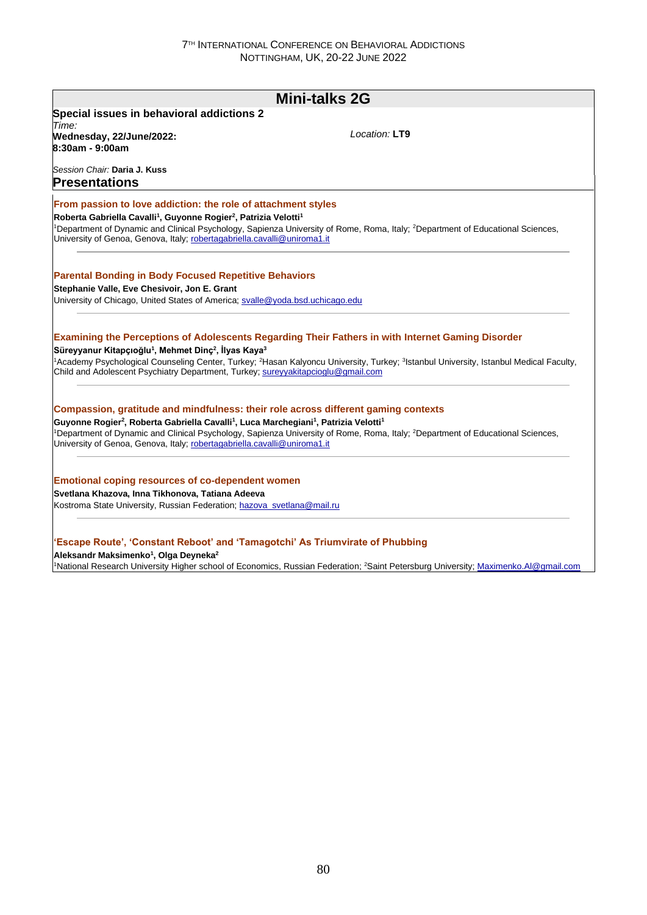# Mini-talks 2G

**Special issues in behavioral addictions 2**

*Time:*
**Wednesday, 22/June/2022:**
**8:30am - 9:00am**

*Location:* **LT9**

*Session Chair:* **Daria J. Kuss**

## Presentations

### From passion to love addiction: the role of attachment styles

**Roberta Gabriella Cavalli[1], Guyonne Rogier[2], Patrizia Velotti[1]**

[1]Department of Dynamic and Clinical Psychology, Sapienza University of Rome, Roma, Italy; [2]Department of Educational Sciences, University of Genoa, Genova, Italy; robertagabriella.cavalli@uniroma1.it

---

### Parental Bonding in Body Focused Repetitive Behaviors

**Stephanie Valle, Eve Chesivoir, Jon E. Grant**

University of Chicago, United States of America; svalle@yoda.bsd.uchicago.edu

---

### Examining the Perceptions of Adolescents Regarding Their Fathers in with Internet Gaming Disorder

**Süreyyanur Kitapçıoğlu[1], Mehmet Dinç[2], İlyas Kaya[3]**

[1]Academy Psychological Counseling Center, Turkey; [2]Hasan Kalyoncu University, Turkey; [3]Istanbul University, Istanbul Medical Faculty, Child and Adolescent Psychiatry Department, Turkey; sureyyakitapcioglu@gmail.com

---

### Compassion, gratitude and mindfulness: their role across different gaming contexts

**Guyonne Rogier[2], Roberta Gabriella Cavalli[1], Luca Marchegiani[1], Patrizia Velotti[1]**

[1]Department of Dynamic and Clinical Psychology, Sapienza University of Rome, Roma, Italy; [2]Department of Educational Sciences, University of Genoa, Genova, Italy; robertagabriella.cavalli@uniroma1.it

---

### Emotional coping resources of co-dependent women

**Svetlana Khazova, Inna Tikhonova, Tatiana Adeeva**

Kostroma State University, Russian Federation; hazova_svetlana@mail.ru

---

### 'Escape Route', 'Constant Reboot' and 'Tamagotchi' As Triumvirate of Phubbing

**Aleksandr Maksimenko[1], Olga Deyneka[2]**

[1]National Research University Higher school of Economics, Russian Federation; [2]Saint Petersburg University; Maximenko.Al@gmail.com